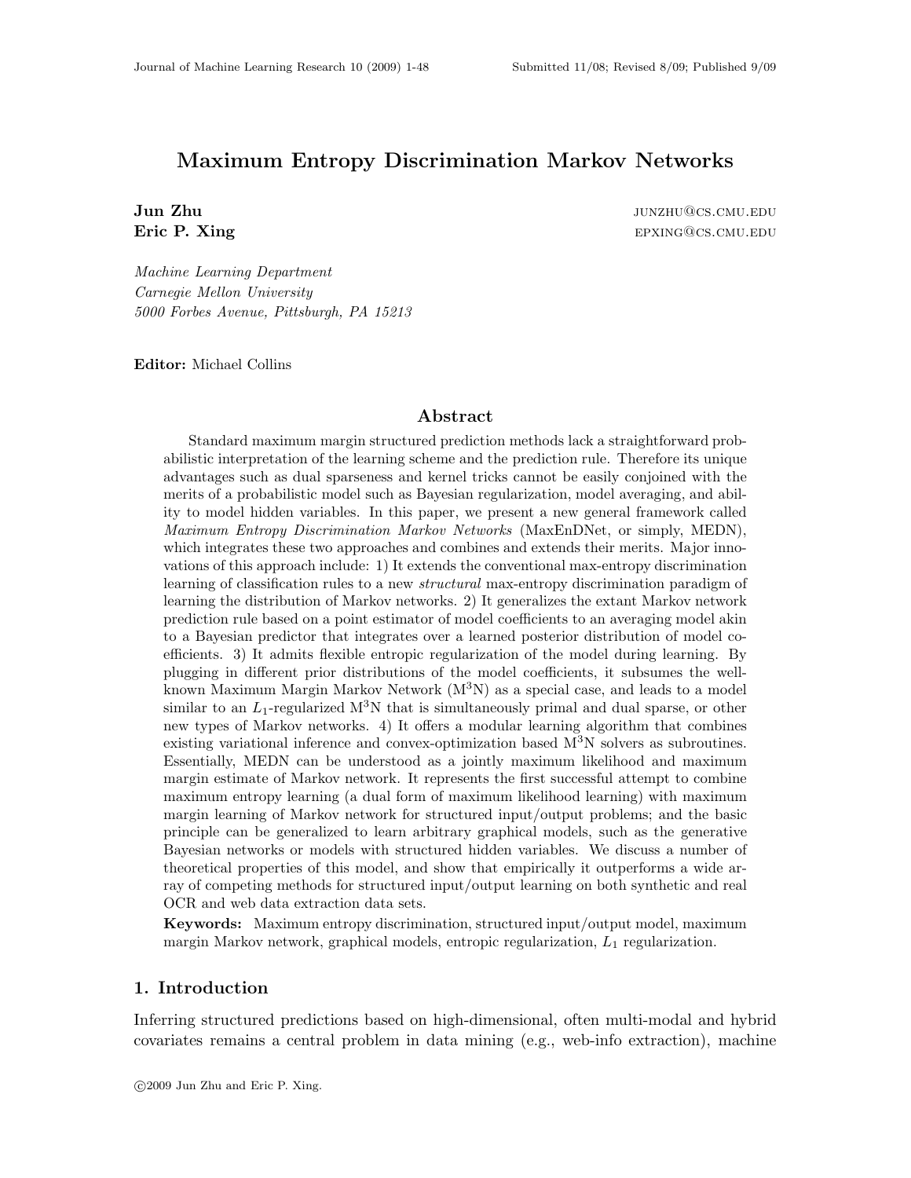# Maximum Entropy Discrimination Markov Networks

**Jun Zhu** junzhu@cs.cmu.edu
**Eric P. Xing** epxing@cs.cmu.edu

*Machine Learning Department*
*Carnegie Mellon University*
*5000 Forbes Avenue, Pittsburgh, PA 15213*

**Editor:** Michael Collins

## Abstract

Standard maximum margin structured prediction methods lack a straightforward probabilistic interpretation of the learning scheme and the prediction rule. Therefore its unique advantages such as dual sparseness and kernel tricks cannot be easily conjoined with the merits of a probabilistic model such as Bayesian regularization, model averaging, and ability to model hidden variables. In this paper, we present a new general framework called *Maximum Entropy Discrimination Markov Networks* (MaxEnDNet, or simply, MEDN), which integrates these two approaches and combines and extends their merits. Major innovations of this approach include: 1) It extends the conventional max-entropy discrimination learning of classification rules to a new *structural* max-entropy discrimination paradigm of learning the distribution of Markov networks. 2) It generalizes the extant Markov network prediction rule based on a point estimator of model coefficients to an averaging model akin to a Bayesian predictor that integrates over a learned posterior distribution of model coefficients. 3) It admits flexible entropic regularization of the model during learning. By plugging in different prior distributions of the model coefficients, it subsumes the well-known Maximum Margin Markov Network ($M^3N$) as a special case, and leads to a model similar to an $L_1$-regularized $M^3N$ that is simultaneously primal and dual sparse, or other new types of Markov networks. 4) It offers a modular learning algorithm that combines existing variational inference and convex-optimization based $M^3N$ solvers as subroutines. Essentially, MEDN can be understood as a jointly maximum likelihood and maximum margin estimate of Markov network. It represents the first successful attempt to combine maximum entropy learning (a dual form of maximum likelihood learning) with maximum margin learning of Markov network for structured input/output problems; and the basic principle can be generalized to learn arbitrary graphical models, such as the generative Bayesian networks or models with structured hidden variables. We discuss a number of theoretical properties of this model, and show that empirically it outperforms a wide array of competing methods for structured input/output learning on both synthetic and real OCR and web data extraction data sets.

**Keywords:** Maximum entropy discrimination, structured input/output model, maximum margin Markov network, graphical models, entropic regularization, $L_1$ regularization.

## 1. Introduction

Inferring structured predictions based on high-dimensional, often multi-modal and hybrid covariates remains a central problem in data mining (e.g., web-info extraction), machine

©2009 Jun Zhu and Eric P. Xing.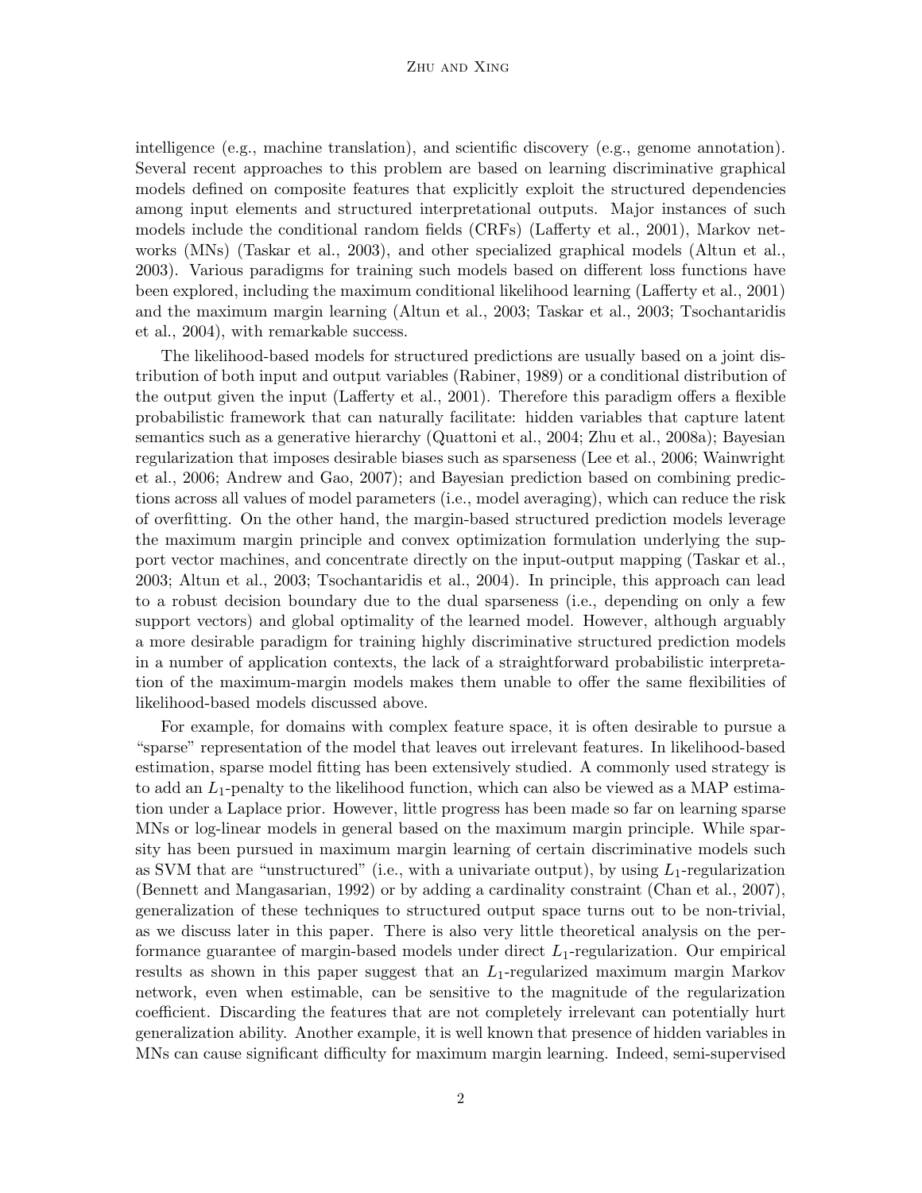intelligence (e.g., machine translation), and scientific discovery (e.g., genome annotation). Several recent approaches to this problem are based on learning discriminative graphical models defined on composite features that explicitly exploit the structured dependencies among input elements and structured interpretational outputs. Major instances of such models include the conditional random fields (CRFs) (Lafferty et al., 2001), Markov networks (MNs) (Taskar et al., 2003), and other specialized graphical models (Altun et al., 2003). Various paradigms for training such models based on different loss functions have been explored, including the maximum conditional likelihood learning (Lafferty et al., 2001) and the maximum margin learning (Altun et al., 2003; Taskar et al., 2003; Tsochantaridis et al., 2004), with remarkable success.

The likelihood-based models for structured predictions are usually based on a joint distribution of both input and output variables (Rabiner, 1989) or a conditional distribution of the output given the input (Lafferty et al., 2001). Therefore this paradigm offers a flexible probabilistic framework that can naturally facilitate: hidden variables that capture latent semantics such as a generative hierarchy (Quattoni et al., 2004; Zhu et al., 2008a); Bayesian regularization that imposes desirable biases such as sparseness (Lee et al., 2006; Wainwright et al., 2006; Andrew and Gao, 2007); and Bayesian prediction based on combining predictions across all values of model parameters (i.e., model averaging), which can reduce the risk of overfitting. On the other hand, the margin-based structured prediction models leverage the maximum margin principle and convex optimization formulation underlying the support vector machines, and concentrate directly on the input-output mapping (Taskar et al., 2003; Altun et al., 2003; Tsochantaridis et al., 2004). In principle, this approach can lead to a robust decision boundary due to the dual sparseness (i.e., depending on only a few support vectors) and global optimality of the learned model. However, although arguably a more desirable paradigm for training highly discriminative structured prediction models in a number of application contexts, the lack of a straightforward probabilistic interpretation of the maximum-margin models makes them unable to offer the same flexibilities of likelihood-based models discussed above.

For example, for domains with complex feature space, it is often desirable to pursue a "sparse" representation of the model that leaves out irrelevant features. In likelihood-based estimation, sparse model fitting has been extensively studied. A commonly used strategy is to add an $L_1$-penalty to the likelihood function, which can also be viewed as a MAP estimation under a Laplace prior. However, little progress has been made so far on learning sparse MNs or log-linear models in general based on the maximum margin principle. While sparsity has been pursued in maximum margin learning of certain discriminative models such as SVM that are "unstructured" (i.e., with a univariate output), by using $L_1$-regularization (Bennett and Mangasarian, 1992) or by adding a cardinality constraint (Chan et al., 2007), generalization of these techniques to structured output space turns out to be non-trivial, as we discuss later in this paper. There is also very little theoretical analysis on the performance guarantee of margin-based models under direct $L_1$-regularization. Our empirical results as shown in this paper suggest that an $L_1$-regularized maximum margin Markov network, even when estimable, can be sensitive to the magnitude of the regularization coefficient. Discarding the features that are not completely irrelevant can potentially hurt generalization ability. Another example, it is well known that presence of hidden variables in MNs can cause significant difficulty for maximum margin learning. Indeed, semi-supervised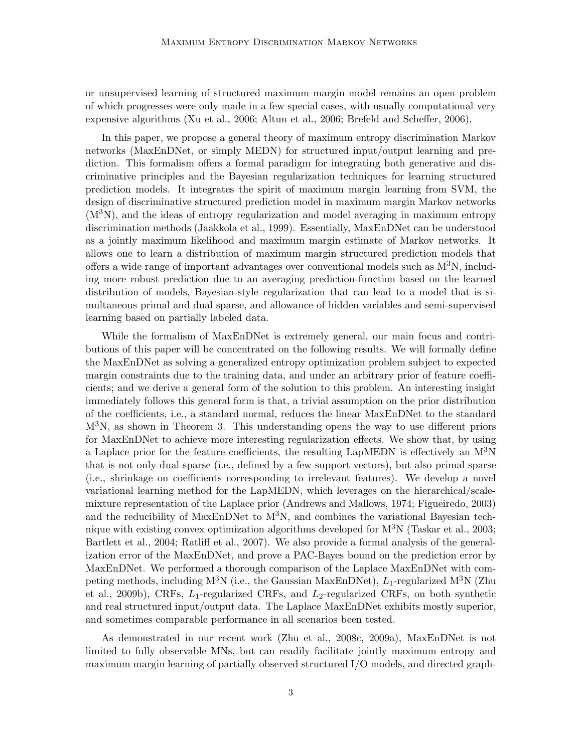or unsupervised learning of structured maximum margin model remains an open problem of which progresses were only made in a few special cases, with usually computational very expensive algorithms (Xu et al., 2006; Altun et al., 2006; Brefeld and Scheffer, 2006).

In this paper, we propose a general theory of maximum entropy discrimination Markov networks (MaxEnDNet, or simply MEDN) for structured input/output learning and prediction. This formalism offers a formal paradigm for integrating both generative and discriminative principles and the Bayesian regularization techniques for learning structured prediction models. It integrates the spirit of maximum margin learning from SVM, the design of discriminative structured prediction model in maximum margin Markov networks ($\mathrm{M}^3\mathrm{N}$), and the ideas of entropy regularization and model averaging in maximum entropy discrimination methods (Jaakkola et al., 1999). Essentially, MaxEnDNet can be understood as a jointly maximum likelihood and maximum margin estimate of Markov networks. It allows one to learn a distribution of maximum margin structured prediction models that offers a wide range of important advantages over conventional models such as $\mathrm{M}^3\mathrm{N}$, including more robust prediction due to an averaging prediction-function based on the learned distribution of models, Bayesian-style regularization that can lead to a model that is simultaneous primal and dual sparse, and allowance of hidden variables and semi-supervised learning based on partially labeled data.

While the formalism of MaxEnDNet is extremely general, our main focus and contributions of this paper will be concentrated on the following results. We will formally define the MaxEnDNet as solving a generalized entropy optimization problem subject to expected margin constraints due to the training data, and under an arbitrary prior of feature coefficients; and we derive a general form of the solution to this problem. An interesting insight immediately follows this general form is that, a trivial assumption on the prior distribution of the coefficients, i.e., a standard normal, reduces the linear MaxEnDNet to the standard $\mathrm{M}^3\mathrm{N}$, as shown in Theorem 3. This understanding opens the way to use different priors for MaxEnDNet to achieve more interesting regularization effects. We show that, by using a Laplace prior for the feature coefficients, the resulting LapMEDN is effectively an $\mathrm{M}^3\mathrm{N}$ that is not only dual sparse (i.e., defined by a few support vectors), but also primal sparse (i.e., shrinkage on coefficients corresponding to irrelevant features). We develop a novel variational learning method for the LapMEDN, which leverages on the hierarchical/scale-mixture representation of the Laplace prior (Andrews and Mallows, 1974; Figueiredo, 2003) and the reducibility of MaxEnDNet to $\mathrm{M}^3\mathrm{N}$, and combines the variational Bayesian technique with existing convex optimization algorithms developed for $\mathrm{M}^3\mathrm{N}$ (Taskar et al., 2003; Bartlett et al., 2004; Ratliff et al., 2007). We also provide a formal analysis of the generalization error of the MaxEnDNet, and prove a PAC-Bayes bound on the prediction error by MaxEnDNet. We performed a thorough comparison of the Laplace MaxEnDNet with competing methods, including $\mathrm{M}^3\mathrm{N}$ (i.e., the Gaussian MaxEnDNet), $L_1$-regularized $\mathrm{M}^3\mathrm{N}$ (Zhu et al., 2009b), CRFs, $L_1$-regularized CRFs, and $L_2$-regularized CRFs, on both synthetic and real structured input/output data. The Laplace MaxEnDNet exhibits mostly superior, and sometimes comparable performance in all scenarios been tested.

As demonstrated in our recent work (Zhu et al., 2008c, 2009a), MaxEnDNet is not limited to fully observable MNs, but can readily facilitate jointly maximum entropy and maximum margin learning of partially observed structured I/O models, and directed graph-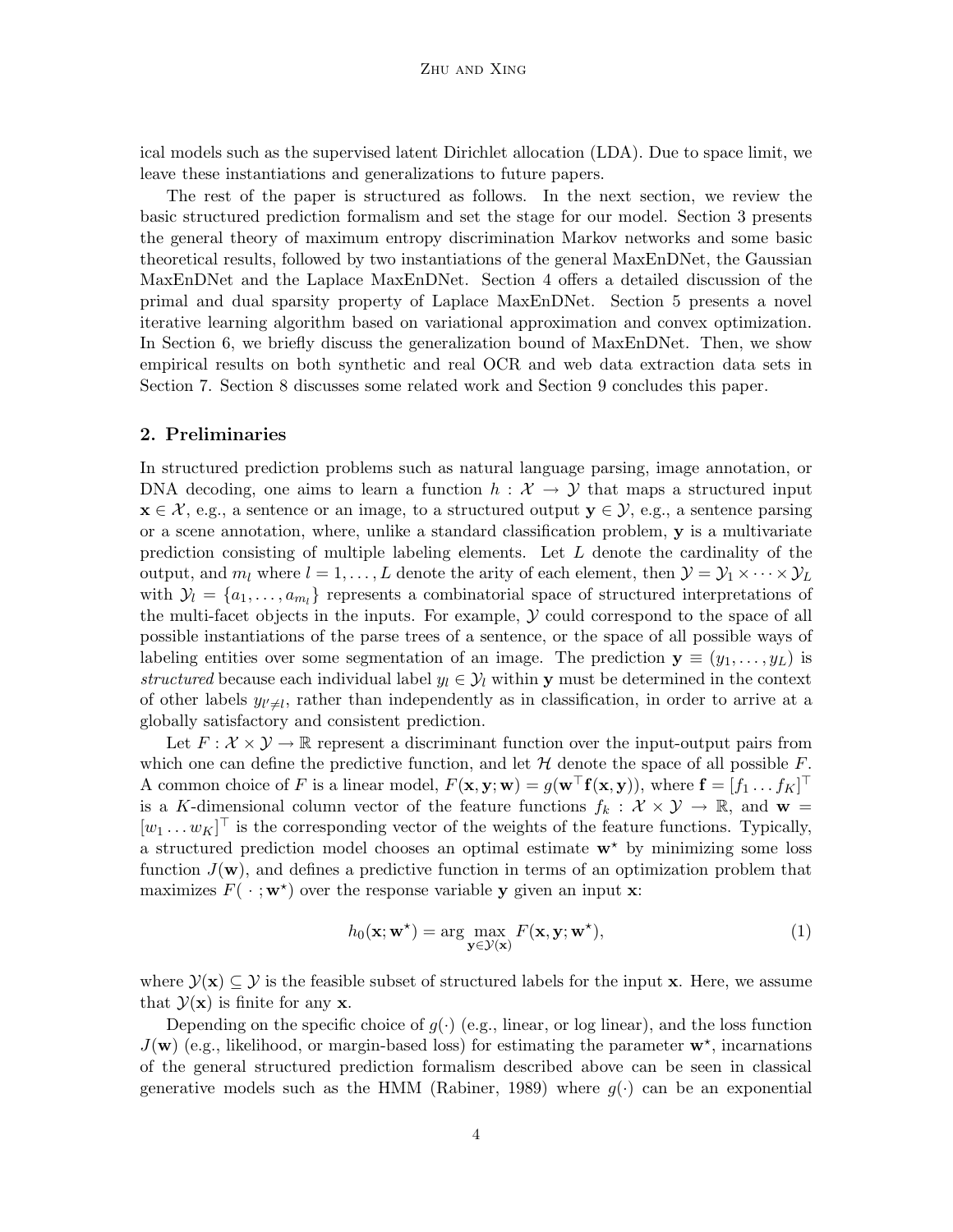ical models such as the supervised latent Dirichlet allocation (LDA). Due to space limit, we leave these instantiations and generalizations to future papers.

The rest of the paper is structured as follows. In the next section, we review the basic structured prediction formalism and set the stage for our model. Section 3 presents the general theory of maximum entropy discrimination Markov networks and some basic theoretical results, followed by two instantiations of the general MaxEnDNet, the Gaussian MaxEnDNet and the Laplace MaxEnDNet. Section 4 offers a detailed discussion of the primal and dual sparsity property of Laplace MaxEnDNet. Section 5 presents a novel iterative learning algorithm based on variational approximation and convex optimization. In Section 6, we briefly discuss the generalization bound of MaxEnDNet. Then, we show empirical results on both synthetic and real OCR and web data extraction data sets in Section 7. Section 8 discusses some related work and Section 9 concludes this paper.

## 2. Preliminaries

In structured prediction problems such as natural language parsing, image annotation, or DNA decoding, one aims to learn a function $h : \mathcal{X} \to \mathcal{Y}$ that maps a structured input $\mathbf{x} \in \mathcal{X}$, e.g., a sentence or an image, to a structured output $\mathbf{y} \in \mathcal{Y}$, e.g., a sentence parsing or a scene annotation, where, unlike a standard classification problem, $\mathbf{y}$ is a multivariate prediction consisting of multiple labeling elements. Let $L$ denote the cardinality of the output, and $m_l$ where $l = 1, \dots, L$ denote the arity of each element, then $\mathcal{Y} = \mathcal{Y}_1 \times \cdots \times \mathcal{Y}_L$ with $\mathcal{Y}_l = \{a_1, \dots, a_{m_l}\}$ represents a combinatorial space of structured interpretations of the multi-facet objects in the inputs. For example, $\mathcal{Y}$ could correspond to the space of all possible instantiations of the parse trees of a sentence, or the space of all possible ways of labeling entities over some segmentation of an image. The prediction $\mathbf{y} \equiv (y_1, \dots, y_L)$ is *structured* because each individual label $y_l \in \mathcal{Y}_l$ within $\mathbf{y}$ must be determined in the context of other labels $y_{l' \neq l}$, rather than independently as in classification, in order to arrive at a globally satisfactory and consistent prediction.

Let $F : \mathcal{X} \times \mathcal{Y} \to \mathbb{R}$ represent a discriminant function over the input-output pairs from which one can define the predictive function, and let $\mathcal{H}$ denote the space of all possible $F$. A common choice of $F$ is a linear model, $F(\mathbf{x}, \mathbf{y}; \mathbf{w}) = g(\mathbf{w}^\top \mathbf{f}(\mathbf{x}, \mathbf{y}))$, where $\mathbf{f} = [f_1 \dots f_K]^\top$ is a $K$-dimensional column vector of the feature functions $f_k : \mathcal{X} \times \mathcal{Y} \to \mathbb{R}$, and $\mathbf{w} = [w_1 \dots w_K]^\top$ is the corresponding vector of the weights of the feature functions. Typically, a structured prediction model chooses an optimal estimate $\mathbf{w}^\star$ by minimizing some loss function $J(\mathbf{w})$, and defines a predictive function in terms of an optimization problem that maximizes $F(\,\cdot\,; \mathbf{w}^\star)$ over the response variable $\mathbf{y}$ given an input $\mathbf{x}$:

$$h_0(\mathbf{x}; \mathbf{w}^\star) = \arg \max_{\mathbf{y} \in \mathcal{Y}(\mathbf{x})} F(\mathbf{x}, \mathbf{y}; \mathbf{w}^\star), \tag{1}$$

where $\mathcal{Y}(\mathbf{x}) \subseteq \mathcal{Y}$ is the feasible subset of structured labels for the input $\mathbf{x}$. Here, we assume that $\mathcal{Y}(\mathbf{x})$ is finite for any $\mathbf{x}$.

Depending on the specific choice of $g(\cdot)$ (e.g., linear, or log linear), and the loss function $J(\mathbf{w})$ (e.g., likelihood, or margin-based loss) for estimating the parameter $\mathbf{w}^\star$, incarnations of the general structured prediction formalism described above can be seen in classical generative models such as the HMM (Rabiner, 1989) where $g(\cdot)$ can be an exponential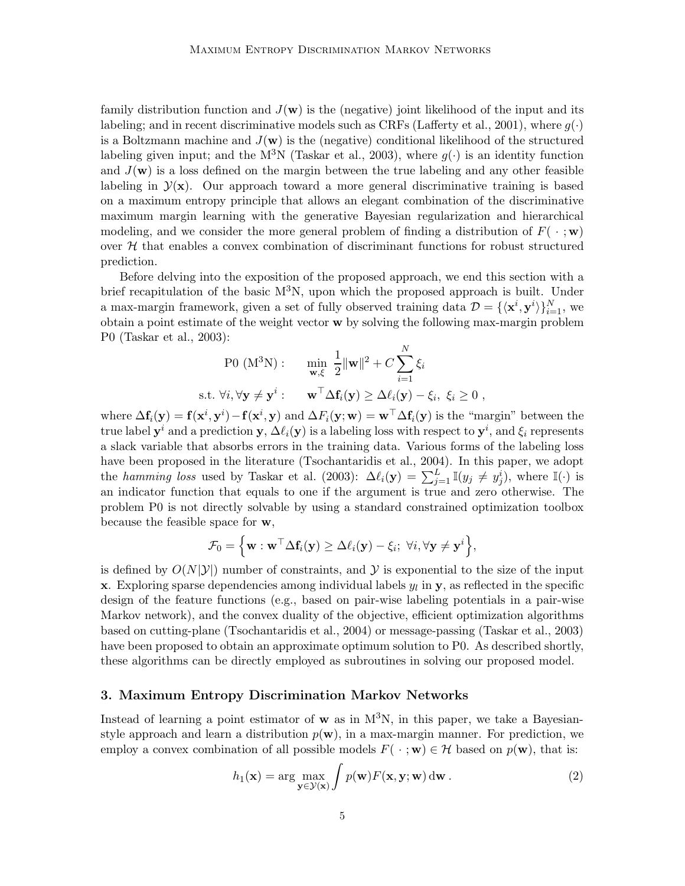family distribution function and $J(\mathbf{w})$ is the (negative) joint likelihood of the input and its labeling; and in recent discriminative models such as CRFs (Lafferty et al., 2001), where $g(\cdot)$ is a Boltzmann machine and $J(\mathbf{w})$ is the (negative) conditional likelihood of the structured labeling given input; and the M$^3$N (Taskar et al., 2003), where $g(\cdot)$ is an identity function and $J(\mathbf{w})$ is a loss defined on the margin between the true labeling and any other feasible labeling in $\mathcal{Y}(\mathbf{x})$. Our approach toward a more general discriminative training is based on a maximum entropy principle that allows an elegant combination of the discriminative maximum margin learning with the generative Bayesian regularization and hierarchical modeling, and we consider the more general problem of finding a distribution of $F(\,\cdot\,;\mathbf{w})$ over $\mathcal{H}$ that enables a convex combination of discriminant functions for robust structured prediction.

Before delving into the exposition of the proposed approach, we end this section with a brief recapitulation of the basic M$^3$N, upon which the proposed approach is built. Under a max-margin framework, given a set of fully observed training data $\mathcal{D} = \{\langle \mathbf{x}^i, \mathbf{y}^i \rangle\}_{i=1}^N$, we obtain a point estimate of the weight vector $\mathbf{w}$ by solving the following max-margin problem P0 (Taskar et al., 2003):

$$
\begin{aligned}
\text{P0 (M}^3\text{N)}: \qquad & \min_{\mathbf{w},\xi} \ \frac{1}{2}\|\mathbf{w}\|^2 + C\sum_{i=1}^{N} \xi_i \\
\text{s.t. } \forall i, \forall \mathbf{y} \neq \mathbf{y}^i: \qquad & \mathbf{w}^\top \Delta \mathbf{f}_i(\mathbf{y}) \geq \Delta \ell_i(\mathbf{y}) - \xi_i, \ \xi_i \geq 0 \ ,
\end{aligned}
$$

where $\Delta \mathbf{f}_i(\mathbf{y}) = \mathbf{f}(\mathbf{x}^i, \mathbf{y}^i) - \mathbf{f}(\mathbf{x}^i, \mathbf{y})$ and $\Delta F_i(\mathbf{y}; \mathbf{w}) = \mathbf{w}^\top \Delta \mathbf{f}_i(\mathbf{y})$ is the "margin" between the true label $\mathbf{y}^i$ and a prediction $\mathbf{y}$, $\Delta \ell_i(\mathbf{y})$ is a labeling loss with respect to $\mathbf{y}^i$, and $\xi_i$ represents a slack variable that absorbs errors in the training data. Various forms of the labeling loss have been proposed in the literature (Tsochantaridis et al., 2004). In this paper, we adopt the *hamming loss* used by Taskar et al. (2003): $\Delta \ell_i(\mathbf{y}) = \sum_{j=1}^{L} \mathbb{I}(y_j \neq y_j^i)$, where $\mathbb{I}(\cdot)$ is an indicator function that equals to one if the argument is true and zero otherwise. The problem P0 is not directly solvable by using a standard constrained optimization toolbox because the feasible space for $\mathbf{w}$,

$$
\mathcal{F}_0 = \Big\{ \mathbf{w} : \mathbf{w}^\top \Delta \mathbf{f}_i(\mathbf{y}) \geq \Delta \ell_i(\mathbf{y}) - \xi_i; \ \forall i, \forall \mathbf{y} \neq \mathbf{y}^i \Big\},
$$

is defined by $O(N|\mathcal{Y}|)$ number of constraints, and $\mathcal{Y}$ is exponential to the size of the input $\mathbf{x}$. Exploring sparse dependencies among individual labels $y_l$ in $\mathbf{y}$, as reflected in the specific design of the feature functions (e.g., based on pair-wise labeling potentials in a pair-wise Markov network), and the convex duality of the objective, efficient optimization algorithms based on cutting-plane (Tsochantaridis et al., 2004) or message-passing (Taskar et al., 2003) have been proposed to obtain an approximate optimum solution to P0. As described shortly, these algorithms can be directly employed as subroutines in solving our proposed model.

## 3. Maximum Entropy Discrimination Markov Networks

Instead of learning a point estimator of $\mathbf{w}$ as in M$^3$N, in this paper, we take a Bayesian-style approach and learn a distribution $p(\mathbf{w})$, in a max-margin manner. For prediction, we employ a convex combination of all possible models $F(\,\cdot\,;\mathbf{w}) \in \mathcal{H}$ based on $p(\mathbf{w})$, that is:

$$
h_1(\mathbf{x}) = \arg\max_{\mathbf{y} \in \mathcal{Y}(\mathbf{x})} \int p(\mathbf{w}) F(\mathbf{x}, \mathbf{y}; \mathbf{w}) \, \mathrm{d}\mathbf{w} \ . \tag{2}
$$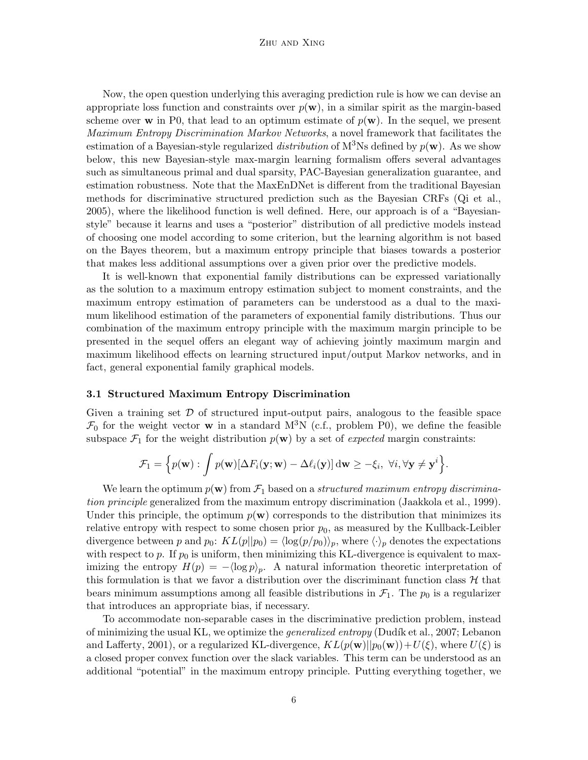Now, the open question underlying this averaging prediction rule is how we can devise an appropriate loss function and constraints over $p(\mathbf{w})$, in a similar spirit as the margin-based scheme over $\mathbf{w}$ in P0, that lead to an optimum estimate of $p(\mathbf{w})$. In the sequel, we present *Maximum Entropy Discrimination Markov Networks*, a novel framework that facilitates the estimation of a Bayesian-style regularized *distribution* of M$^3$Ns defined by $p(\mathbf{w})$. As we show below, this new Bayesian-style max-margin learning formalism offers several advantages such as simultaneous primal and dual sparsity, PAC-Bayesian generalization guarantee, and estimation robustness. Note that the MaxEnDNet is different from the traditional Bayesian methods for discriminative structured prediction such as the Bayesian CRFs (Qi et al., 2005), where the likelihood function is well defined. Here, our approach is of a "Bayesian-style" because it learns and uses a "posterior" distribution of all predictive models instead of choosing one model according to some criterion, but the learning algorithm is not based on the Bayes theorem, but a maximum entropy principle that biases towards a posterior that makes less additional assumptions over a given prior over the predictive models.

It is well-known that exponential family distributions can be expressed variationally as the solution to a maximum entropy estimation subject to moment constraints, and the maximum entropy estimation of parameters can be understood as a dual to the maximum likelihood estimation of the parameters of exponential family distributions. Thus our combination of the maximum entropy principle with the maximum margin principle to be presented in the sequel offers an elegant way of achieving jointly maximum margin and maximum likelihood effects on learning structured input/output Markov networks, and in fact, general exponential family graphical models.

### 3.1 Structured Maximum Entropy Discrimination

Given a training set $\mathcal{D}$ of structured input-output pairs, analogous to the feasible space $\mathcal{F}_0$ for the weight vector $\mathbf{w}$ in a standard M$^3$N (c.f., problem P0), we define the feasible subspace $\mathcal{F}_1$ for the weight distribution $p(\mathbf{w})$ by a set of *expected* margin constraints:

$$\mathcal{F}_1 = \Big\{ p(\mathbf{w}) : \int p(\mathbf{w}) [\Delta F_i(\mathbf{y}; \mathbf{w}) - \Delta \ell_i(\mathbf{y})] \, \mathrm{d}\mathbf{w} \geq -\xi_i, \ \forall i, \forall \mathbf{y} \neq \mathbf{y}^i \Big\}.$$

We learn the optimum $p(\mathbf{w})$ from $\mathcal{F}_1$ based on a *structured maximum entropy discrimination principle* generalized from the maximum entropy discrimination (Jaakkola et al., 1999). Under this principle, the optimum $p(\mathbf{w})$ corresponds to the distribution that minimizes its relative entropy with respect to some chosen prior $p_0$, as measured by the Kullback-Leibler divergence between $p$ and $p_0$: $KL(p||p_0) = \langle \log(p/p_0) \rangle_p$, where $\langle \cdot \rangle_p$ denotes the expectations with respect to $p$. If $p_0$ is uniform, then minimizing this KL-divergence is equivalent to maximizing the entropy $H(p) = -\langle \log p \rangle_p$. A natural information theoretic interpretation of this formulation is that we favor a distribution over the discriminant function class $\mathcal{H}$ that bears minimum assumptions among all feasible distributions in $\mathcal{F}_1$. The $p_0$ is a regularizer that introduces an appropriate bias, if necessary.

To accommodate non-separable cases in the discriminative prediction problem, instead of minimizing the usual KL, we optimize the *generalized entropy* (Dudík et al., 2007; Lebanon and Lafferty, 2001), or a regularized KL-divergence, $KL(p(\mathbf{w})||p_0(\mathbf{w})) + U(\xi)$, where $U(\xi)$ is a closed proper convex function over the slack variables. This term can be understood as an additional "potential" in the maximum entropy principle. Putting everything together, we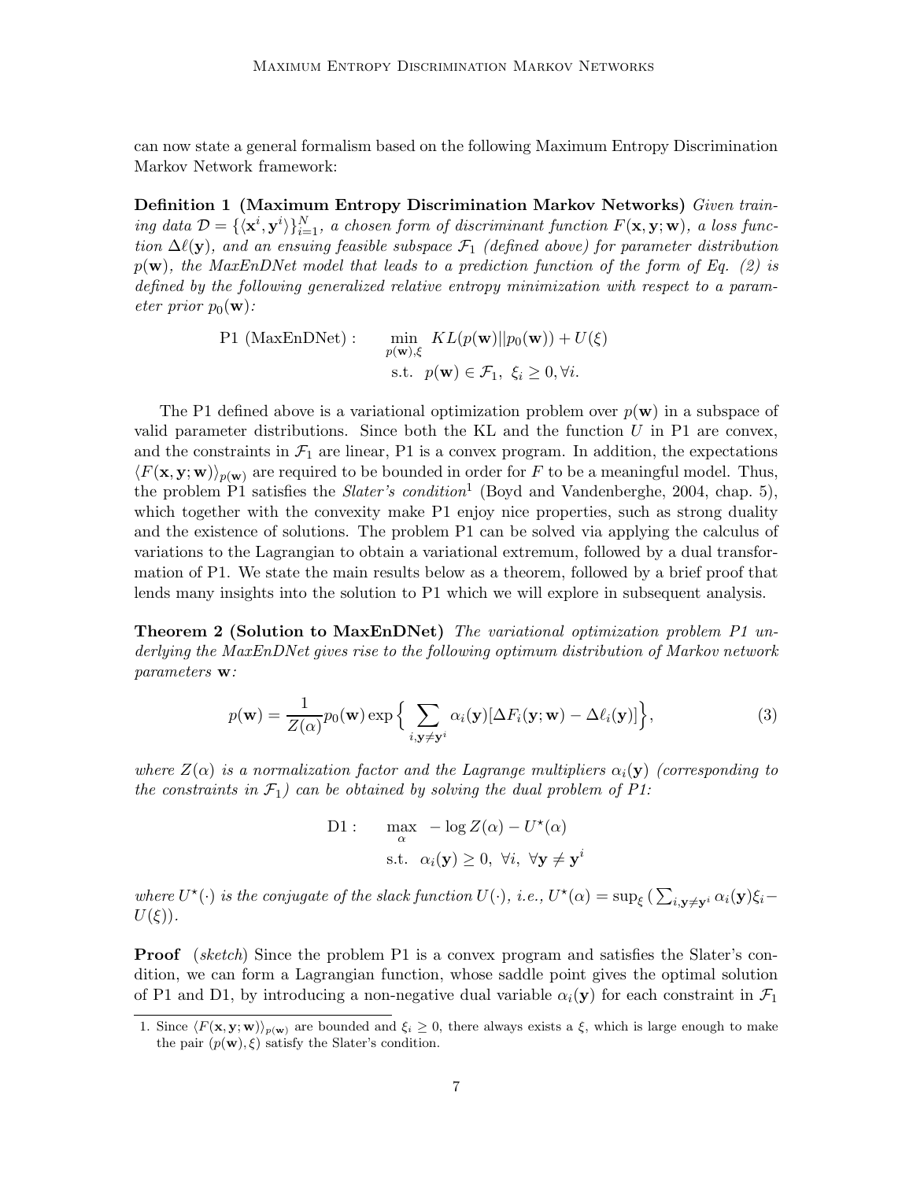can now state a general formalism based on the following Maximum Entropy Discrimination Markov Network framework:

**Definition 1 (Maximum Entropy Discrimination Markov Networks)** *Given training data $\mathcal{D} = \{\langle \mathbf{x}^i, \mathbf{y}^i \rangle\}_{i=1}^N$, a chosen form of discriminant function $F(\mathbf{x}, \mathbf{y}; \mathbf{w})$, a loss function $\Delta\ell(\mathbf{y})$, and an ensuing feasible subspace $\mathcal{F}_1$ (defined above) for parameter distribution $p(\mathbf{w})$, the MaxEnDNet model that leads to a prediction function of the form of Eq. (2) is defined by the following generalized relative entropy minimization with respect to a parameter prior $p_0(\mathbf{w})$:*

$$\text{P1 (MaxEnDNet)}: \quad \min_{p(\mathbf{w}), \xi} \; KL(p(\mathbf{w}) || p_0(\mathbf{w})) + U(\xi)$$
$$\text{s.t.} \;\; p(\mathbf{w}) \in \mathcal{F}_1, \;\; \xi_i \geq 0, \forall i.$$

The P1 defined above is a variational optimization problem over $p(\mathbf{w})$ in a subspace of valid parameter distributions. Since both the KL and the function $U$ in P1 are convex, and the constraints in $\mathcal{F}_1$ are linear, P1 is a convex program. In addition, the expectations $\langle F(\mathbf{x}, \mathbf{y}; \mathbf{w}) \rangle_{p(\mathbf{w})}$ are required to be bounded in order for $F$ to be a meaningful model. Thus, the problem P1 satisfies the *Slater's condition*[1] (Boyd and Vandenberghe, 2004, chap. 5), which together with the convexity make P1 enjoy nice properties, such as strong duality and the existence of solutions. The problem P1 can be solved via applying the calculus of variations to the Lagrangian to obtain a variational extremum, followed by a dual transformation of P1. We state the main results below as a theorem, followed by a brief proof that lends many insights into the solution to P1 which we will explore in subsequent analysis.

**Theorem 2 (Solution to MaxEnDNet)** *The variational optimization problem P1 underlying the MaxEnDNet gives rise to the following optimum distribution of Markov network parameters $\mathbf{w}$:*

$$p(\mathbf{w}) = \frac{1}{Z(\alpha)} p_0(\mathbf{w}) \exp\Big\{ \sum_{i, \mathbf{y} \neq \mathbf{y}^i} \alpha_i(\mathbf{y}) [\Delta F_i(\mathbf{y}; \mathbf{w}) - \Delta\ell_i(\mathbf{y})] \Big\}, \tag{3}$$

*where $Z(\alpha)$ is a normalization factor and the Lagrange multipliers $\alpha_i(\mathbf{y})$ (corresponding to the constraints in $\mathcal{F}_1$) can be obtained by solving the dual problem of P1:*

$$\text{D1}: \quad \max_{\alpha} \; -\log Z(\alpha) - U^\star(\alpha)$$
$$\text{s.t.} \;\; \alpha_i(\mathbf{y}) \geq 0, \;\; \forall i, \;\; \forall \mathbf{y} \neq \mathbf{y}^i$$

*where $U^\star(\cdot)$ is the conjugate of the slack function $U(\cdot)$, i.e., $U^\star(\alpha) = \sup_{\xi} \big( \sum_{i, \mathbf{y} \neq \mathbf{y}^i} \alpha_i(\mathbf{y}) \xi_i - U(\xi) \big)$.*

**Proof** (*sketch*) Since the problem P1 is a convex program and satisfies the Slater's condition, we can form a Lagrangian function, whose saddle point gives the optimal solution of P1 and D1, by introducing a non-negative dual variable $\alpha_i(\mathbf{y})$ for each constraint in $\mathcal{F}_1$

1. Since $\langle F(\mathbf{x}, \mathbf{y}; \mathbf{w}) \rangle_{p(\mathbf{w})}$ are bounded and $\xi_i \geq 0$, there always exists a $\xi$, which is large enough to make the pair $(p(\mathbf{w}), \xi)$ satisfy the Slater's condition.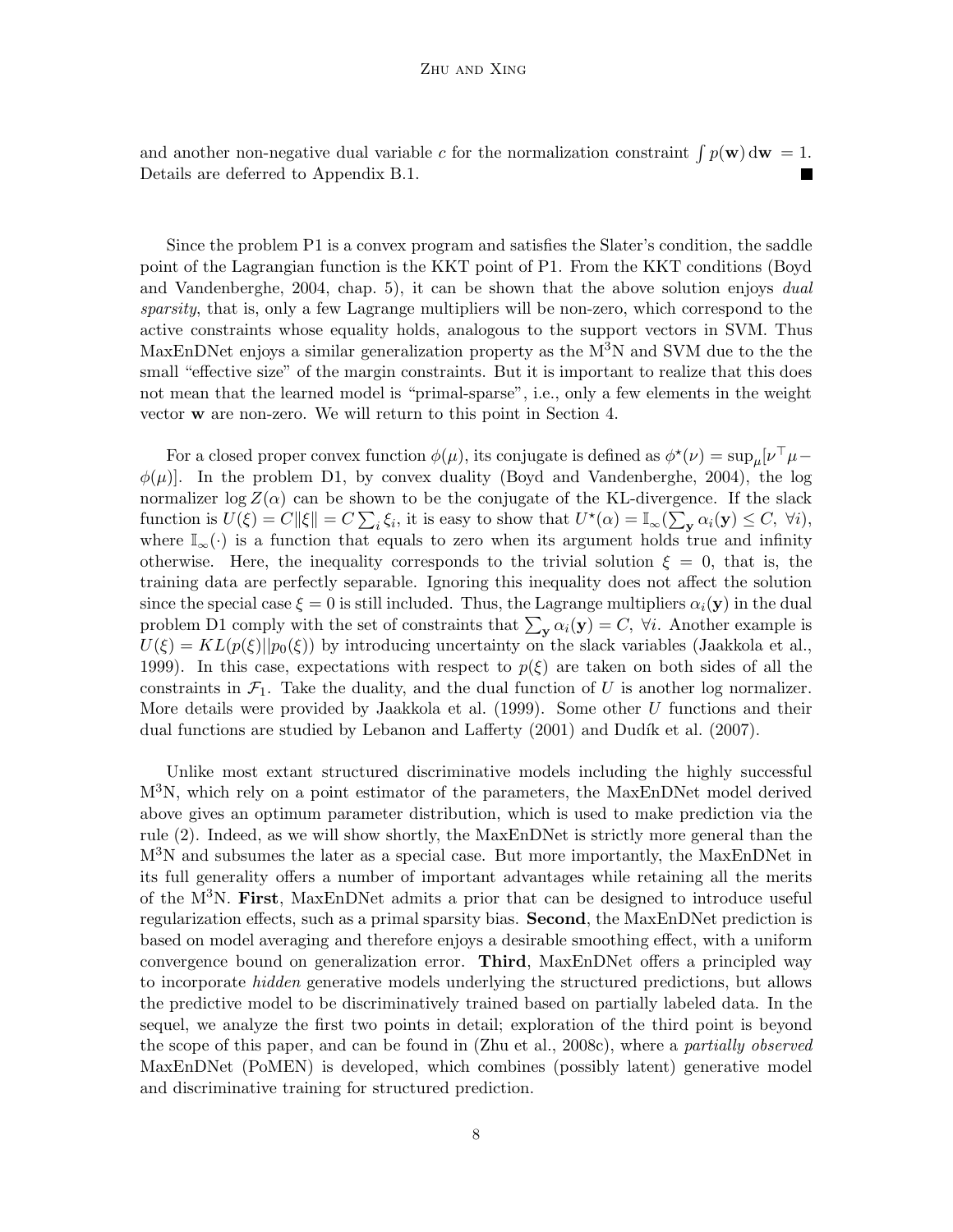and another non-negative dual variable $c$ for the normalization constraint $\int p(\mathbf{w})\,\mathrm{d}\mathbf{w} = 1$. Details are deferred to Appendix B.1. ■

Since the problem P1 is a convex program and satisfies the Slater's condition, the saddle point of the Lagrangian function is the KKT point of P1. From the KKT conditions (Boyd and Vandenberghe, 2004, chap. 5), it can be shown that the above solution enjoys *dual sparsity*, that is, only a few Lagrange multipliers will be non-zero, which correspond to the active constraints whose equality holds, analogous to the support vectors in SVM. Thus MaxEnDNet enjoys a similar generalization property as the M$^3$N and SVM due to the the small "effective size" of the margin constraints. But it is important to realize that this does not mean that the learned model is "primal-sparse", i.e., only a few elements in the weight vector $\mathbf{w}$ are non-zero. We will return to this point in Section 4.

For a closed proper convex function $\phi(\mu)$, its conjugate is defined as $\phi^\star(\nu) = \sup_\mu [\nu^\top \mu - \phi(\mu)]$. In the problem D1, by convex duality (Boyd and Vandenberghe, 2004), the log normalizer $\log Z(\alpha)$ can be shown to be the conjugate of the KL-divergence. If the slack function is $U(\xi) = C\|\xi\| = C\sum_i \xi_i$, it is easy to show that $U^\star(\alpha) = \mathbb{I}_\infty(\sum_{\mathbf{y}} \alpha_i(\mathbf{y}) \leq C,\ \forall i)$, where $\mathbb{I}_\infty(\cdot)$ is a function that equals to zero when its argument holds true and infinity otherwise. Here, the inequality corresponds to the trivial solution $\xi = 0$, that is, the training data are perfectly separable. Ignoring this inequality does not affect the solution since the special case $\xi = 0$ is still included. Thus, the Lagrange multipliers $\alpha_i(\mathbf{y})$ in the dual problem D1 comply with the set of constraints that $\sum_{\mathbf{y}} \alpha_i(\mathbf{y}) = C,\ \forall i$. Another example is $U(\xi) = KL(p(\xi)||p_0(\xi))$ by introducing uncertainty on the slack variables (Jaakkola et al., 1999). In this case, expectations with respect to $p(\xi)$ are taken on both sides of all the constraints in $\mathcal{F}_1$. Take the duality, and the dual function of $U$ is another log normalizer. More details were provided by Jaakkola et al. (1999). Some other $U$ functions and their dual functions are studied by Lebanon and Lafferty (2001) and Dudík et al. (2007).

Unlike most extant structured discriminative models including the highly successful M$^3$N, which rely on a point estimator of the parameters, the MaxEnDNet model derived above gives an optimum parameter distribution, which is used to make prediction via the rule (2). Indeed, as we will show shortly, the MaxEnDNet is strictly more general than the M$^3$N and subsumes the later as a special case. But more importantly, the MaxEnDNet in its full generality offers a number of important advantages while retaining all the merits of the M$^3$N. **First**, MaxEnDNet admits a prior that can be designed to introduce useful regularization effects, such as a primal sparsity bias. **Second**, the MaxEnDNet prediction is based on model averaging and therefore enjoys a desirable smoothing effect, with a uniform convergence bound on generalization error. **Third**, MaxEnDNet offers a principled way to incorporate *hidden* generative models underlying the structured predictions, but allows the predictive model to be discriminatively trained based on partially labeled data. In the sequel, we analyze the first two points in detail; exploration of the third point is beyond the scope of this paper, and can be found in (Zhu et al., 2008c), where a *partially observed* MaxEnDNet (PoMEN) is developed, which combines (possibly latent) generative model and discriminative training for structured prediction.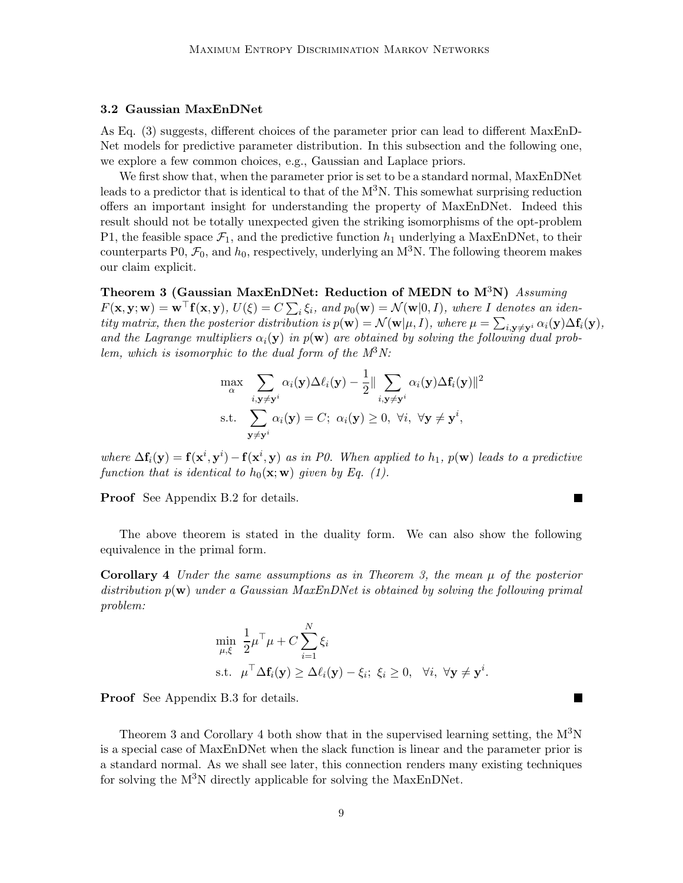### 3.2 Gaussian MaxEnDNet

As Eq. (3) suggests, different choices of the parameter prior can lead to different MaxEnDNet models for predictive parameter distribution. In this subsection and the following one, we explore a few common choices, e.g., Gaussian and Laplace priors.

We first show that, when the parameter prior is set to be a standard normal, MaxEnDNet leads to a predictor that is identical to that of the M$^3$N. This somewhat surprising reduction offers an important insight for understanding the property of MaxEnDNet. Indeed this result should not be totally unexpected given the striking isomorphisms of the opt-problem P1, the feasible space $\mathcal{F}_1$, and the predictive function $h_1$ underlying a MaxEnDNet, to their counterparts P0, $\mathcal{F}_0$, and $h_0$, respectively, underlying an M$^3$N. The following theorem makes our claim explicit.

**Theorem 3 (Gaussian MaxEnDNet: Reduction of MEDN to M$^3$N)** *Assuming $F(\mathbf{x}, \mathbf{y}; \mathbf{w}) = \mathbf{w}^\top \mathbf{f}(\mathbf{x}, \mathbf{y})$, $U(\xi) = C\sum_i \xi_i$, and $p_0(\mathbf{w}) = \mathcal{N}(\mathbf{w}|0, I)$, where $I$ denotes an identity matrix, then the posterior distribution is $p(\mathbf{w}) = \mathcal{N}(\mathbf{w}|\mu, I)$, where $\mu = \sum_{i,\mathbf{y}\neq\mathbf{y}^i} \alpha_i(\mathbf{y})\Delta\mathbf{f}_i(\mathbf{y})$, and the Lagrange multipliers $\alpha_i(\mathbf{y})$ in $p(\mathbf{w})$ are obtained by solving the following dual problem, which is isomorphic to the dual form of the M$^3$N:*

$$
\begin{aligned}
\max_{\alpha} \; & \sum_{i,\mathbf{y}\neq\mathbf{y}^i} \alpha_i(\mathbf{y})\Delta\ell_i(\mathbf{y}) - \frac{1}{2}\| \sum_{i,\mathbf{y}\neq\mathbf{y}^i} \alpha_i(\mathbf{y})\Delta\mathbf{f}_i(\mathbf{y})\|^2 \\
\text{s.t.} \; & \sum_{\mathbf{y}\neq\mathbf{y}^i} \alpha_i(\mathbf{y}) = C; \; \alpha_i(\mathbf{y}) \geq 0, \; \forall i, \; \forall \mathbf{y} \neq \mathbf{y}^i,
\end{aligned}
$$

*where $\Delta\mathbf{f}_i(\mathbf{y}) = \mathbf{f}(\mathbf{x}^i, \mathbf{y}^i) - \mathbf{f}(\mathbf{x}^i, \mathbf{y})$ as in P0. When applied to $h_1$, $p(\mathbf{w})$ leads to a predictive function that is identical to $h_0(\mathbf{x}; \mathbf{w})$ given by Eq. (1).*

**Proof** See Appendix B.2 for details. ∎

The above theorem is stated in the duality form. We can also show the following equivalence in the primal form.

**Corollary 4** *Under the same assumptions as in Theorem 3, the mean $\mu$ of the posterior distribution $p(\mathbf{w})$ under a Gaussian MaxEnDNet is obtained by solving the following primal problem:*

$$
\begin{aligned}
\min_{\mu,\xi} \; & \frac{1}{2}\mu^\top\mu + C\sum_{i=1}^{N}\xi_i \\
\text{s.t.} \; & \mu^\top\Delta\mathbf{f}_i(\mathbf{y}) \geq \Delta\ell_i(\mathbf{y}) - \xi_i; \; \xi_i \geq 0, \;\; \forall i, \; \forall \mathbf{y} \neq \mathbf{y}^i.
\end{aligned}
$$

**Proof** See Appendix B.3 for details. ∎

Theorem 3 and Corollary 4 both show that in the supervised learning setting, the M$^3$N is a special case of MaxEnDNet when the slack function is linear and the parameter prior is a standard normal. As we shall see later, this connection renders many existing techniques for solving the M$^3$N directly applicable for solving the MaxEnDNet.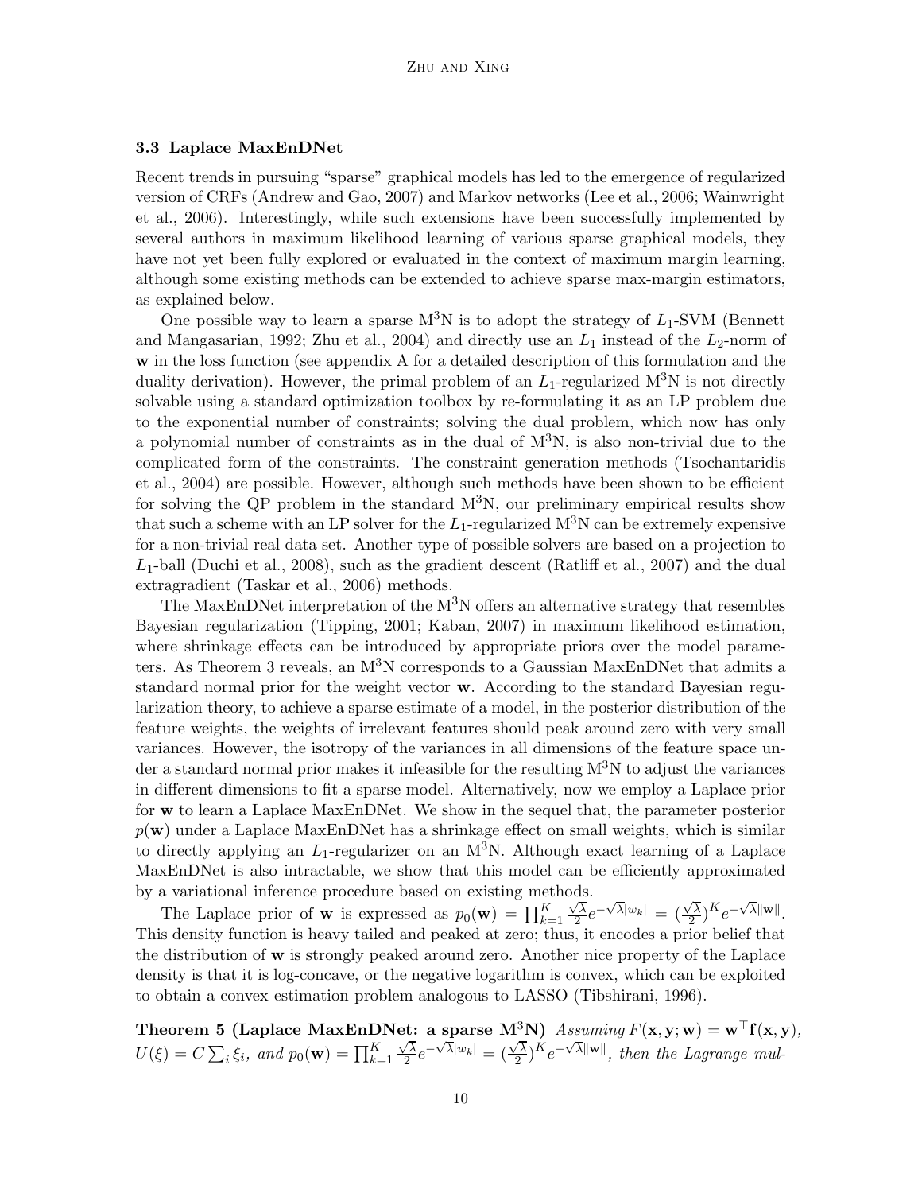### 3.3 Laplace MaxEnDNet

Recent trends in pursuing "sparse" graphical models has led to the emergence of regularized version of CRFs (Andrew and Gao, 2007) and Markov networks (Lee et al., 2006; Wainwright et al., 2006). Interestingly, while such extensions have been successfully implemented by several authors in maximum likelihood learning of various sparse graphical models, they have not yet been fully explored or evaluated in the context of maximum margin learning, although some existing methods can be extended to achieve sparse max-margin estimators, as explained below.

One possible way to learn a sparse M$^3$N is to adopt the strategy of $L_1$-SVM (Bennett and Mangasarian, 1992; Zhu et al., 2004) and directly use an $L_1$ instead of the $L_2$-norm of $\mathbf{w}$ in the loss function (see appendix A for a detailed description of this formulation and the duality derivation). However, the primal problem of an $L_1$-regularized M$^3$N is not directly solvable using a standard optimization toolbox by re-formulating it as an LP problem due to the exponential number of constraints; solving the dual problem, which now has only a polynomial number of constraints as in the dual of M$^3$N, is also non-trivial due to the complicated form of the constraints. The constraint generation methods (Tsochantaridis et al., 2004) are possible. However, although such methods have been shown to be efficient for solving the QP problem in the standard M$^3$N, our preliminary empirical results show that such a scheme with an LP solver for the $L_1$-regularized M$^3$N can be extremely expensive for a non-trivial real data set. Another type of possible solvers are based on a projection to $L_1$-ball (Duchi et al., 2008), such as the gradient descent (Ratliff et al., 2007) and the dual extragradient (Taskar et al., 2006) methods.

The MaxEnDNet interpretation of the M$^3$N offers an alternative strategy that resembles Bayesian regularization (Tipping, 2001; Kaban, 2007) in maximum likelihood estimation, where shrinkage effects can be introduced by appropriate priors over the model parameters. As Theorem 3 reveals, an M$^3$N corresponds to a Gaussian MaxEnDNet that admits a standard normal prior for the weight vector $\mathbf{w}$. According to the standard Bayesian regularization theory, to achieve a sparse estimate of a model, in the posterior distribution of the feature weights, the weights of irrelevant features should peak around zero with very small variances. However, the isotropy of the variances in all dimensions of the feature space under a standard normal prior makes it infeasible for the resulting M$^3$N to adjust the variances in different dimensions to fit a sparse model. Alternatively, now we employ a Laplace prior for $\mathbf{w}$ to learn a Laplace MaxEnDNet. We show in the sequel that, the parameter posterior $p(\mathbf{w})$ under a Laplace MaxEnDNet has a shrinkage effect on small weights, which is similar to directly applying an $L_1$-regularizer on an M$^3$N. Although exact learning of a Laplace MaxEnDNet is also intractable, we show that this model can be efficiently approximated by a variational inference procedure based on existing methods.

The Laplace prior of $\mathbf{w}$ is expressed as $p_0(\mathbf{w}) = \prod_{k=1}^{K} \frac{\sqrt{\lambda}}{2} e^{-\sqrt{\lambda}|w_k|} = (\frac{\sqrt{\lambda}}{2})^K e^{-\sqrt{\lambda}\|\mathbf{w}\|}$. This density function is heavy tailed and peaked at zero; thus, it encodes a prior belief that the distribution of $\mathbf{w}$ is strongly peaked around zero. Another nice property of the Laplace density is that it is log-concave, or the negative logarithm is convex, which can be exploited to obtain a convex estimation problem analogous to LASSO (Tibshirani, 1996).

**Theorem 5 (Laplace MaxEnDNet: a sparse M$^3$N)** *Assuming* $F(\mathbf{x}, \mathbf{y}; \mathbf{w}) = \mathbf{w}^\top \mathbf{f}(\mathbf{x}, \mathbf{y})$, $U(\xi) = C \sum_i \xi_i$, *and* $p_0(\mathbf{w}) = \prod_{k=1}^{K} \frac{\sqrt{\lambda}}{2} e^{-\sqrt{\lambda}|w_k|} = (\frac{\sqrt{\lambda}}{2})^K e^{-\sqrt{\lambda}\|\mathbf{w}\|}$, *then the Lagrange mul-*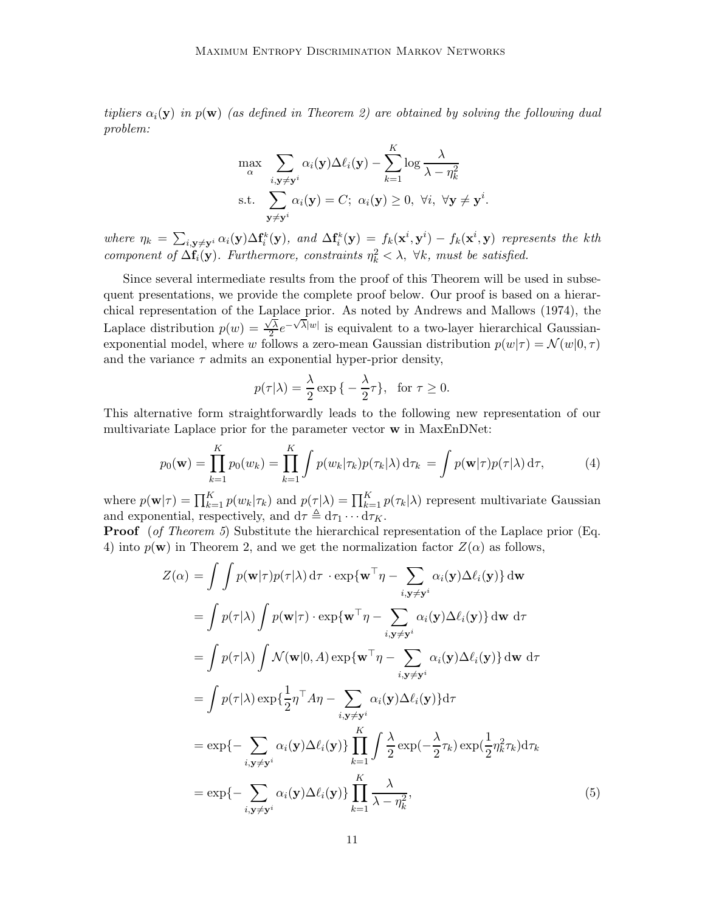*tipliers $\alpha_i(\mathbf{y})$ in $p(\mathbf{w})$ (as defined in Theorem 2) are obtained by solving the following dual problem:*

$$
\begin{aligned}
\max_{\alpha} \quad & \sum_{i,\mathbf{y}\neq\mathbf{y}^i} \alpha_i(\mathbf{y})\Delta\ell_i(\mathbf{y}) - \sum_{k=1}^{K} \log \frac{\lambda}{\lambda - \eta_k^2} \\
\text{s.t.} \quad & \sum_{\mathbf{y}\neq\mathbf{y}^i} \alpha_i(\mathbf{y}) = C; \;\; \alpha_i(\mathbf{y}) \geq 0, \;\; \forall i, \;\; \forall \mathbf{y} \neq \mathbf{y}^i.
\end{aligned}
$$

*where $\eta_k = \sum_{i,\mathbf{y}\neq\mathbf{y}^i} \alpha_i(\mathbf{y})\Delta\mathbf{f}_i^k(\mathbf{y})$, and $\Delta\mathbf{f}_i^k(\mathbf{y}) = f_k(\mathbf{x}^i,\mathbf{y}^i) - f_k(\mathbf{x}^i,\mathbf{y})$ represents the kth component of $\Delta\mathbf{f}_i(\mathbf{y})$. Furthermore, constraints $\eta_k^2 < \lambda$, $\forall k$, must be satisfied.*

Since several intermediate results from the proof of this Theorem will be used in subsequent presentations, we provide the complete proof below. Our proof is based on a hierarchical representation of the Laplace prior. As noted by Andrews and Mallows (1974), the Laplace distribution $p(w) = \frac{\sqrt{\lambda}}{2} e^{-\sqrt{\lambda}|w|}$ is equivalent to a two-layer hierarchical Gaussian-exponential model, where $w$ follows a zero-mean Gaussian distribution $p(w|\tau) = \mathcal{N}(w|0,\tau)$ and the variance $\tau$ admits an exponential hyper-prior density,

$$
p(\tau|\lambda) = \frac{\lambda}{2} \exp\{-\frac{\lambda}{2}\tau\}, \quad \text{for } \tau \geq 0.
$$

This alternative form straightforwardly leads to the following new representation of our multivariate Laplace prior for the parameter vector $\mathbf{w}$ in MaxEnDNet:

$$
p_0(\mathbf{w}) = \prod_{k=1}^{K} p_0(w_k) = \prod_{k=1}^{K} \int p(w_k|\tau_k) p(\tau_k|\lambda)\, \mathrm{d}\tau_k = \int p(\mathbf{w}|\tau) p(\tau|\lambda)\, \mathrm{d}\tau, \tag{4}
$$

where $p(\mathbf{w}|\tau) = \prod_{k=1}^{K} p(w_k|\tau_k)$ and $p(\tau|\lambda) = \prod_{k=1}^{K} p(\tau_k|\lambda)$ represent multivariate Gaussian and exponential, respectively, and $\mathrm{d}\tau \triangleq \mathrm{d}\tau_1 \cdots \mathrm{d}\tau_K$.

**Proof** (*of Theorem 5*) Substitute the hierarchical representation of the Laplace prior (Eq. 4) into $p(\mathbf{w})$ in Theorem 2, and we get the normalization factor $Z(\alpha)$ as follows,

$$
\begin{aligned}
Z(\alpha) &= \int \int p(\mathbf{w}|\tau) p(\tau|\lambda)\, \mathrm{d}\tau \cdot \exp\{\mathbf{w}^\top \eta - \sum_{i,\mathbf{y}\neq\mathbf{y}^i} \alpha_i(\mathbf{y})\Delta\ell_i(\mathbf{y})\}\, \mathrm{d}\mathbf{w} \\
&= \int p(\tau|\lambda) \int p(\mathbf{w}|\tau) \cdot \exp\{\mathbf{w}^\top \eta - \sum_{i,\mathbf{y}\neq\mathbf{y}^i} \alpha_i(\mathbf{y})\Delta\ell_i(\mathbf{y})\}\, \mathrm{d}\mathbf{w}\;\, \mathrm{d}\tau \\
&= \int p(\tau|\lambda) \int \mathcal{N}(\mathbf{w}|0,A) \exp\{\mathbf{w}^\top \eta - \sum_{i,\mathbf{y}\neq\mathbf{y}^i} \alpha_i(\mathbf{y})\Delta\ell_i(\mathbf{y})\}\, \mathrm{d}\mathbf{w}\;\, \mathrm{d}\tau \\
&= \int p(\tau|\lambda) \exp\{\frac{1}{2}\eta^\top A \eta - \sum_{i,\mathbf{y}\neq\mathbf{y}^i} \alpha_i(\mathbf{y})\Delta\ell_i(\mathbf{y})\} \mathrm{d}\tau \\
&= \exp\{-\sum_{i,\mathbf{y}\neq\mathbf{y}^i} \alpha_i(\mathbf{y})\Delta\ell_i(\mathbf{y})\} \prod_{k=1}^{K} \int \frac{\lambda}{2} \exp(-\frac{\lambda}{2}\tau_k) \exp(\frac{1}{2}\eta_k^2 \tau_k) \mathrm{d}\tau_k \\
&= \exp\{-\sum_{i,\mathbf{y}\neq\mathbf{y}^i} \alpha_i(\mathbf{y})\Delta\ell_i(\mathbf{y})\} \prod_{k=1}^{K} \frac{\lambda}{\lambda - \eta_k^2},
\end{aligned} \tag{5}
$$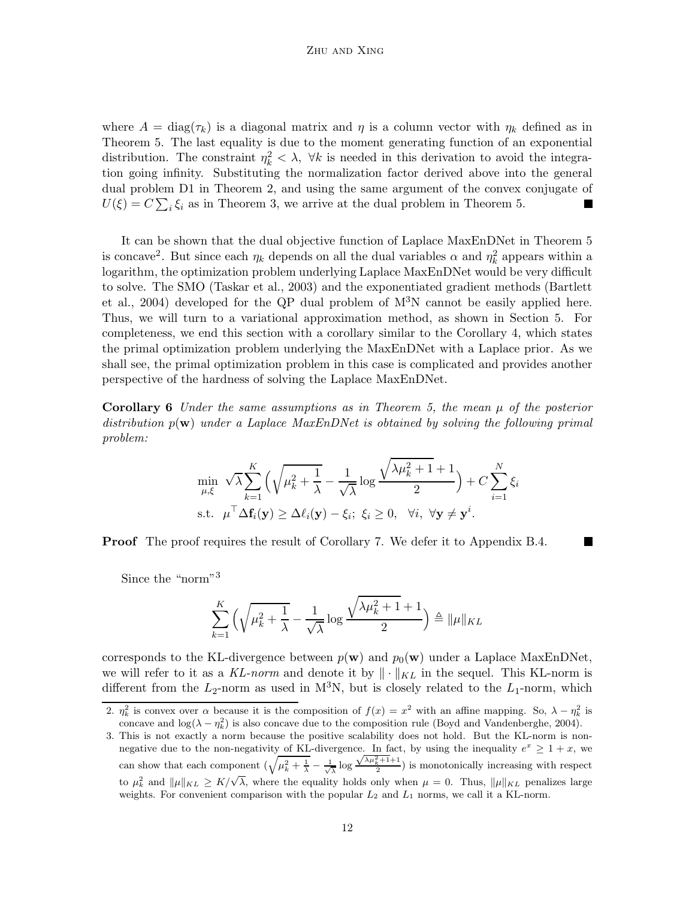where $A = \text{diag}(\tau_k)$ is a diagonal matrix and $\eta$ is a column vector with $\eta_k$ defined as in Theorem 5. The last equality is due to the moment generating function of an exponential distribution. The constraint $\eta_k^2 < \lambda, \ \forall k$ is needed in this derivation to avoid the integration going infinity. Substituting the normalization factor derived above into the general dual problem D1 in Theorem 2, and using the same argument of the convex conjugate of $U(\xi) = C \sum_i \xi_i$ as in Theorem 3, we arrive at the dual problem in Theorem 5. ■

It can be shown that the dual objective function of Laplace MaxEnDNet in Theorem 5 is concave[2]. But since each $\eta_k$ depends on all the dual variables $\alpha$ and $\eta_k^2$ appears within a logarithm, the optimization problem underlying Laplace MaxEnDNet would be very difficult to solve. The SMO (Taskar et al., 2003) and the exponentiated gradient methods (Bartlett et al., 2004) developed for the QP dual problem of M$^3$N cannot be easily applied here. Thus, we will turn to a variational approximation method, as shown in Section 5. For completeness, we end this section with a corollary similar to the Corollary 4, which states the primal optimization problem underlying the MaxEnDNet with a Laplace prior. As we shall see, the primal optimization problem in this case is complicated and provides another perspective of the hardness of solving the Laplace MaxEnDNet.

**Corollary 6** *Under the same assumptions as in Theorem 5, the mean $\mu$ of the posterior distribution $p(\mathbf{w})$ under a Laplace MaxEnDNet is obtained by solving the following primal problem:*

$$
\begin{aligned}
\min_{\mu,\xi} \ & \sqrt{\lambda} \sum_{k=1}^{K} \Big( \sqrt{\mu_k^2 + \frac{1}{\lambda}} - \frac{1}{\sqrt{\lambda}} \log \frac{\sqrt{\lambda \mu_k^2 + 1} + 1}{2} \Big) + C \sum_{i=1}^{N} \xi_i \\
\text{s.t.} \ & \mu^\top \Delta \mathbf{f}_i(\mathbf{y}) \geq \Delta \ell_i(\mathbf{y}) - \xi_i; \ \xi_i \geq 0, \ \ \forall i, \ \forall \mathbf{y} \neq \mathbf{y}^i.
\end{aligned}
$$

**Proof** The proof requires the result of Corollary 7. We defer it to Appendix B.4. ■

Since the "norm"[3]

$$
\sum_{k=1}^{K} \Big( \sqrt{\mu_k^2 + \frac{1}{\lambda}} - \frac{1}{\sqrt{\lambda}} \log \frac{\sqrt{\lambda \mu_k^2 + 1} + 1}{2} \Big) \triangleq \|\mu\|_{KL}
$$

corresponds to the KL-divergence between $p(\mathbf{w})$ and $p_0(\mathbf{w})$ under a Laplace MaxEnDNet, we will refer to it as a *KL-norm* and denote it by $\|\cdot\|_{KL}$ in the sequel. This KL-norm is different from the $L_2$-norm as used in M$^3$N, but is closely related to the $L_1$-norm, which

---

2. $\eta_k^2$ is convex over $\alpha$ because it is the composition of $f(x) = x^2$ with an affine mapping. So, $\lambda - \eta_k^2$ is concave and $\log(\lambda - \eta_k^2)$ is also concave due to the composition rule (Boyd and Vandenberghe, 2004).

3. This is not exactly a norm because the positive scalability does not hold. But the KL-norm is non-negative due to the non-negativity of KL-divergence. In fact, by using the inequality $e^x \geq 1 + x$, we can show that each component $(\sqrt{\mu_k^2 + \frac{1}{\lambda}} - \frac{1}{\sqrt{\lambda}} \log \frac{\sqrt{\lambda \mu_k^2 + 1} + 1}{2})$ is monotonically increasing with respect to $\mu_k^2$ and $\|\mu\|_{KL} \geq K/\sqrt{\lambda}$, where the equality holds only when $\mu = 0$. Thus, $\|\mu\|_{KL}$ penalizes large weights. For convenient comparison with the popular $L_2$ and $L_1$ norms, we call it a KL-norm.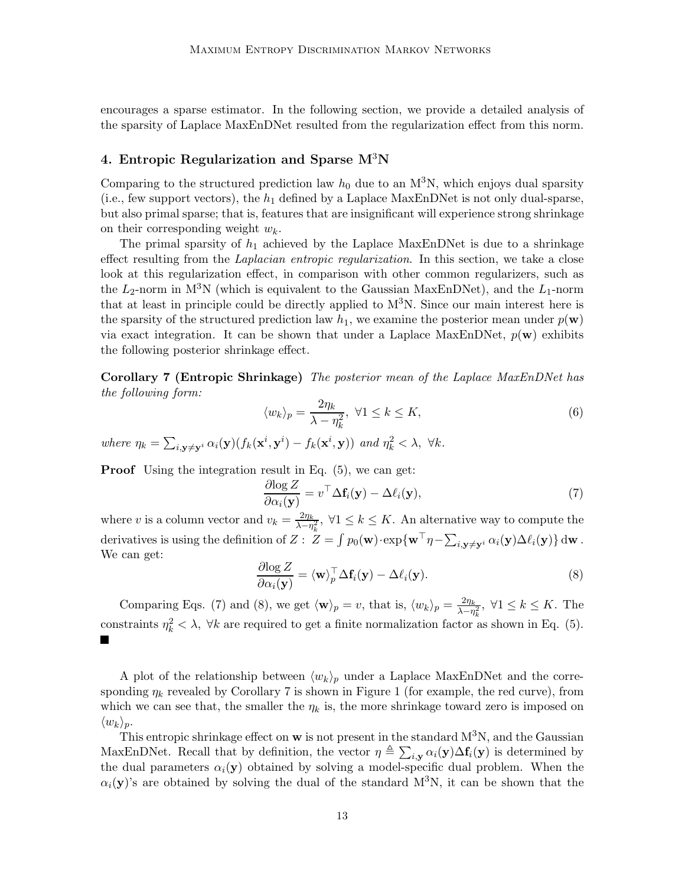encourages a sparse estimator. In the following section, we provide a detailed analysis of the sparsity of Laplace MaxEnDNet resulted from the regularization effect from this norm.

## 4. Entropic Regularization and Sparse M$^3$N

Comparing to the structured prediction law $h_0$ due to an M$^3$N, which enjoys dual sparsity (i.e., few support vectors), the $h_1$ defined by a Laplace MaxEnDNet is not only dual-sparse, but also primal sparse; that is, features that are insignificant will experience strong shrinkage on their corresponding weight $w_k$.

The primal sparsity of $h_1$ achieved by the Laplace MaxEnDNet is due to a shrinkage effect resulting from the *Laplacian entropic regularization*. In this section, we take a close look at this regularization effect, in comparison with other common regularizers, such as the $L_2$-norm in M$^3$N (which is equivalent to the Gaussian MaxEnDNet), and the $L_1$-norm that at least in principle could be directly applied to M$^3$N. Since our main interest here is the sparsity of the structured prediction law $h_1$, we examine the posterior mean under $p(\mathbf{w})$ via exact integration. It can be shown that under a Laplace MaxEnDNet, $p(\mathbf{w})$ exhibits the following posterior shrinkage effect.

**Corollary 7 (Entropic Shrinkage)** *The posterior mean of the Laplace MaxEnDNet has the following form:*

$$\langle w_k \rangle_p = \frac{2\eta_k}{\lambda - \eta_k^2}, \ \forall 1 \leq k \leq K, \tag{6}$$

*where* $\eta_k = \sum_{i, \mathbf{y} \neq \mathbf{y}^i} \alpha_i(\mathbf{y})(f_k(\mathbf{x}^i, \mathbf{y}^i) - f_k(\mathbf{x}^i, \mathbf{y}))$ *and* $\eta_k^2 < \lambda, \ \forall k$.

**Proof** Using the integration result in Eq. (5), we can get:

$$\frac{\partial \log Z}{\partial \alpha_i(\mathbf{y})} = v^\top \Delta \mathbf{f}_i(\mathbf{y}) - \Delta \ell_i(\mathbf{y}), \tag{7}$$

where $v$ is a column vector and $v_k = \frac{2\eta_k}{\lambda - \eta_k^2}, \ \forall 1 \leq k \leq K$. An alternative way to compute the derivatives is using the definition of $Z$ : $Z = \int p_0(\mathbf{w}) \cdot \exp\{\mathbf{w}^\top \eta - \sum_{i, \mathbf{y} \neq \mathbf{y}^i} \alpha_i(\mathbf{y}) \Delta \ell_i(\mathbf{y})\} \, \mathrm{d}\mathbf{w}$. We can get:

$$\frac{\partial \log Z}{\partial \alpha_i(\mathbf{y})} = \langle \mathbf{w} \rangle_p^\top \Delta \mathbf{f}_i(\mathbf{y}) - \Delta \ell_i(\mathbf{y}). \tag{8}$$

Comparing Eqs. (7) and (8), we get $\langle \mathbf{w} \rangle_p = v$, that is, $\langle w_k \rangle_p = \frac{2\eta_k}{\lambda - \eta_k^2}, \ \forall 1 \leq k \leq K$. The constraints $\eta_k^2 < \lambda, \ \forall k$ are required to get a finite normalization factor as shown in Eq. (5). ■

A plot of the relationship between $\langle w_k \rangle_p$ under a Laplace MaxEnDNet and the corresponding $\eta_k$ revealed by Corollary 7 is shown in Figure 1 (for example, the red curve), from which we can see that, the smaller the $\eta_k$ is, the more shrinkage toward zero is imposed on $\langle w_k \rangle_p$.

This entropic shrinkage effect on $\mathbf{w}$ is not present in the standard M$^3$N, and the Gaussian MaxEnDNet. Recall that by definition, the vector $\eta \triangleq \sum_{i, \mathbf{y}} \alpha_i(\mathbf{y}) \Delta \mathbf{f}_i(\mathbf{y})$ is determined by the dual parameters $\alpha_i(\mathbf{y})$ obtained by solving a model-specific dual problem. When the $\alpha_i(\mathbf{y})$'s are obtained by solving the dual of the standard M$^3$N, it can be shown that the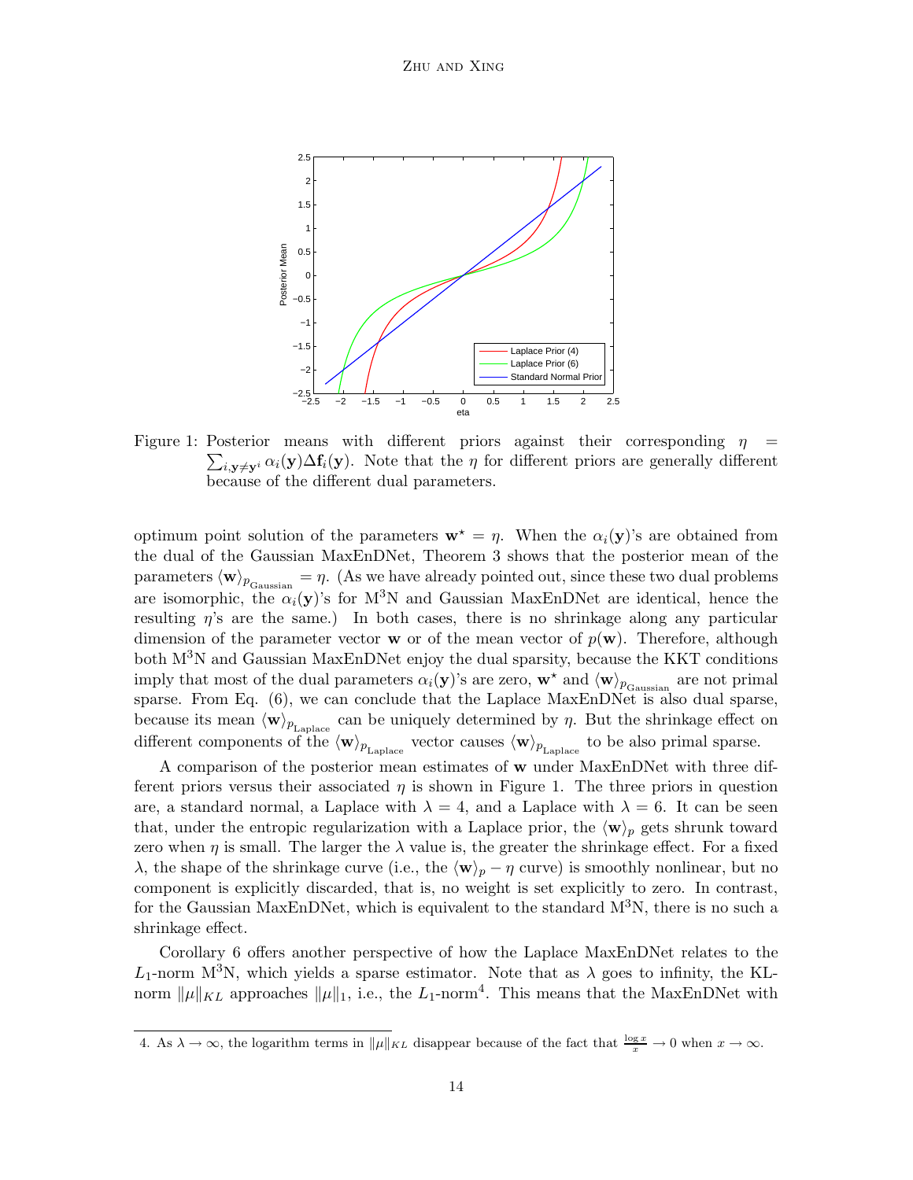Figure 1: Posterior means with different priors against their corresponding $\eta = \sum_{i,\mathbf{y}\neq\mathbf{y}^i} \alpha_i(\mathbf{y})\Delta\mathbf{f}_i(\mathbf{y})$. Note that the $\eta$ for different priors are generally different because of the different dual parameters.

optimum point solution of the parameters $\mathbf{w}^\star = \eta$. When the $\alpha_i(\mathbf{y})$'s are obtained from the dual of the Gaussian MaxEnDNet, Theorem 3 shows that the posterior mean of the parameters $\langle \mathbf{w} \rangle_{p_{\text{Gaussian}}} = \eta$. (As we have already pointed out, since these two dual problems are isomorphic, the $\alpha_i(\mathbf{y})$'s for M$^3$N and Gaussian MaxEnDNet are identical, hence the resulting $\eta$'s are the same.) In both cases, there is no shrinkage along any particular dimension of the parameter vector $\mathbf{w}$ or of the mean vector of $p(\mathbf{w})$. Therefore, although both M$^3$N and Gaussian MaxEnDNet enjoy the dual sparsity, because the KKT conditions imply that most of the dual parameters $\alpha_i(\mathbf{y})$'s are zero, $\mathbf{w}^\star$ and $\langle \mathbf{w} \rangle_{p_{\text{Gaussian}}}$ are not primal sparse. From Eq. (6), we can conclude that the Laplace MaxEnDNet is also dual sparse, because its mean $\langle \mathbf{w} \rangle_{p_{\text{Laplace}}}$ can be uniquely determined by $\eta$. But the shrinkage effect on different components of the $\langle \mathbf{w} \rangle_{p_{\text{Laplace}}}$ vector causes $\langle \mathbf{w} \rangle_{p_{\text{Laplace}}}$ to be also primal sparse.

A comparison of the posterior mean estimates of $\mathbf{w}$ under MaxEnDNet with three different priors versus their associated $\eta$ is shown in Figure 1. The three priors in question are, a standard normal, a Laplace with $\lambda = 4$, and a Laplace with $\lambda = 6$. It can be seen that, under the entropic regularization with a Laplace prior, the $\langle \mathbf{w} \rangle_p$ gets shrunk toward zero when $\eta$ is small. The larger the $\lambda$ value is, the greater the shrinkage effect. For a fixed $\lambda$, the shape of the shrinkage curve (i.e., the $\langle \mathbf{w} \rangle_p - \eta$ curve) is smoothly nonlinear, but no component is explicitly discarded, that is, no weight is set explicitly to zero. In contrast, for the Gaussian MaxEnDNet, which is equivalent to the standard M$^3$N, there is no such a shrinkage effect.

Corollary 6 offers another perspective of how the Laplace MaxEnDNet relates to the $L_1$-norm M$^3$N, which yields a sparse estimator. Note that as $\lambda$ goes to infinity, the KL-norm $\|\mu\|_{KL}$ approaches $\|\mu\|_1$, i.e., the $L_1$-norm[4]. This means that the MaxEnDNet with

4. As $\lambda \to \infty$, the logarithm terms in $\|\mu\|_{KL}$ disappear because of the fact that $\frac{\log x}{x} \to 0$ when $x \to \infty$.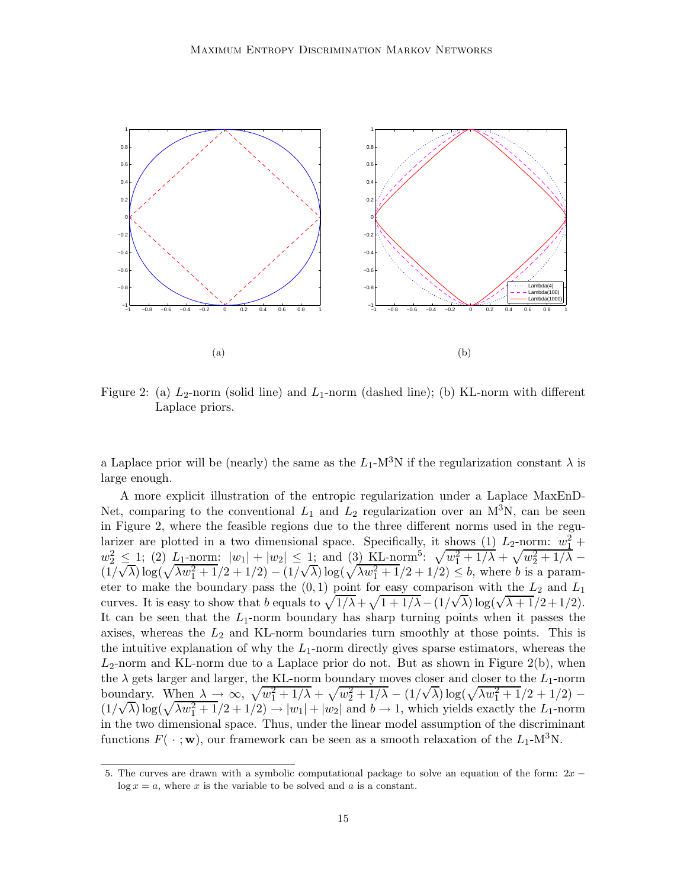Figure 2: (a) $L_2$-norm (solid line) and $L_1$-norm (dashed line); (b) KL-norm with different Laplace priors.

a Laplace prior will be (nearly) the same as the $L_1$-M$^3$N if the regularization constant $\lambda$ is large enough.

A more explicit illustration of the entropic regularization under a Laplace MaxEnDNet, comparing to the conventional $L_1$ and $L_2$ regularization over an M$^3$N, can be seen in Figure 2, where the feasible regions due to the three different norms used in the regularizer are plotted in a two dimensional space. Specifically, it shows (1) $L_2$-norm: $w_1^2 + w_2^2 \leq 1$; (2) $L_1$-norm: $|w_1| + |w_2| \leq 1$; and (3) KL-norm[5]: $\sqrt{w_1^2 + 1/\lambda} + \sqrt{w_2^2 + 1/\lambda} - (1/\sqrt{\lambda})\log(\sqrt{\lambda w_1^2 + 1}/2 + 1/2) - (1/\sqrt{\lambda})\log(\sqrt{\lambda w_1^2 + 1}/2 + 1/2) \leq b$, where $b$ is a parameter to make the boundary pass the $(0, 1)$ point for easy comparison with the $L_2$ and $L_1$ curves. It is easy to show that $b$ equals to $\sqrt{1/\lambda} + \sqrt{1 + 1/\lambda} - (1/\sqrt{\lambda})\log(\sqrt{\lambda + 1}/2 + 1/2)$. It can be seen that the $L_1$-norm boundary has sharp turning points when it passes the axises, whereas the $L_2$ and KL-norm boundaries turn smoothly at those points. This is the intuitive explanation of why the $L_1$-norm directly gives sparse estimators, whereas the $L_2$-norm and KL-norm due to a Laplace prior do not. But as shown in Figure 2(b), when the $\lambda$ gets larger and larger, the KL-norm boundary moves closer and closer to the $L_1$-norm boundary. When $\lambda \to \infty$, $\sqrt{w_1^2 + 1/\lambda} + \sqrt{w_2^2 + 1/\lambda} - (1/\sqrt{\lambda})\log(\sqrt{\lambda w_1^2 + 1}/2 + 1/2) - (1/\sqrt{\lambda})\log(\sqrt{\lambda w_1^2 + 1}/2 + 1/2) \to |w_1| + |w_2|$ and $b \to 1$, which yields exactly the $L_1$-norm in the two dimensional space. Thus, under the linear model assumption of the discriminant functions $F(\,\cdot\,; \mathbf{w})$, our framework can be seen as a smooth relaxation of the $L_1$-M$^3$N.

5. The curves are drawn with a symbolic computational package to solve an equation of the form: $2x - \log x = a$, where $x$ is the variable to be solved and $a$ is a constant.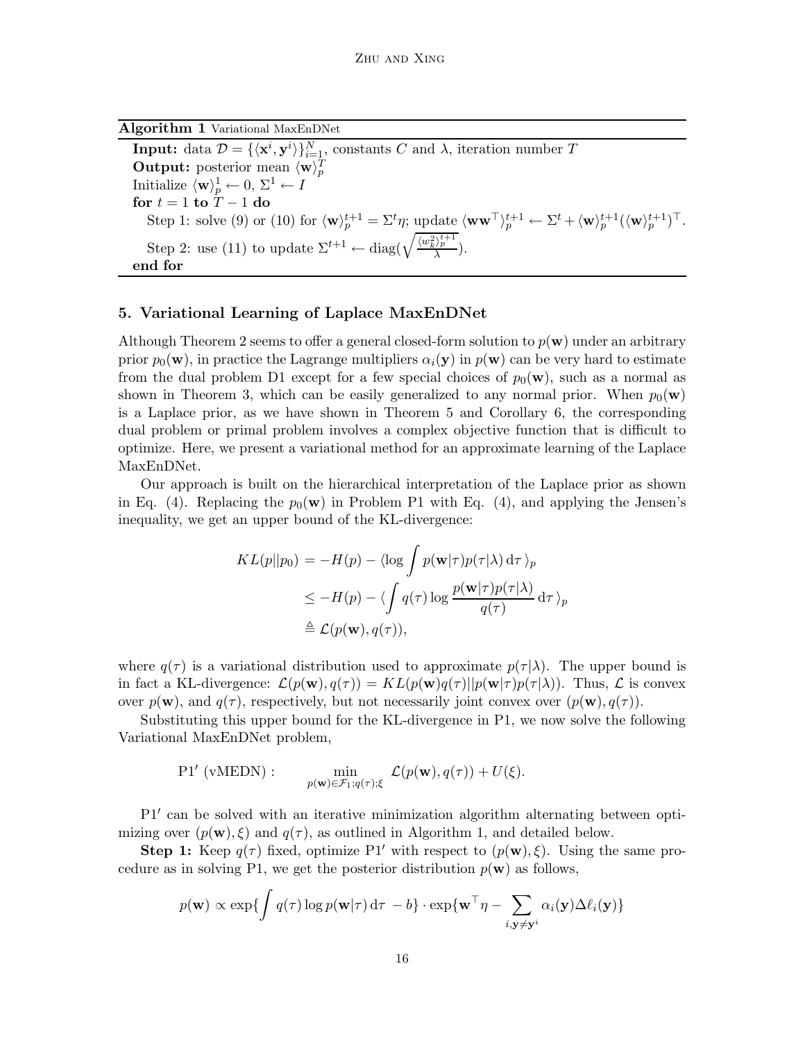---

**Algorithm 1** Variational MaxEnDNet

---

**Input:** data $\mathcal{D} = \{\langle \mathbf{x}^i, \mathbf{y}^i \rangle\}_{i=1}^N$, constants $C$ and $\lambda$, iteration number $T$
**Output:** posterior mean $\langle \mathbf{w} \rangle_p^T$
Initialize $\langle \mathbf{w} \rangle_p^1 \leftarrow 0$, $\Sigma^1 \leftarrow I$
**for** $t = 1$ **to** $T-1$ **do**
  Step 1: solve (9) or (10) for $\langle \mathbf{w} \rangle_p^{t+1} = \Sigma^t \eta$; update $\langle \mathbf{w}\mathbf{w}^\top \rangle_p^{t+1} \leftarrow \Sigma^t + \langle \mathbf{w} \rangle_p^{t+1} (\langle \mathbf{w} \rangle_p^{t+1})^\top$.
  Step 2: use (11) to update $\Sigma^{t+1} \leftarrow \mathrm{diag}(\sqrt{\frac{\langle w_k^2 \rangle_p^{t+1}}{\lambda}})$.
**end for**

---

## 5. Variational Learning of Laplace MaxEnDNet

Although Theorem 2 seems to offer a general closed-form solution to $p(\mathbf{w})$ under an arbitrary prior $p_0(\mathbf{w})$, in practice the Lagrange multipliers $\alpha_i(\mathbf{y})$ in $p(\mathbf{w})$ can be very hard to estimate from the dual problem D1 except for a few special choices of $p_0(\mathbf{w})$, such as a normal as shown in Theorem 3, which can be easily generalized to any normal prior. When $p_0(\mathbf{w})$ is a Laplace prior, as we have shown in Theorem 5 and Corollary 6, the corresponding dual problem or primal problem involves a complex objective function that is difficult to optimize. Here, we present a variational method for an approximate learning of the Laplace MaxEnDNet.

Our approach is built on the hierarchical interpretation of the Laplace prior as shown in Eq. (4). Replacing the $p_0(\mathbf{w})$ in Problem P1 with Eq. (4), and applying the Jensen's inequality, we get an upper bound of the KL-divergence:

$$
\begin{aligned}
KL(p||p_0) &= -H(p) - \langle \log \int p(\mathbf{w}|\tau) p(\tau|\lambda) \, \mathrm{d}\tau \, \rangle_p \\
&\leq -H(p) - \langle \int q(\tau) \log \frac{p(\mathbf{w}|\tau)p(\tau|\lambda)}{q(\tau)} \, \mathrm{d}\tau \, \rangle_p \\
&\triangleq \mathcal{L}(p(\mathbf{w}), q(\tau)),
\end{aligned}
$$

where $q(\tau)$ is a variational distribution used to approximate $p(\tau|\lambda)$. The upper bound is in fact a KL-divergence: $\mathcal{L}(p(\mathbf{w}), q(\tau)) = KL(p(\mathbf{w})q(\tau)||p(\mathbf{w}|\tau)p(\tau|\lambda))$. Thus, $\mathcal{L}$ is convex over $p(\mathbf{w})$, and $q(\tau)$, respectively, but not necessarily joint convex over $(p(\mathbf{w}), q(\tau))$.

Substituting this upper bound for the KL-divergence in P1, we now solve the following Variational MaxEnDNet problem,

$$
\mathrm{P1}' \text{ (vMEDN)}: \qquad \min_{p(\mathbf{w}) \in \mathcal{F}_1; q(\tau); \xi} \; \mathcal{L}(p(\mathbf{w}), q(\tau)) + U(\xi).
$$

$\mathrm{P1}'$ can be solved with an iterative minimization algorithm alternating between optimizing over $(p(\mathbf{w}), \xi)$ and $q(\tau)$, as outlined in Algorithm 1, and detailed below.

**Step 1:** Keep $q(\tau)$ fixed, optimize $\mathrm{P1}'$ with respect to $(p(\mathbf{w}), \xi)$. Using the same procedure as in solving P1, we get the posterior distribution $p(\mathbf{w})$ as follows,

$$
p(\mathbf{w}) \propto \exp\{\int q(\tau) \log p(\mathbf{w}|\tau) \, \mathrm{d}\tau \, - b\} \cdot \exp\{\mathbf{w}^\top \eta - \sum_{i, \mathbf{y} \neq \mathbf{y}^i} \alpha_i(\mathbf{y}) \Delta \ell_i(\mathbf{y})\}
$$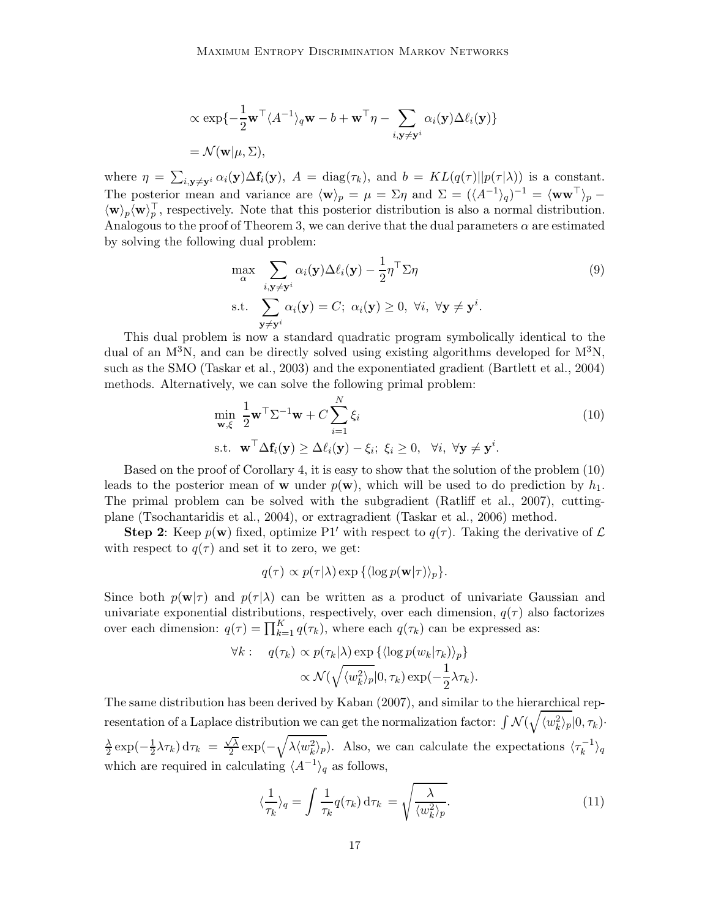$$
\begin{aligned}
&\propto \exp\{-\frac{1}{2}\mathbf{w}^\top \langle A^{-1}\rangle_q \mathbf{w} - b + \mathbf{w}^\top \eta - \sum_{i,\mathbf{y}\neq\mathbf{y}^i} \alpha_i(\mathbf{y})\Delta\ell_i(\mathbf{y})\} \\
&= \mathcal{N}(\mathbf{w}|\mu, \Sigma),
\end{aligned}
$$

where $\eta = \sum_{i,\mathbf{y}\neq\mathbf{y}^i} \alpha_i(\mathbf{y})\Delta\mathbf{f}_i(\mathbf{y})$, $A = \mathrm{diag}(\tau_k)$, and $b = KL(q(\tau)||p(\tau|\lambda))$ is a constant. The posterior mean and variance are $\langle \mathbf{w}\rangle_p = \mu = \Sigma\eta$ and $\Sigma = (\langle A^{-1}\rangle_q)^{-1} = \langle \mathbf{w}\mathbf{w}^\top\rangle_p - \langle \mathbf{w}\rangle_p \langle \mathbf{w}\rangle_p^\top$, respectively. Note that this posterior distribution is also a normal distribution. Analogous to the proof of Theorem 3, we can derive that the dual parameters $\alpha$ are estimated by solving the following dual problem:

$$
\begin{aligned}
\max_{\alpha} \quad & \sum_{i,\mathbf{y}\neq\mathbf{y}^i} \alpha_i(\mathbf{y})\Delta\ell_i(\mathbf{y}) - \frac{1}{2}\eta^\top \Sigma \eta \\
\text{s.t.} \quad & \sum_{\mathbf{y}\neq\mathbf{y}^i} \alpha_i(\mathbf{y}) = C;\ \alpha_i(\mathbf{y}) \geq 0,\ \forall i,\ \forall \mathbf{y}\neq\mathbf{y}^i.
\end{aligned} \tag{9}
$$

This dual problem is now a standard quadratic program symbolically identical to the dual of an M$^3$N, and can be directly solved using existing algorithms developed for M$^3$N, such as the SMO (Taskar et al., 2003) and the exponentiated gradient (Bartlett et al., 2004) methods. Alternatively, we can solve the following primal problem:

$$
\begin{aligned}
\min_{\mathbf{w},\xi} \quad & \frac{1}{2}\mathbf{w}^\top \Sigma^{-1}\mathbf{w} + C\sum_{i=1}^{N} \xi_i \\
\text{s.t.} \quad & \mathbf{w}^\top \Delta\mathbf{f}_i(\mathbf{y}) \geq \Delta\ell_i(\mathbf{y}) - \xi_i;\ \xi_i \geq 0,\ \ \forall i,\ \forall \mathbf{y}\neq\mathbf{y}^i.
\end{aligned} \tag{10}
$$

Based on the proof of Corollary 4, it is easy to show that the solution of the problem (10) leads to the posterior mean of $\mathbf{w}$ under $p(\mathbf{w})$, which will be used to do prediction by $h_1$. The primal problem can be solved with the subgradient (Ratliff et al., 2007), cutting-plane (Tsochantaridis et al., 2004), or extragradient (Taskar et al., 2006) method.

**Step 2**: Keep $p(\mathbf{w})$ fixed, optimize P1$'$ with respect to $q(\tau)$. Taking the derivative of $\mathcal{L}$ with respect to $q(\tau)$ and set it to zero, we get:

$$
q(\tau) \propto p(\tau|\lambda)\exp\{\langle \log p(\mathbf{w}|\tau)\rangle_p\}.
$$

Since both $p(\mathbf{w}|\tau)$ and $p(\tau|\lambda)$ can be written as a product of univariate Gaussian and univariate exponential distributions, respectively, over each dimension, $q(\tau)$ also factorizes over each dimension: $q(\tau) = \prod_{k=1}^{K} q(\tau_k)$, where each $q(\tau_k)$ can be expressed as:

$$
\begin{aligned}
\forall k: \quad q(\tau_k) &\propto p(\tau_k|\lambda)\exp\{\langle \log p(w_k|\tau_k)\rangle_p\} \\
&\propto \mathcal{N}(\sqrt{\langle w_k^2\rangle_p}|0, \tau_k)\exp(-\frac{1}{2}\lambda\tau_k).
\end{aligned}
$$

The same distribution has been derived by Kaban (2007), and similar to the hierarchical representation of a Laplace distribution we can get the normalization factor: $\int \mathcal{N}(\sqrt{\langle w_k^2\rangle_p}|0,\tau_k)\cdot \frac{\lambda}{2}\exp(-\frac{1}{2}\lambda\tau_k)\,\mathrm{d}\tau_k = \frac{\sqrt{\lambda}}{2}\exp(-\sqrt{\lambda\langle w_k^2\rangle_p})$. Also, we can calculate the expectations $\langle \tau_k^{-1}\rangle_q$ which are required in calculating $\langle A^{-1}\rangle_q$ as follows,

$$
\langle \frac{1}{\tau_k}\rangle_q = \int \frac{1}{\tau_k} q(\tau_k)\,\mathrm{d}\tau_k = \sqrt{\frac{\lambda}{\langle w_k^2\rangle_p}}. \tag{11}
$$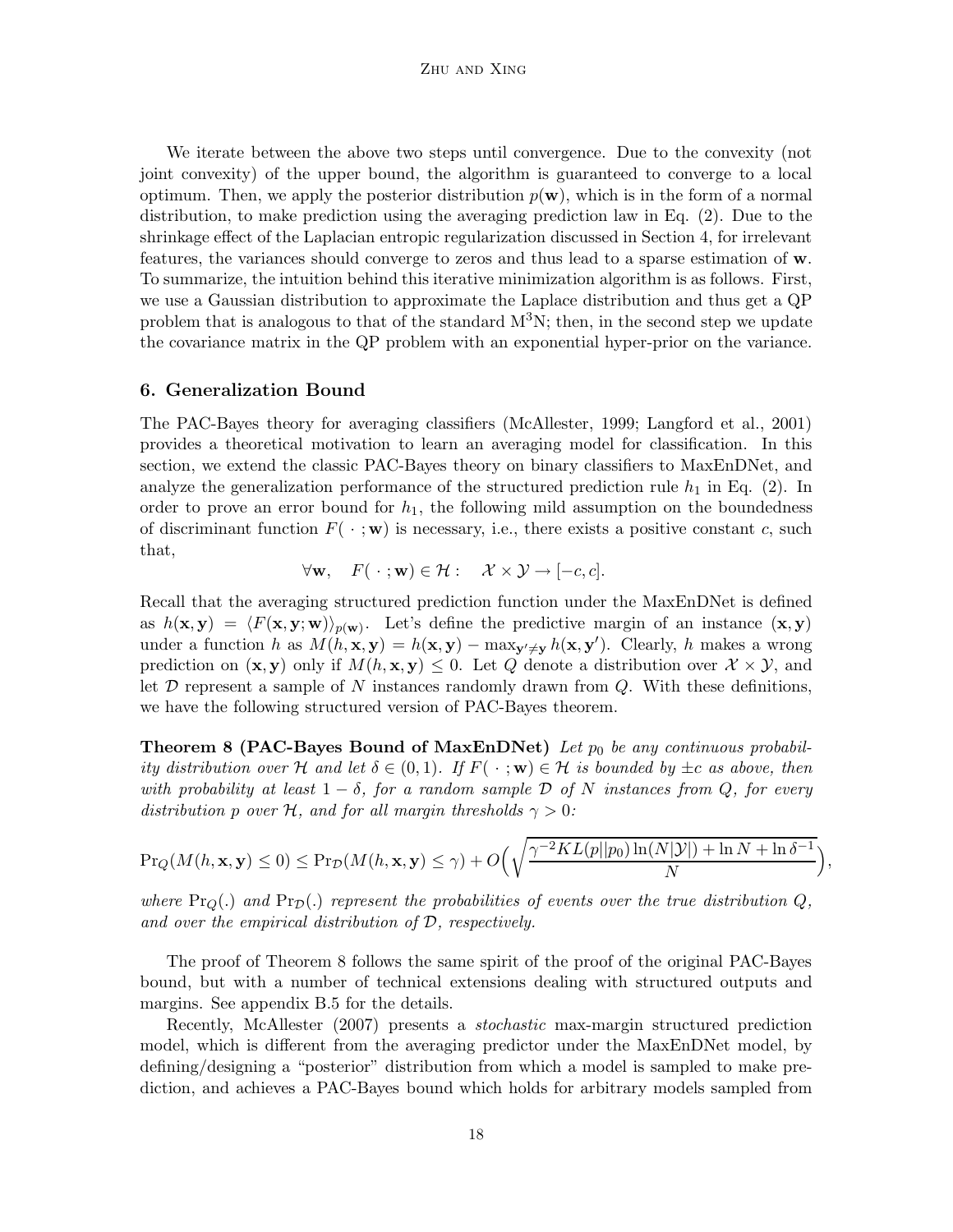We iterate between the above two steps until convergence. Due to the convexity (not joint convexity) of the upper bound, the algorithm is guaranteed to converge to a local optimum. Then, we apply the posterior distribution $p(\mathbf{w})$, which is in the form of a normal distribution, to make prediction using the averaging prediction law in Eq. (2). Due to the shrinkage effect of the Laplacian entropic regularization discussed in Section 4, for irrelevant features, the variances should converge to zeros and thus lead to a sparse estimation of $\mathbf{w}$. To summarize, the intuition behind this iterative minimization algorithm is as follows. First, we use a Gaussian distribution to approximate the Laplace distribution and thus get a QP problem that is analogous to that of the standard M$^3$N; then, in the second step we update the covariance matrix in the QP problem with an exponential hyper-prior on the variance.

## 6. Generalization Bound

The PAC-Bayes theory for averaging classifiers (McAllester, 1999; Langford et al., 2001) provides a theoretical motivation to learn an averaging model for classification. In this section, we extend the classic PAC-Bayes theory on binary classifiers to MaxEnDNet, and analyze the generalization performance of the structured prediction rule $h_1$ in Eq. (2). In order to prove an error bound for $h_1$, the following mild assumption on the boundedness of discriminant function $F(\,\cdot\,;\mathbf{w})$ is necessary, i.e., there exists a positive constant $c$, such that,

$$\forall \mathbf{w}, \quad F(\,\cdot\,;\mathbf{w}) \in \mathcal{H}: \quad \mathcal{X} \times \mathcal{Y} \rightarrow [-c, c].$$

Recall that the averaging structured prediction function under the MaxEnDNet is defined as $h(\mathbf{x}, \mathbf{y}) = \langle F(\mathbf{x}, \mathbf{y}; \mathbf{w}) \rangle_{p(\mathbf{w})}$. Let's define the predictive margin of an instance $(\mathbf{x}, \mathbf{y})$ under a function $h$ as $M(h, \mathbf{x}, \mathbf{y}) = h(\mathbf{x}, \mathbf{y}) - \max_{\mathbf{y}' \neq \mathbf{y}} h(\mathbf{x}, \mathbf{y}')$. Clearly, $h$ makes a wrong prediction on $(\mathbf{x}, \mathbf{y})$ only if $M(h, \mathbf{x}, \mathbf{y}) \leq 0$. Let $Q$ denote a distribution over $\mathcal{X} \times \mathcal{Y}$, and let $\mathcal{D}$ represent a sample of $N$ instances randomly drawn from $Q$. With these definitions, we have the following structured version of PAC-Bayes theorem.

**Theorem 8 (PAC-Bayes Bound of MaxEnDNet)** *Let $p_0$ be any continuous probability distribution over $\mathcal{H}$ and let $\delta \in (0, 1)$. If $F(\,\cdot\,;\mathbf{w}) \in \mathcal{H}$ is bounded by $\pm c$ as above, then with probability at least $1 - \delta$, for a random sample $\mathcal{D}$ of $N$ instances from $Q$, for every distribution $p$ over $\mathcal{H}$, and for all margin thresholds $\gamma > 0$:*

$$\Pr_Q(M(h, \mathbf{x}, \mathbf{y}) \leq 0) \leq \Pr_{\mathcal{D}}(M(h, \mathbf{x}, \mathbf{y}) \leq \gamma) + O\Big(\sqrt{\frac{\gamma^{-2} KL(p||p_0)\ln(N|\mathcal{Y}|) + \ln N + \ln \delta^{-1}}{N}}\Big),$$

*where $\Pr_Q(.)$ and $\Pr_{\mathcal{D}}(.)$ represent the probabilities of events over the true distribution $Q$, and over the empirical distribution of $\mathcal{D}$, respectively.*

The proof of Theorem 8 follows the same spirit of the proof of the original PAC-Bayes bound, but with a number of technical extensions dealing with structured outputs and margins. See appendix B.5 for the details.

Recently, McAllester (2007) presents a *stochastic* max-margin structured prediction model, which is different from the averaging predictor under the MaxEnDNet model, by defining/designing a "posterior" distribution from which a model is sampled to make prediction, and achieves a PAC-Bayes bound which holds for arbitrary models sampled from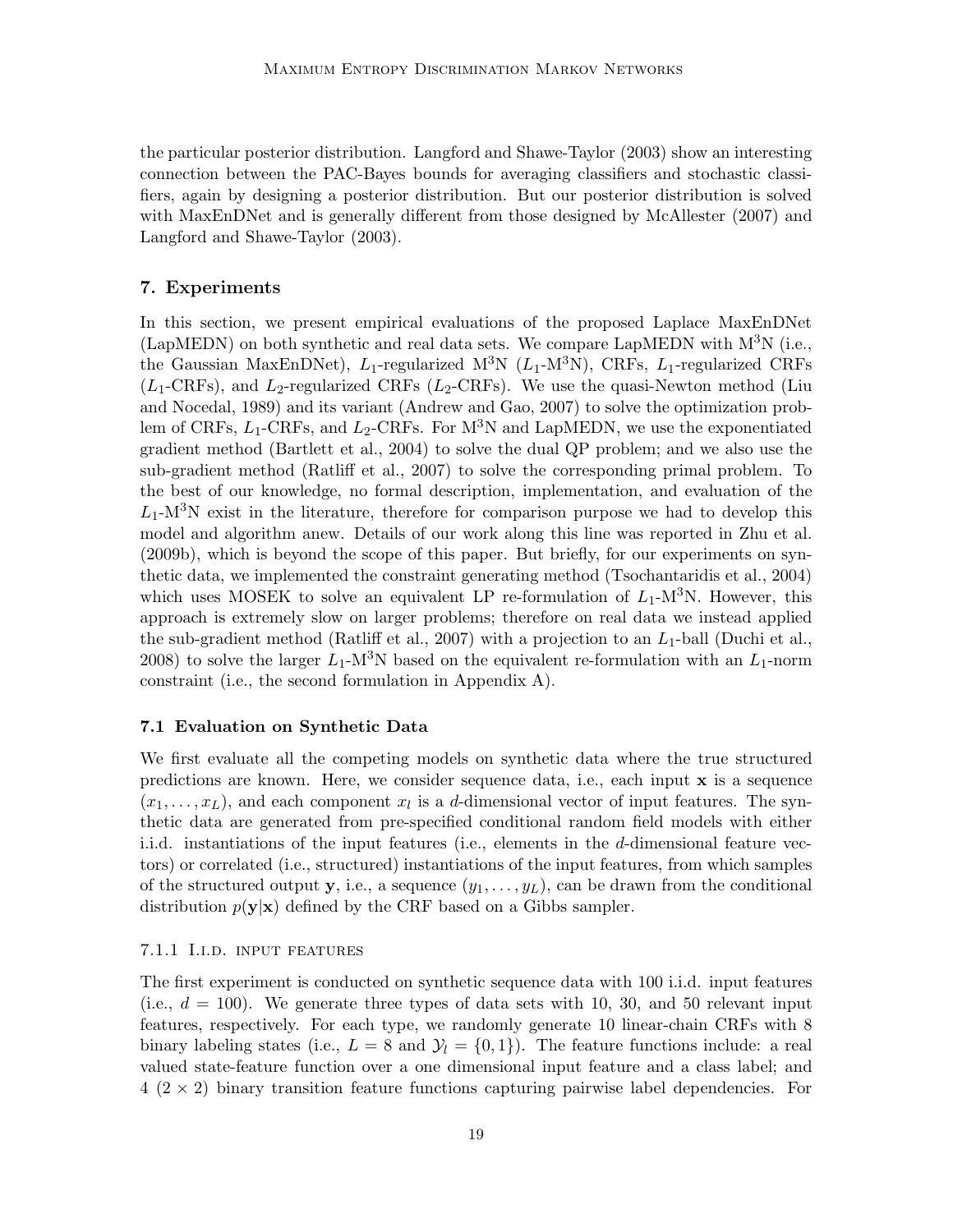the particular posterior distribution. Langford and Shawe-Taylor (2003) show an interesting connection between the PAC-Bayes bounds for averaging classifiers and stochastic classifiers, again by designing a posterior distribution. But our posterior distribution is solved with MaxEnDNet and is generally different from those designed by McAllester (2007) and Langford and Shawe-Taylor (2003).

## 7. Experiments

In this section, we present empirical evaluations of the proposed Laplace MaxEnDNet (LapMEDN) on both synthetic and real data sets. We compare LapMEDN with $\mathrm{M}^3\mathrm{N}$ (i.e., the Gaussian MaxEnDNet), $L_1$-regularized $\mathrm{M}^3\mathrm{N}$ ($L_1$-$\mathrm{M}^3\mathrm{N}$), CRFs, $L_1$-regularized CRFs ($L_1$-CRFs), and $L_2$-regularized CRFs ($L_2$-CRFs). We use the quasi-Newton method (Liu and Nocedal, 1989) and its variant (Andrew and Gao, 2007) to solve the optimization problem of CRFs, $L_1$-CRFs, and $L_2$-CRFs. For $\mathrm{M}^3\mathrm{N}$ and LapMEDN, we use the exponentiated gradient method (Bartlett et al., 2004) to solve the dual QP problem; and we also use the sub-gradient method (Ratliff et al., 2007) to solve the corresponding primal problem. To the best of our knowledge, no formal description, implementation, and evaluation of the $L_1$-$\mathrm{M}^3\mathrm{N}$ exist in the literature, therefore for comparison purpose we had to develop this model and algorithm anew. Details of our work along this line was reported in Zhu et al. (2009b), which is beyond the scope of this paper. But briefly, for our experiments on synthetic data, we implemented the constraint generating method (Tsochantaridis et al., 2004) which uses MOSEK to solve an equivalent LP re-formulation of $L_1$-$\mathrm{M}^3\mathrm{N}$. However, this approach is extremely slow on larger problems; therefore on real data we instead applied the sub-gradient method (Ratliff et al., 2007) with a projection to an $L_1$-ball (Duchi et al., 2008) to solve the larger $L_1$-$\mathrm{M}^3\mathrm{N}$ based on the equivalent re-formulation with an $L_1$-norm constraint (i.e., the second formulation in Appendix A).

### 7.1 Evaluation on Synthetic Data

We first evaluate all the competing models on synthetic data where the true structured predictions are known. Here, we consider sequence data, i.e., each input $\mathbf{x}$ is a sequence $(x_1, \ldots, x_L)$, and each component $x_l$ is a $d$-dimensional vector of input features. The synthetic data are generated from pre-specified conditional random field models with either i.i.d. instantiations of the input features (i.e., elements in the $d$-dimensional feature vectors) or correlated (i.e., structured) instantiations of the input features, from which samples of the structured output $\mathbf{y}$, i.e., a sequence $(y_1, \ldots, y_L)$, can be drawn from the conditional distribution $p(\mathbf{y}|\mathbf{x})$ defined by the CRF based on a Gibbs sampler.

#### 7.1.1 I.i.d. input features

The first experiment is conducted on synthetic sequence data with 100 i.i.d. input features (i.e., $d = 100$). We generate three types of data sets with 10, 30, and 50 relevant input features, respectively. For each type, we randomly generate 10 linear-chain CRFs with 8 binary labeling states (i.e., $L = 8$ and $\mathcal{Y}_l = \{0, 1\}$). The feature functions include: a real valued state-feature function over a one dimensional input feature and a class label; and 4 ($2 \times 2$) binary transition feature functions capturing pairwise label dependencies. For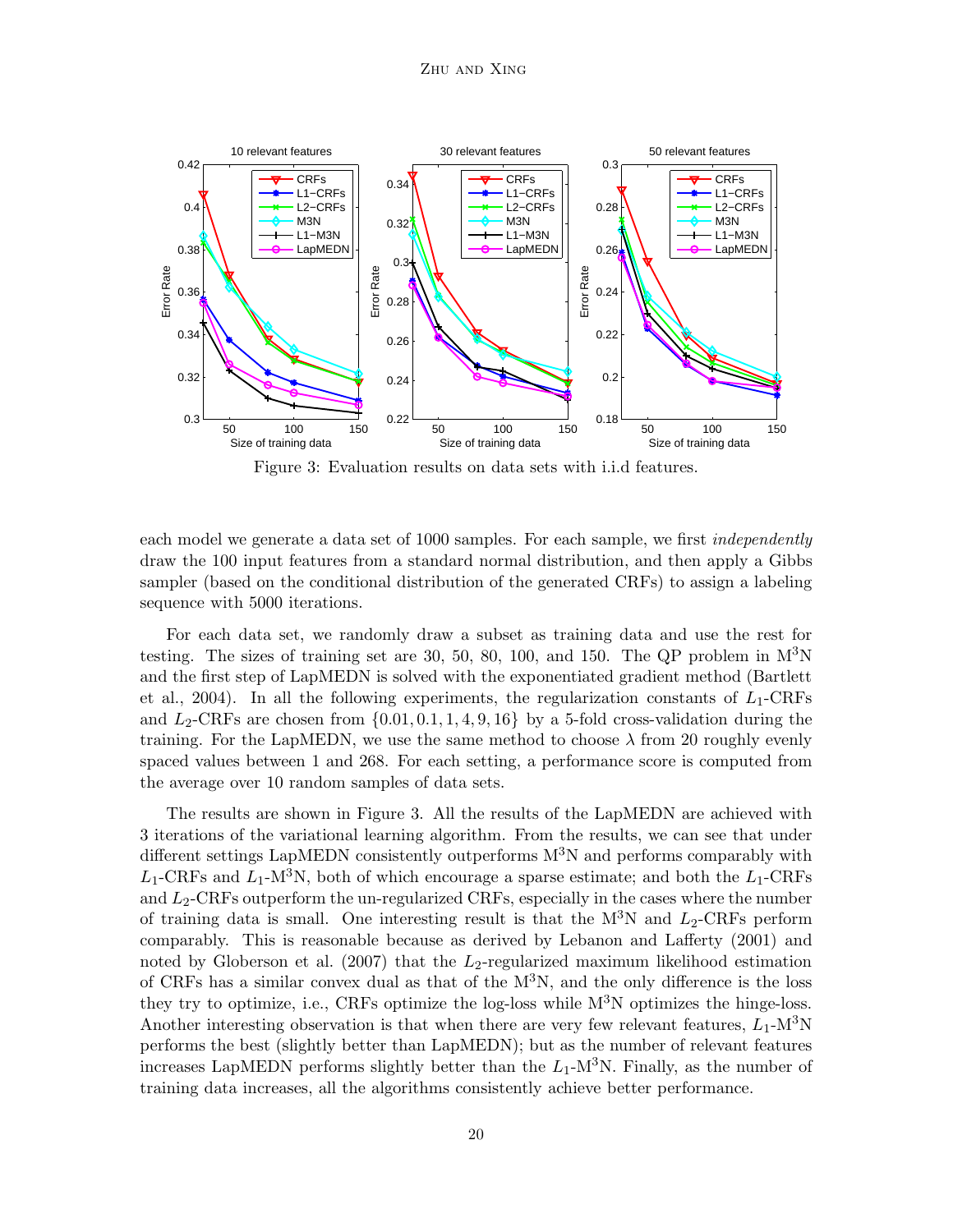Figure 3: Evaluation results on data sets with i.i.d features.

each model we generate a data set of 1000 samples. For each sample, we first *independently* draw the 100 input features from a standard normal distribution, and then apply a Gibbs sampler (based on the conditional distribution of the generated CRFs) to assign a labeling sequence with 5000 iterations.

For each data set, we randomly draw a subset as training data and use the rest for testing. The sizes of training set are 30, 50, 80, 100, and 150. The QP problem in M$^3$N and the first step of LapMEDN is solved with the exponentiated gradient method (Bartlett et al., 2004). In all the following experiments, the regularization constants of $L_1$-CRFs and $L_2$-CRFs are chosen from $\{0.01, 0.1, 1, 4, 9, 16\}$ by a 5-fold cross-validation during the training. For the LapMEDN, we use the same method to choose $\lambda$ from 20 roughly evenly spaced values between 1 and 268. For each setting, a performance score is computed from the average over 10 random samples of data sets.

The results are shown in Figure 3. All the results of the LapMEDN are achieved with 3 iterations of the variational learning algorithm. From the results, we can see that under different settings LapMEDN consistently outperforms M$^3$N and performs comparably with $L_1$-CRFs and $L_1$-M$^3$N, both of which encourage a sparse estimate; and both the $L_1$-CRFs and $L_2$-CRFs outperform the un-regularized CRFs, especially in the cases where the number of training data is small. One interesting result is that the M$^3$N and $L_2$-CRFs perform comparably. This is reasonable because as derived by Lebanon and Lafferty (2001) and noted by Globerson et al. (2007) that the $L_2$-regularized maximum likelihood estimation of CRFs has a similar convex dual as that of the M$^3$N, and the only difference is the loss they try to optimize, i.e., CRFs optimize the log-loss while M$^3$N optimizes the hinge-loss. Another interesting observation is that when there are very few relevant features, $L_1$-M$^3$N performs the best (slightly better than LapMEDN); but as the number of relevant features increases LapMEDN performs slightly better than the $L_1$-M$^3$N. Finally, as the number of training data increases, all the algorithms consistently achieve better performance.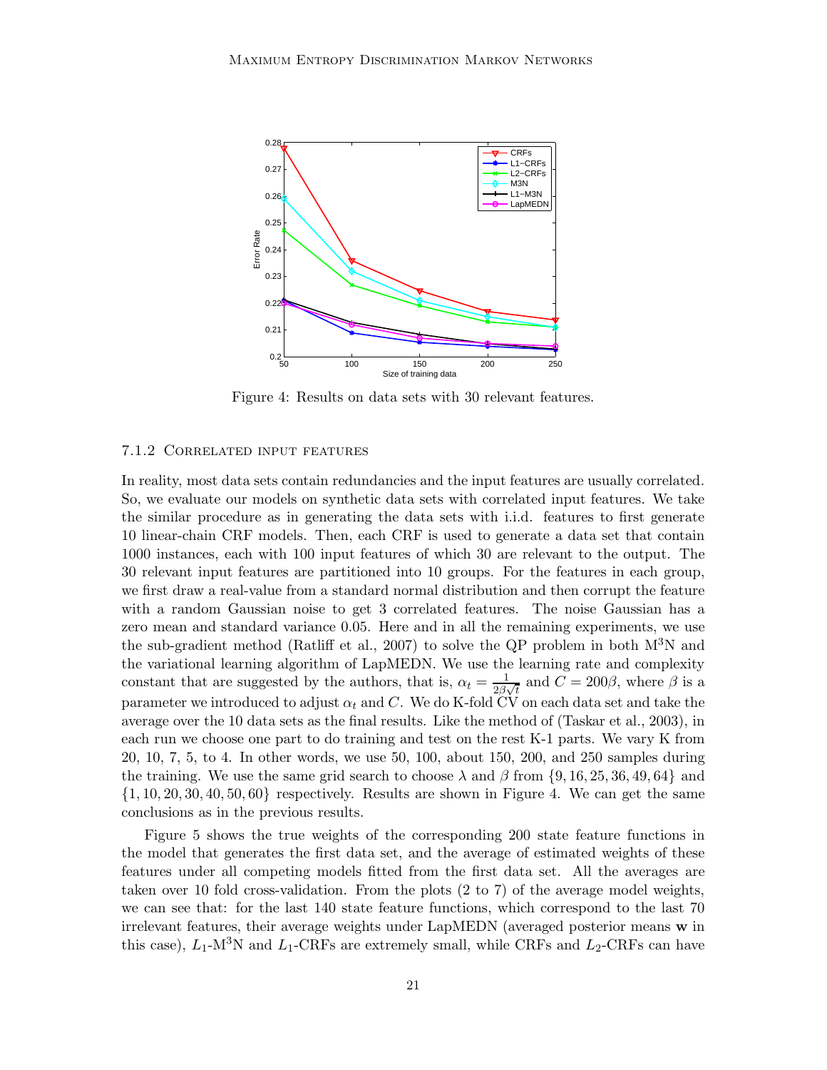Figure 4: Results on data sets with 30 relevant features.

### 7.1.2 Correlated input features

In reality, most data sets contain redundancies and the input features are usually correlated. So, we evaluate our models on synthetic data sets with correlated input features. We take the similar procedure as in generating the data sets with i.i.d. features to first generate 10 linear-chain CRF models. Then, each CRF is used to generate a data set that contain 1000 instances, each with 100 input features of which 30 are relevant to the output. The 30 relevant input features are partitioned into 10 groups. For the features in each group, we first draw a real-value from a standard normal distribution and then corrupt the feature with a random Gaussian noise to get 3 correlated features. The noise Gaussian has a zero mean and standard variance 0.05. Here and in all the remaining experiments, we use the sub-gradient method (Ratliff et al., 2007) to solve the QP problem in both M$^3$N and the variational learning algorithm of LapMEDN. We use the learning rate and complexity constant that are suggested by the authors, that is, $\alpha_t = \frac{1}{2\beta\sqrt{t}}$ and $C = 200\beta$, where $\beta$ is a parameter we introduced to adjust $\alpha_t$ and $C$. We do K-fold CV on each data set and take the average over the 10 data sets as the final results. Like the method of (Taskar et al., 2003), in each run we choose one part to do training and test on the rest K-1 parts. We vary K from 20, 10, 7, 5, to 4. In other words, we use 50, 100, about 150, 200, and 250 samples during the training. We use the same grid search to choose $\lambda$ and $\beta$ from $\{9, 16, 25, 36, 49, 64\}$ and $\{1, 10, 20, 30, 40, 50, 60\}$ respectively. Results are shown in Figure 4. We can get the same conclusions as in the previous results.

Figure 5 shows the true weights of the corresponding 200 state feature functions in the model that generates the first data set, and the average of estimated weights of these features under all competing models fitted from the first data set. All the averages are taken over 10 fold cross-validation. From the plots (2 to 7) of the average model weights, we can see that: for the last 140 state feature functions, which correspond to the last 70 irrelevant features, their average weights under LapMEDN (averaged posterior means $\mathbf{w}$ in this case), $L_1$-M$^3$N and $L_1$-CRFs are extremely small, while CRFs and $L_2$-CRFs can have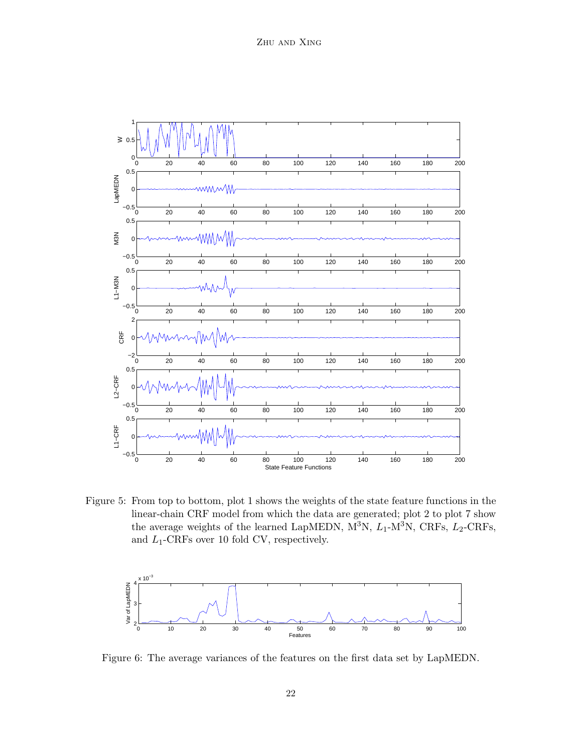Figure 5: From top to bottom, plot 1 shows the weights of the state feature functions in the linear-chain CRF model from which the data are generated; plot 2 to plot 7 show the average weights of the learned LapMEDN, M$^3$N, $L_1$-M$^3$N, CRFs, $L_2$-CRFs, and $L_1$-CRFs over 10 fold CV, respectively.

Figure 6: The average variances of the features on the first data set by LapMEDN.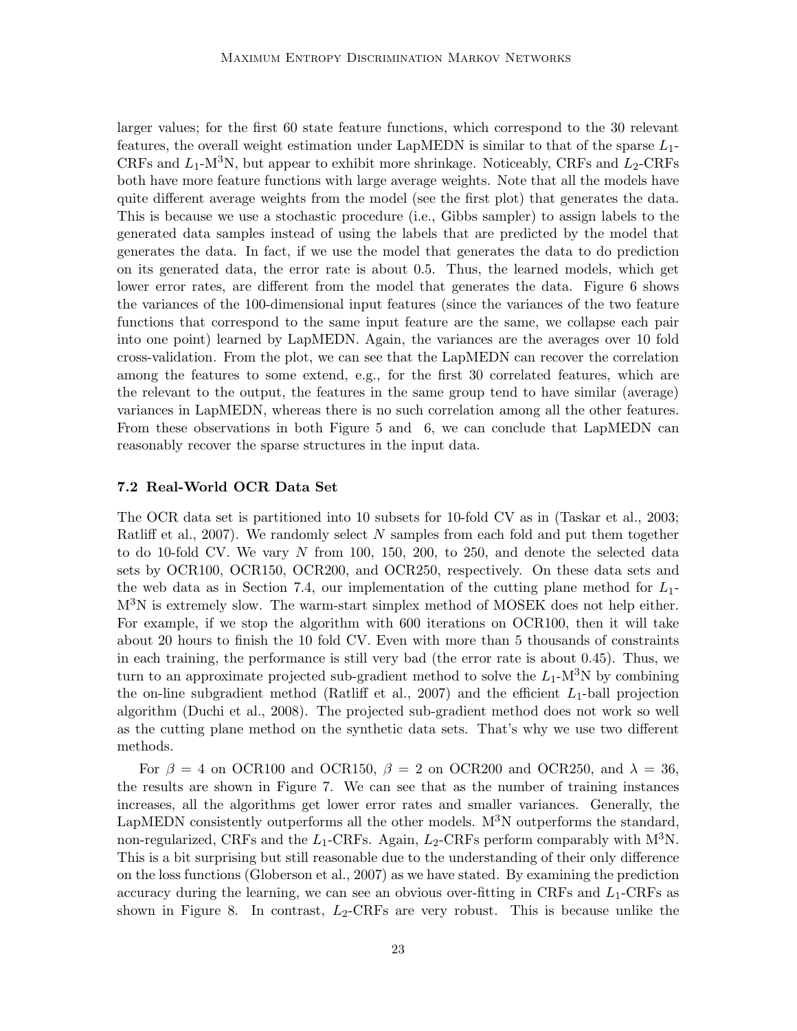larger values; for the first 60 state feature functions, which correspond to the 30 relevant features, the overall weight estimation under LapMEDN is similar to that of the sparse $L_1$-CRFs and $L_1$-M$^3$N, but appear to exhibit more shrinkage. Noticeably, CRFs and $L_2$-CRFs both have more feature functions with large average weights. Note that all the models have quite different average weights from the model (see the first plot) that generates the data. This is because we use a stochastic procedure (i.e., Gibbs sampler) to assign labels to the generated data samples instead of using the labels that are predicted by the model that generates the data. In fact, if we use the model that generates the data to do prediction on its generated data, the error rate is about 0.5. Thus, the learned models, which get lower error rates, are different from the model that generates the data. Figure 6 shows the variances of the 100-dimensional input features (since the variances of the two feature functions that correspond to the same input feature are the same, we collapse each pair into one point) learned by LapMEDN. Again, the variances are the averages over 10 fold cross-validation. From the plot, we can see that the LapMEDN can recover the correlation among the features to some extend, e.g., for the first 30 correlated features, which are the relevant to the output, the features in the same group tend to have similar (average) variances in LapMEDN, whereas there is no such correlation among all the other features. From these observations in both Figure 5 and 6, we can conclude that LapMEDN can reasonably recover the sparse structures in the input data.

### 7.2 Real-World OCR Data Set

The OCR data set is partitioned into 10 subsets for 10-fold CV as in (Taskar et al., 2003; Ratliff et al., 2007). We randomly select $N$ samples from each fold and put them together to do 10-fold CV. We vary $N$ from 100, 150, 200, to 250, and denote the selected data sets by OCR100, OCR150, OCR200, and OCR250, respectively. On these data sets and the web data as in Section 7.4, our implementation of the cutting plane method for $L_1$-M$^3$N is extremely slow. The warm-start simplex method of MOSEK does not help either. For example, if we stop the algorithm with 600 iterations on OCR100, then it will take about 20 hours to finish the 10 fold CV. Even with more than 5 thousands of constraints in each training, the performance is still very bad (the error rate is about 0.45). Thus, we turn to an approximate projected sub-gradient method to solve the $L_1$-M$^3$N by combining the on-line subgradient method (Ratliff et al., 2007) and the efficient $L_1$-ball projection algorithm (Duchi et al., 2008). The projected sub-gradient method does not work so well as the cutting plane method on the synthetic data sets. That's why we use two different methods.

For $\beta = 4$ on OCR100 and OCR150, $\beta = 2$ on OCR200 and OCR250, and $\lambda = 36$, the results are shown in Figure 7. We can see that as the number of training instances increases, all the algorithms get lower error rates and smaller variances. Generally, the LapMEDN consistently outperforms all the other models. M$^3$N outperforms the standard, non-regularized, CRFs and the $L_1$-CRFs. Again, $L_2$-CRFs perform comparably with M$^3$N. This is a bit surprising but still reasonable due to the understanding of their only difference on the loss functions (Globerson et al., 2007) as we have stated. By examining the prediction accuracy during the learning, we can see an obvious over-fitting in CRFs and $L_1$-CRFs as shown in Figure 8. In contrast, $L_2$-CRFs are very robust. This is because unlike the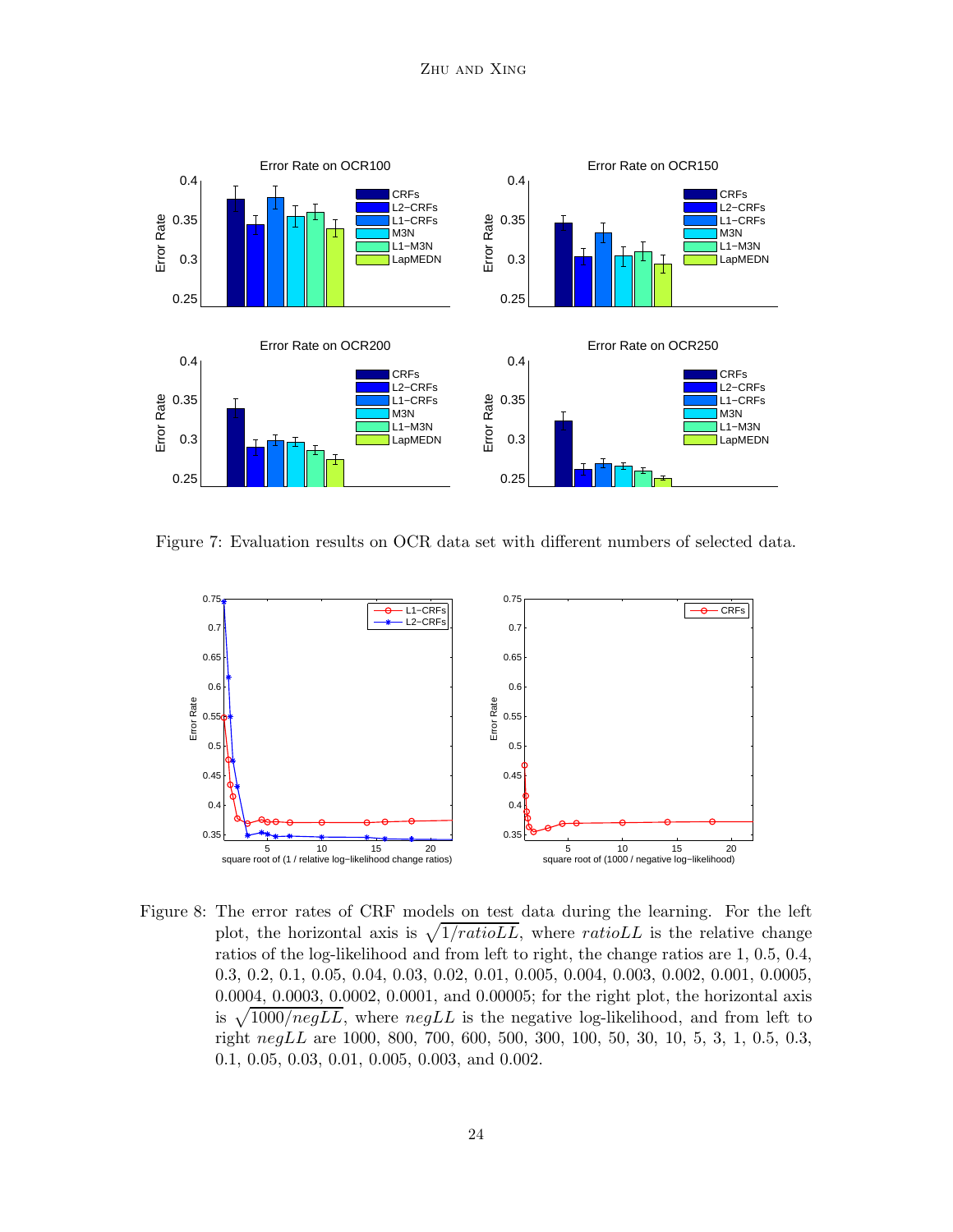Figure 7: Evaluation results on OCR data set with different numbers of selected data.

Figure 8: The error rates of CRF models on test data during the learning. For the left plot, the horizontal axis is $\sqrt{1/ratioLL}$, where $ratioLL$ is the relative change ratios of the log-likelihood and from left to right, the change ratios are 1, 0.5, 0.4, 0.3, 0.2, 0.1, 0.05, 0.04, 0.03, 0.02, 0.01, 0.005, 0.004, 0.003, 0.002, 0.001, 0.0005, 0.0004, 0.0003, 0.0002, 0.0001, and 0.00005; for the right plot, the horizontal axis is $\sqrt{1000/negLL}$, where $negLL$ is the negative log-likelihood, and from left to right $negLL$ are 1000, 800, 700, 600, 500, 300, 100, 50, 30, 10, 5, 3, 1, 0.5, 0.3, 0.1, 0.05, 0.03, 0.01, 0.005, 0.003, and 0.002.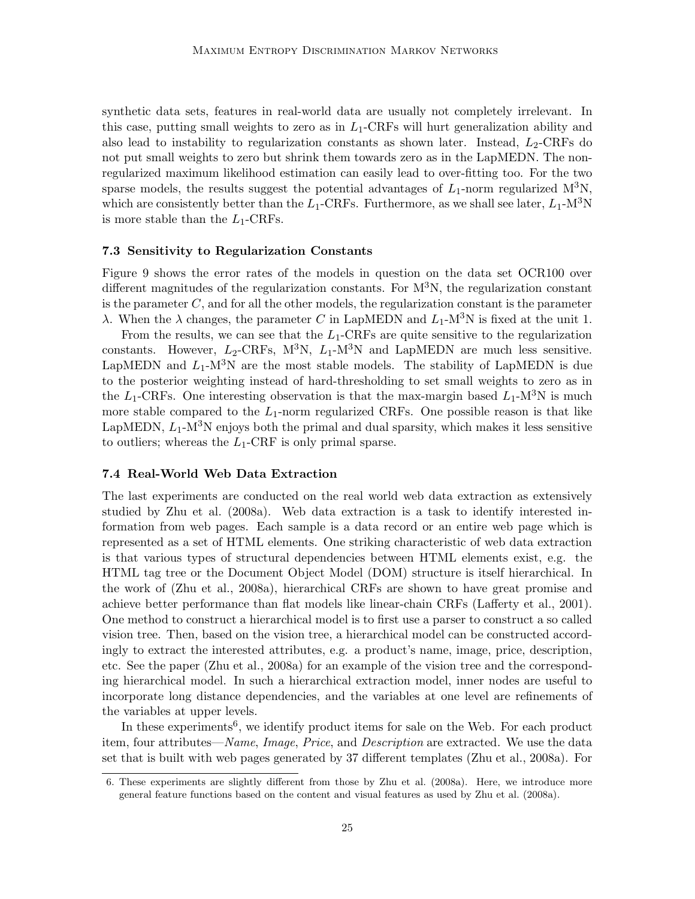synthetic data sets, features in real-world data are usually not completely irrelevant. In this case, putting small weights to zero as in $L_1$-CRFs will hurt generalization ability and also lead to instability to regularization constants as shown later. Instead, $L_2$-CRFs do not put small weights to zero but shrink them towards zero as in the LapMEDN. The non-regularized maximum likelihood estimation can easily lead to over-fitting too. For the two sparse models, the results suggest the potential advantages of $L_1$-norm regularized $\text{M}^3\text{N}$, which are consistently better than the $L_1$-CRFs. Furthermore, as we shall see later, $L_1$-$\text{M}^3\text{N}$ is more stable than the $L_1$-CRFs.

### 7.3 Sensitivity to Regularization Constants

Figure 9 shows the error rates of the models in question on the data set OCR100 over different magnitudes of the regularization constants. For $\text{M}^3\text{N}$, the regularization constant is the parameter $C$, and for all the other models, the regularization constant is the parameter $\lambda$. When the $\lambda$ changes, the parameter $C$ in LapMEDN and $L_1$-$\text{M}^3\text{N}$ is fixed at the unit 1.

From the results, we can see that the $L_1$-CRFs are quite sensitive to the regularization constants. However, $L_2$-CRFs, $\text{M}^3\text{N}$, $L_1$-$\text{M}^3\text{N}$ and LapMEDN are much less sensitive. LapMEDN and $L_1$-$\text{M}^3\text{N}$ are the most stable models. The stability of LapMEDN is due to the posterior weighting instead of hard-thresholding to set small weights to zero as in the $L_1$-CRFs. One interesting observation is that the max-margin based $L_1$-$\text{M}^3\text{N}$ is much more stable compared to the $L_1$-norm regularized CRFs. One possible reason is that like LapMEDN, $L_1$-$\text{M}^3\text{N}$ enjoys both the primal and dual sparsity, which makes it less sensitive to outliers; whereas the $L_1$-CRF is only primal sparse.

### 7.4 Real-World Web Data Extraction

The last experiments are conducted on the real world web data extraction as extensively studied by Zhu et al. (2008a). Web data extraction is a task to identify interested information from web pages. Each sample is a data record or an entire web page which is represented as a set of HTML elements. One striking characteristic of web data extraction is that various types of structural dependencies between HTML elements exist, e.g. the HTML tag tree or the Document Object Model (DOM) structure is itself hierarchical. In the work of (Zhu et al., 2008a), hierarchical CRFs are shown to have great promise and achieve better performance than flat models like linear-chain CRFs (Lafferty et al., 2001). One method to construct a hierarchical model is to first use a parser to construct a so called vision tree. Then, based on the vision tree, a hierarchical model can be constructed accordingly to extract the interested attributes, e.g. a product's name, image, price, description, etc. See the paper (Zhu et al., 2008a) for an example of the vision tree and the corresponding hierarchical model. In such a hierarchical extraction model, inner nodes are useful to incorporate long distance dependencies, and the variables at one level are refinements of the variables at upper levels.

In these experiments[6], we identify product items for sale on the Web. For each product item, four attributes—*Name*, *Image*, *Price*, and *Description* are extracted. We use the data set that is built with web pages generated by 37 different templates (Zhu et al., 2008a). For

6. These experiments are slightly different from those by Zhu et al. (2008a). Here, we introduce more general feature functions based on the content and visual features as used by Zhu et al. (2008a).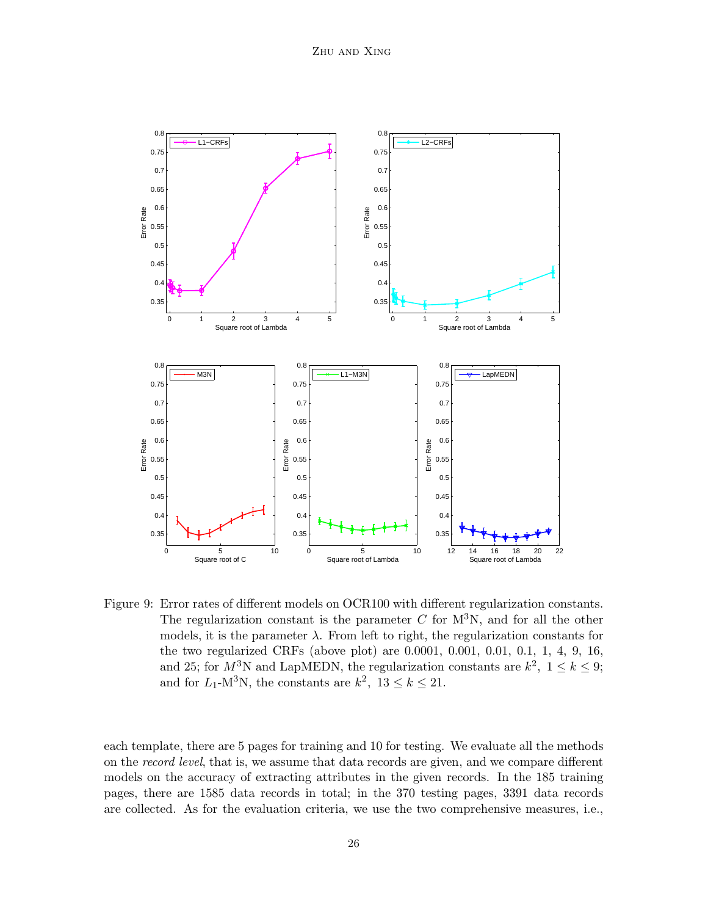Figure 9: Error rates of different models on OCR100 with different regularization constants. The regularization constant is the parameter $C$ for $\text{M}^3\text{N}$, and for all the other models, it is the parameter $\lambda$. From left to right, the regularization constants for the two regularized CRFs (above plot) are 0.0001, 0.001, 0.01, 0.1, 1, 4, 9, 16, and 25; for $M^3$N and LapMEDN, the regularization constants are $k^2,\ 1 \leq k \leq 9$; and for $L_1$-$\text{M}^3\text{N}$, the constants are $k^2,\ 13 \leq k \leq 21$.

each template, there are 5 pages for training and 10 for testing. We evaluate all the methods on the *record level*, that is, we assume that data records are given, and we compare different models on the accuracy of extracting attributes in the given records. In the 185 training pages, there are 1585 data records in total; in the 370 testing pages, 3391 data records are collected. As for the evaluation criteria, we use the two comprehensive measures, i.e.,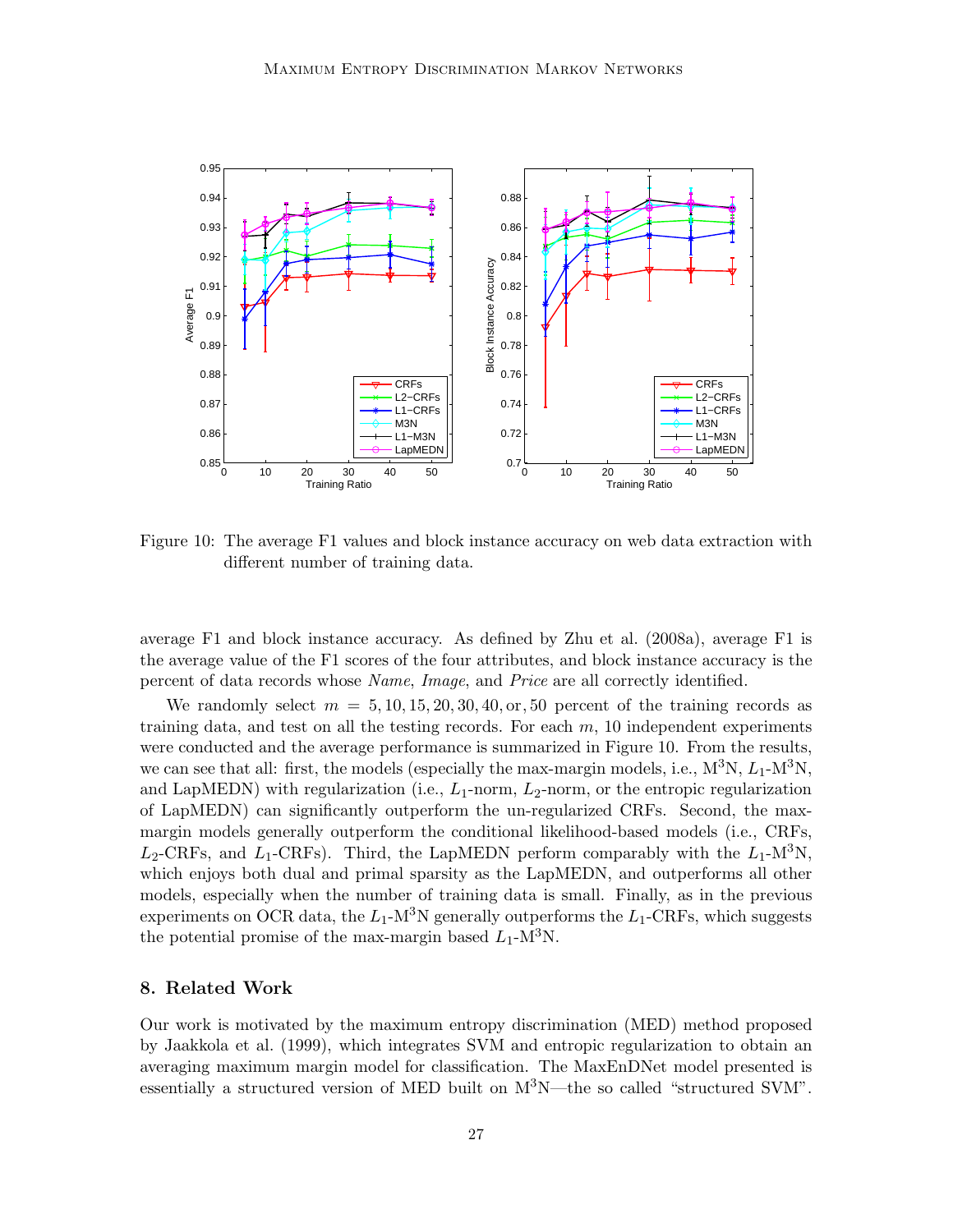Figure 10: The average F1 values and block instance accuracy on web data extraction with different number of training data.

average F1 and block instance accuracy. As defined by Zhu et al. (2008a), average F1 is the average value of the F1 scores of the four attributes, and block instance accuracy is the percent of data records whose *Name*, *Image*, and *Price* are all correctly identified.

We randomly select $m = 5, 10, 15, 20, 30, 40, \text{or}, 50$ percent of the training records as training data, and test on all the testing records. For each $m$, 10 independent experiments were conducted and the average performance is summarized in Figure 10. From the results, we can see that all: first, the models (especially the max-margin models, i.e., M$^3$N, $L_1$-M$^3$N, and LapMEDN) with regularization (i.e., $L_1$-norm, $L_2$-norm, or the entropic regularization of LapMEDN) can significantly outperform the un-regularized CRFs. Second, the max-margin models generally outperform the conditional likelihood-based models (i.e., CRFs, $L_2$-CRFs, and $L_1$-CRFs). Third, the LapMEDN perform comparably with the $L_1$-M$^3$N, which enjoys both dual and primal sparsity as the LapMEDN, and outperforms all other models, especially when the number of training data is small. Finally, as in the previous experiments on OCR data, the $L_1$-M$^3$N generally outperforms the $L_1$-CRFs, which suggests the potential promise of the max-margin based $L_1$-M$^3$N.

## 8. Related Work

Our work is motivated by the maximum entropy discrimination (MED) method proposed by Jaakkola et al. (1999), which integrates SVM and entropic regularization to obtain an averaging maximum margin model for classification. The MaxEnDNet model presented is essentially a structured version of MED built on M$^3$N—the so called "structured SVM".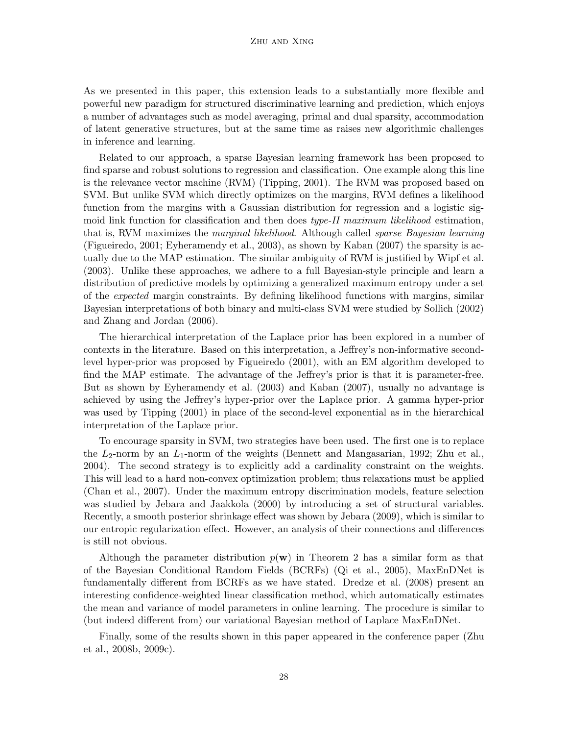As we presented in this paper, this extension leads to a substantially more flexible and powerful new paradigm for structured discriminative learning and prediction, which enjoys a number of advantages such as model averaging, primal and dual sparsity, accommodation of latent generative structures, but at the same time as raises new algorithmic challenges in inference and learning.

Related to our approach, a sparse Bayesian learning framework has been proposed to find sparse and robust solutions to regression and classification. One example along this line is the relevance vector machine (RVM) (Tipping, 2001). The RVM was proposed based on SVM. But unlike SVM which directly optimizes on the margins, RVM defines a likelihood function from the margins with a Gaussian distribution for regression and a logistic sigmoid link function for classification and then does *type-II maximum likelihood* estimation, that is, RVM maximizes the *marginal likelihood*. Although called *sparse Bayesian learning* (Figueiredo, 2001; Eyheramendy et al., 2003), as shown by Kaban (2007) the sparsity is actually due to the MAP estimation. The similar ambiguity of RVM is justified by Wipf et al. (2003). Unlike these approaches, we adhere to a full Bayesian-style principle and learn a distribution of predictive models by optimizing a generalized maximum entropy under a set of the *expected* margin constraints. By defining likelihood functions with margins, similar Bayesian interpretations of both binary and multi-class SVM were studied by Sollich (2002) and Zhang and Jordan (2006).

The hierarchical interpretation of the Laplace prior has been explored in a number of contexts in the literature. Based on this interpretation, a Jeffrey's non-informative second-level hyper-prior was proposed by Figueiredo (2001), with an EM algorithm developed to find the MAP estimate. The advantage of the Jeffrey's prior is that it is parameter-free. But as shown by Eyheramendy et al. (2003) and Kaban (2007), usually no advantage is achieved by using the Jeffrey's hyper-prior over the Laplace prior. A gamma hyper-prior was used by Tipping (2001) in place of the second-level exponential as in the hierarchical interpretation of the Laplace prior.

To encourage sparsity in SVM, two strategies have been used. The first one is to replace the $L_2$-norm by an $L_1$-norm of the weights (Bennett and Mangasarian, 1992; Zhu et al., 2004). The second strategy is to explicitly add a cardinality constraint on the weights. This will lead to a hard non-convex optimization problem; thus relaxations must be applied (Chan et al., 2007). Under the maximum entropy discrimination models, feature selection was studied by Jebara and Jaakkola (2000) by introducing a set of structural variables. Recently, a smooth posterior shrinkage effect was shown by Jebara (2009), which is similar to our entropic regularization effect. However, an analysis of their connections and differences is still not obvious.

Although the parameter distribution $p(\mathbf{w})$ in Theorem 2 has a similar form as that of the Bayesian Conditional Random Fields (BCRFs) (Qi et al., 2005), MaxEnDNet is fundamentally different from BCRFs as we have stated. Dredze et al. (2008) present an interesting confidence-weighted linear classification method, which automatically estimates the mean and variance of model parameters in online learning. The procedure is similar to (but indeed different from) our variational Bayesian method of Laplace MaxEnDNet.

Finally, some of the results shown in this paper appeared in the conference paper (Zhu et al., 2008b, 2009c).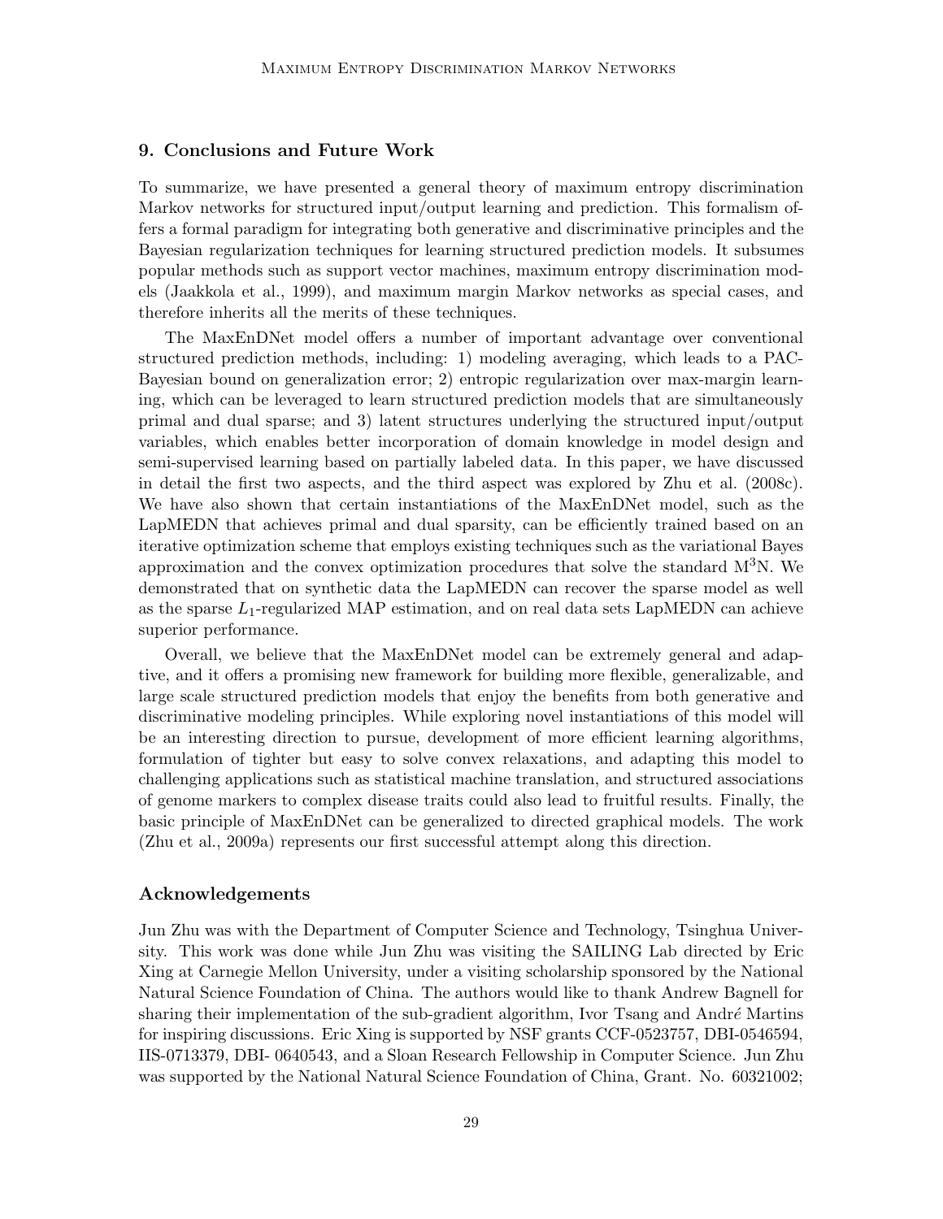## 9. Conclusions and Future Work

To summarize, we have presented a general theory of maximum entropy discrimination Markov networks for structured input/output learning and prediction. This formalism offers a formal paradigm for integrating both generative and discriminative principles and the Bayesian regularization techniques for learning structured prediction models. It subsumes popular methods such as support vector machines, maximum entropy discrimination models (Jaakkola et al., 1999), and maximum margin Markov networks as special cases, and therefore inherits all the merits of these techniques.

The MaxEnDNet model offers a number of important advantage over conventional structured prediction methods, including: 1) modeling averaging, which leads to a PAC-Bayesian bound on generalization error; 2) entropic regularization over max-margin learning, which can be leveraged to learn structured prediction models that are simultaneously primal and dual sparse; and 3) latent structures underlying the structured input/output variables, which enables better incorporation of domain knowledge in model design and semi-supervised learning based on partially labeled data. In this paper, we have discussed in detail the first two aspects, and the third aspect was explored by Zhu et al. (2008c). We have also shown that certain instantiations of the MaxEnDNet model, such as the LapMEDN that achieves primal and dual sparsity, can be efficiently trained based on an iterative optimization scheme that employs existing techniques such as the variational Bayes approximation and the convex optimization procedures that solve the standard $\text{M}^3\text{N}$. We demonstrated that on synthetic data the LapMEDN can recover the sparse model as well as the sparse $L_1$-regularized MAP estimation, and on real data sets LapMEDN can achieve superior performance.

Overall, we believe that the MaxEnDNet model can be extremely general and adaptive, and it offers a promising new framework for building more flexible, generalizable, and large scale structured prediction models that enjoy the benefits from both generative and discriminative modeling principles. While exploring novel instantiations of this model will be an interesting direction to pursue, development of more efficient learning algorithms, formulation of tighter but easy to solve convex relaxations, and adapting this model to challenging applications such as statistical machine translation, and structured associations of genome markers to complex disease traits could also lead to fruitful results. Finally, the basic principle of MaxEnDNet can be generalized to directed graphical models. The work (Zhu et al., 2009a) represents our first successful attempt along this direction.

## Acknowledgements

Jun Zhu was with the Department of Computer Science and Technology, Tsinghua University. This work was done while Jun Zhu was visiting the SAILING Lab directed by Eric Xing at Carnegie Mellon University, under a visiting scholarship sponsored by the National Natural Science Foundation of China. The authors would like to thank Andrew Bagnell for sharing their implementation of the sub-gradient algorithm, Ivor Tsang and André Martins for inspiring discussions. Eric Xing is supported by NSF grants CCF-0523757, DBI-0546594, IIS-0713379, DBI- 0640543, and a Sloan Research Fellowship in Computer Science. Jun Zhu was supported by the National Natural Science Foundation of China, Grant. No. 60321002;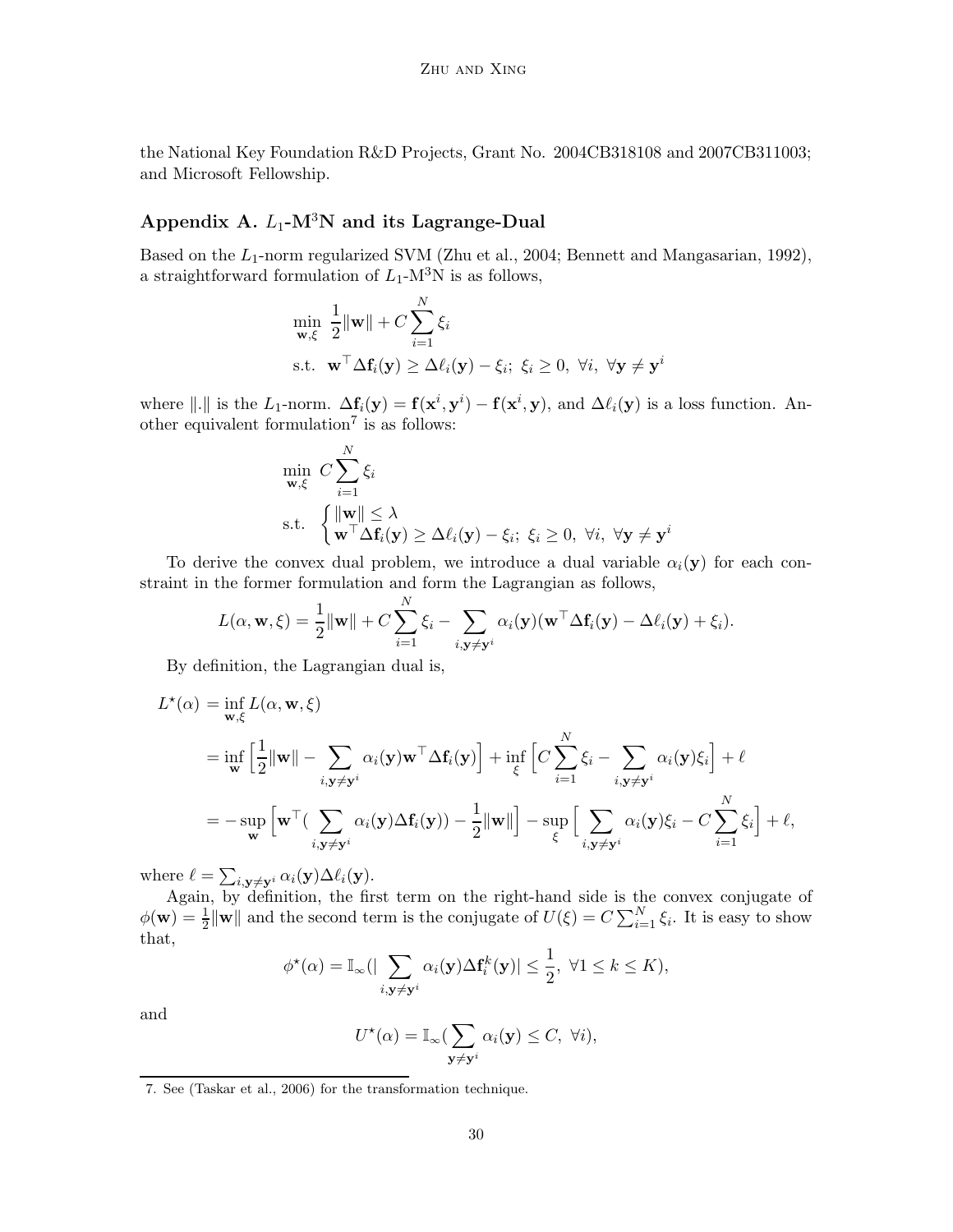the National Key Foundation R&D Projects, Grant No. 2004CB318108 and 2007CB311003; and Microsoft Fellowship.

## Appendix A. $L_1$-M$^3$N and its Lagrange-Dual

Based on the $L_1$-norm regularized SVM (Zhu et al., 2004; Bennett and Mangasarian, 1992), a straightforward formulation of $L_1$-M$^3$N is as follows,

$$
\begin{aligned}
\min_{\mathbf{w},\xi} \ & \frac{1}{2}\|\mathbf{w}\| + C\sum_{i=1}^{N}\xi_i \\
\text{s.t.} \ & \mathbf{w}^\top \Delta\mathbf{f}_i(\mathbf{y}) \geq \Delta\ell_i(\mathbf{y}) - \xi_i;\ \xi_i \geq 0,\ \forall i,\ \forall \mathbf{y} \neq \mathbf{y}^i
\end{aligned}
$$

where $\|.\|$ is the $L_1$-norm. $\Delta\mathbf{f}_i(\mathbf{y}) = \mathbf{f}(\mathbf{x}^i, \mathbf{y}^i) - \mathbf{f}(\mathbf{x}^i, \mathbf{y})$, and $\Delta\ell_i(\mathbf{y})$ is a loss function. Another equivalent formulation[7] is as follows:

$$
\begin{aligned}
\min_{\mathbf{w},\xi} \ & C\sum_{i=1}^{N}\xi_i \\
\text{s.t.} \ & \begin{cases} \|\mathbf{w}\| \leq \lambda \\ \mathbf{w}^\top \Delta\mathbf{f}_i(\mathbf{y}) \geq \Delta\ell_i(\mathbf{y}) - \xi_i;\ \xi_i \geq 0,\ \forall i,\ \forall \mathbf{y} \neq \mathbf{y}^i \end{cases}
\end{aligned}
$$

To derive the convex dual problem, we introduce a dual variable $\alpha_i(\mathbf{y})$ for each constraint in the former formulation and form the Lagrangian as follows,

$$
L(\alpha, \mathbf{w}, \xi) = \frac{1}{2}\|\mathbf{w}\| + C\sum_{i=1}^{N}\xi_i - \sum_{i,\mathbf{y}\neq\mathbf{y}^i}\alpha_i(\mathbf{y})(\mathbf{w}^\top\Delta\mathbf{f}_i(\mathbf{y}) - \Delta\ell_i(\mathbf{y}) + \xi_i).
$$

By definition, the Lagrangian dual is,

$$
\begin{aligned}
L^\star(\alpha) &= \inf_{\mathbf{w},\xi} L(\alpha, \mathbf{w}, \xi) \\
&= \inf_{\mathbf{w}} \Big[\frac{1}{2}\|\mathbf{w}\| - \sum_{i,\mathbf{y}\neq\mathbf{y}^i}\alpha_i(\mathbf{y})\mathbf{w}^\top\Delta\mathbf{f}_i(\mathbf{y})\Big] + \inf_{\xi}\Big[C\sum_{i=1}^{N}\xi_i - \sum_{i,\mathbf{y}\neq\mathbf{y}^i}\alpha_i(\mathbf{y})\xi_i\Big] + \ell \\
&= -\sup_{\mathbf{w}}\Big[\mathbf{w}^\top(\sum_{i,\mathbf{y}\neq\mathbf{y}^i}\alpha_i(\mathbf{y})\Delta\mathbf{f}_i(\mathbf{y})) - \frac{1}{2}\|\mathbf{w}\|\Big] - \sup_{\xi}\Big[\sum_{i,\mathbf{y}\neq\mathbf{y}^i}\alpha_i(\mathbf{y})\xi_i - C\sum_{i=1}^{N}\xi_i\Big] + \ell,
\end{aligned}
$$

where $\ell = \sum_{i,\mathbf{y}\neq\mathbf{y}^i}\alpha_i(\mathbf{y})\Delta\ell_i(\mathbf{y})$.

Again, by definition, the first term on the right-hand side is the convex conjugate of $\phi(\mathbf{w}) = \frac{1}{2}\|\mathbf{w}\|$ and the second term is the conjugate of $U(\xi) = C\sum_{i=1}^{N}\xi_i$. It is easy to show that,

$$
\phi^\star(\alpha) = \mathbb{I}_\infty(|\sum_{i,\mathbf{y}\neq\mathbf{y}^i}\alpha_i(\mathbf{y})\Delta\mathbf{f}_i^k(\mathbf{y})| \leq \frac{1}{2},\ \forall 1 \leq k \leq K),
$$

and

$$
U^\star(\alpha) = \mathbb{I}_\infty(\sum_{\mathbf{y}\neq\mathbf{y}^i}\alpha_i(\mathbf{y}) \leq C,\ \forall i),
$$

7. See (Taskar et al., 2006) for the transformation technique.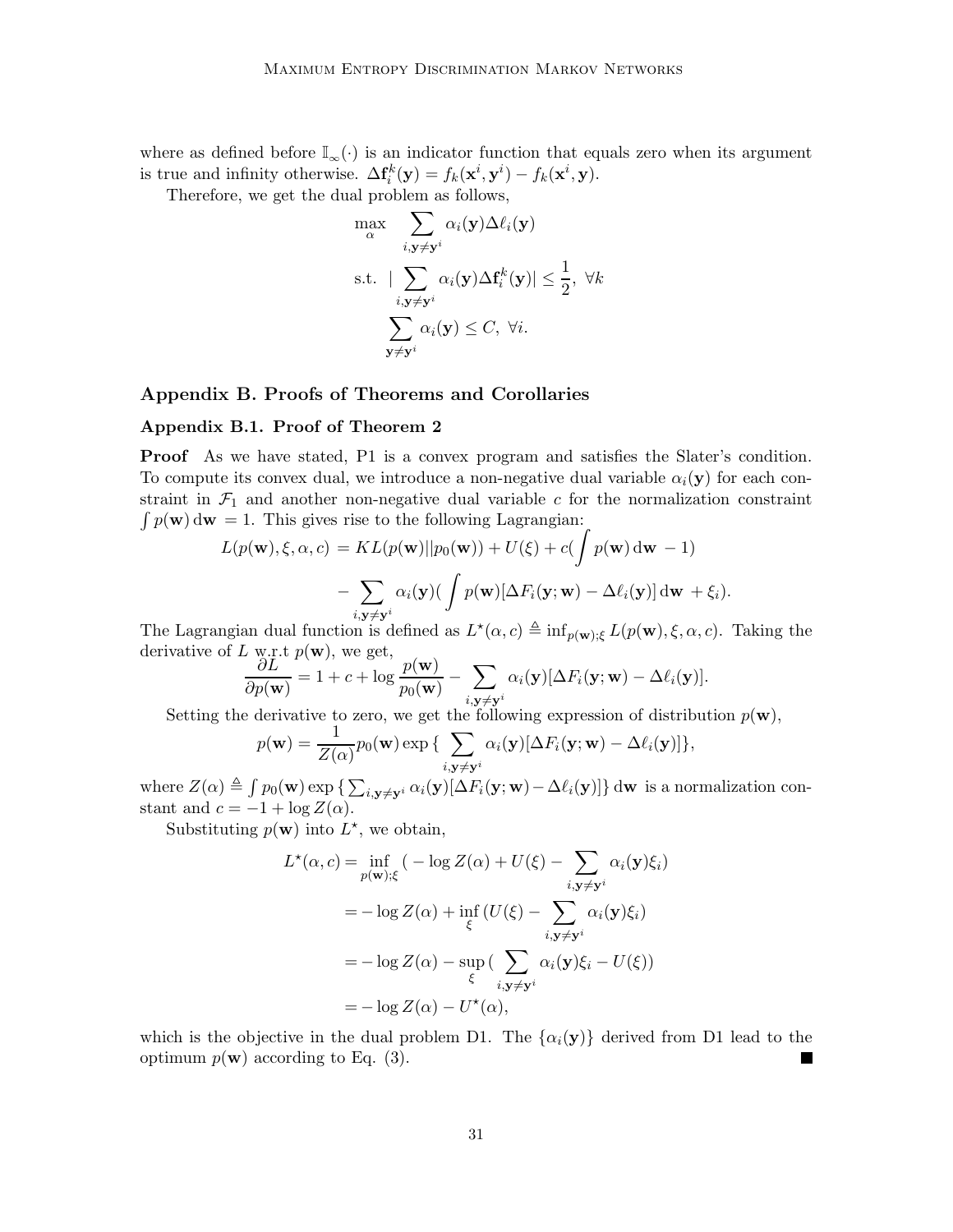where as defined before $\mathbb{I}_\infty(\cdot)$ is an indicator function that equals zero when its argument is true and infinity otherwise. $\Delta \mathbf{f}_i^k(\mathbf{y}) = f_k(\mathbf{x}^i, \mathbf{y}^i) - f_k(\mathbf{x}^i, \mathbf{y})$.

Therefore, we get the dual problem as follows,

$$
\begin{aligned}
\max_{\alpha} \quad & \sum_{i,\mathbf{y}\neq\mathbf{y}^i} \alpha_i(\mathbf{y}) \Delta\ell_i(\mathbf{y}) \\
\text{s.t.} \quad & |\sum_{i,\mathbf{y}\neq\mathbf{y}^i} \alpha_i(\mathbf{y}) \Delta \mathbf{f}_i^k(\mathbf{y})| \leq \frac{1}{2}, \ \forall k \\
& \sum_{\mathbf{y}\neq\mathbf{y}^i} \alpha_i(\mathbf{y}) \leq C, \ \forall i.
\end{aligned}
$$

## Appendix B. Proofs of Theorems and Corollaries

### Appendix B.1. Proof of Theorem 2

**Proof** As we have stated, P1 is a convex program and satisfies the Slater's condition. To compute its convex dual, we introduce a non-negative dual variable $\alpha_i(\mathbf{y})$ for each constraint in $\mathcal{F}_1$ and another non-negative dual variable $c$ for the normalization constraint $\int p(\mathbf{w})\,\mathrm{d}\mathbf{w} = 1$. This gives rise to the following Lagrangian:

$$
\begin{aligned}
L(p(\mathbf{w}), \xi, \alpha, c) = & \ KL(p(\mathbf{w})||p_0(\mathbf{w})) + U(\xi) + c(\int p(\mathbf{w})\,\mathrm{d}\mathbf{w} - 1) \\
& - \sum_{i,\mathbf{y}\neq\mathbf{y}^i} \alpha_i(\mathbf{y}) ( \int p(\mathbf{w}) [\Delta F_i(\mathbf{y};\mathbf{w}) - \Delta\ell_i(\mathbf{y})]\,\mathrm{d}\mathbf{w} + \xi_i).
\end{aligned}
$$

The Lagrangian dual function is defined as $L^\star(\alpha, c) \triangleq \inf_{p(\mathbf{w});\xi} L(p(\mathbf{w}), \xi, \alpha, c)$. Taking the derivative of $L$ w.r.t $p(\mathbf{w})$, we get,

$$
\frac{\partial L}{\partial p(\mathbf{w})} = 1 + c + \log \frac{p(\mathbf{w})}{p_0(\mathbf{w})} - \sum_{i,\mathbf{y}\neq\mathbf{y}^i} \alpha_i(\mathbf{y})[\Delta F_i(\mathbf{y};\mathbf{w}) - \Delta\ell_i(\mathbf{y})].
$$

Setting the derivative to zero, we get the following expression of distribution $p(\mathbf{w})$,

$$
p(\mathbf{w}) = \frac{1}{Z(\alpha)} p_0(\mathbf{w}) \exp\{ \sum_{i,\mathbf{y}\neq\mathbf{y}^i} \alpha_i(\mathbf{y})[\Delta F_i(\mathbf{y};\mathbf{w}) - \Delta\ell_i(\mathbf{y})]\},
$$

where $Z(\alpha) \triangleq \int p_0(\mathbf{w}) \exp\{ \sum_{i,\mathbf{y}\neq\mathbf{y}^i} \alpha_i(\mathbf{y})[\Delta F_i(\mathbf{y};\mathbf{w}) - \Delta\ell_i(\mathbf{y})]\}\,\mathrm{d}\mathbf{w}$ is a normalization constant and $c = -1 + \log Z(\alpha)$.

Substituting $p(\mathbf{w})$ into $L^\star$, we obtain,

$$
\begin{aligned}
L^\star(\alpha, c) &= \inf_{p(\mathbf{w});\xi} ( -\log Z(\alpha) + U(\xi) - \sum_{i,\mathbf{y}\neq\mathbf{y}^i} \alpha_i(\mathbf{y})\xi_i) \\
&= -\log Z(\alpha) + \inf_{\xi} (U(\xi) - \sum_{i,\mathbf{y}\neq\mathbf{y}^i} \alpha_i(\mathbf{y})\xi_i) \\
&= -\log Z(\alpha) - \sup_{\xi} ( \sum_{i,\mathbf{y}\neq\mathbf{y}^i} \alpha_i(\mathbf{y})\xi_i - U(\xi)) \\
&= -\log Z(\alpha) - U^\star(\alpha),
\end{aligned}
$$

which is the objective in the dual problem D1. The $\{\alpha_i(\mathbf{y})\}$ derived from D1 lead to the optimum $p(\mathbf{w})$ according to Eq. (3). ∎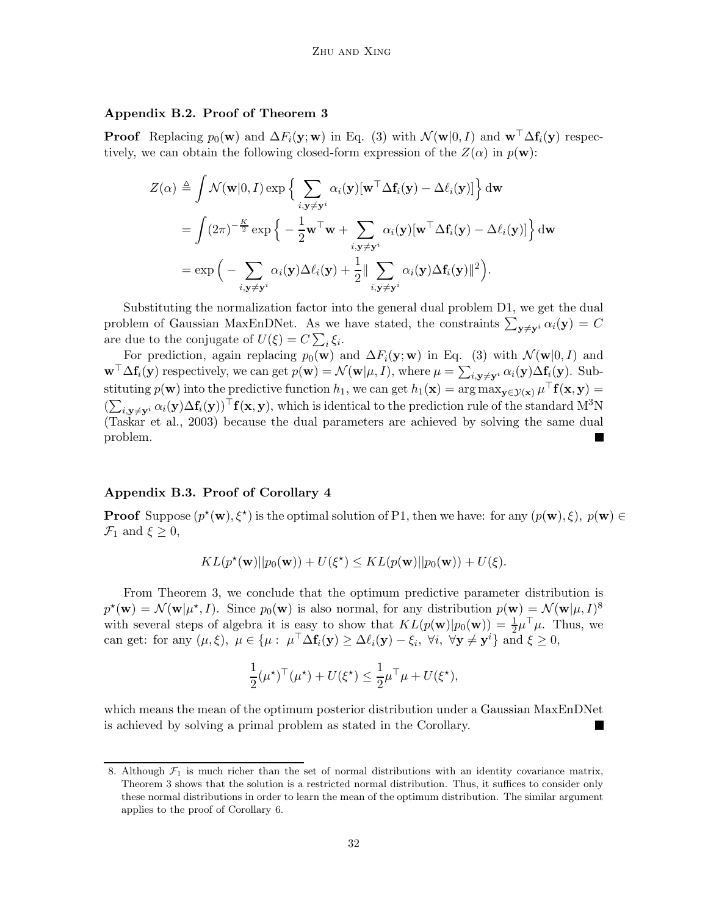### Appendix B.2. Proof of Theorem 3

**Proof** Replacing $p_0(\mathbf{w})$ and $\Delta F_i(\mathbf{y};\mathbf{w})$ in Eq. (3) with $\mathcal{N}(\mathbf{w}|0,I)$ and $\mathbf{w}^\top \Delta \mathbf{f}_i(\mathbf{y})$ respectively, we can obtain the following closed-form expression of the $Z(\alpha)$ in $p(\mathbf{w})$:

$$
\begin{aligned}
Z(\alpha) &\triangleq \int \mathcal{N}(\mathbf{w}|0,I) \exp\Big\{ \sum_{i,\mathbf{y}\neq\mathbf{y}^i} \alpha_i(\mathbf{y})[\mathbf{w}^\top \Delta\mathbf{f}_i(\mathbf{y}) - \Delta\ell_i(\mathbf{y})]\Big\} \,\mathrm{d}\mathbf{w} \\
&= \int (2\pi)^{-\frac{K}{2}} \exp\Big\{ -\frac{1}{2}\mathbf{w}^\top\mathbf{w} + \sum_{i,\mathbf{y}\neq\mathbf{y}^i} \alpha_i(\mathbf{y})[\mathbf{w}^\top \Delta\mathbf{f}_i(\mathbf{y}) - \Delta\ell_i(\mathbf{y})]\Big\} \,\mathrm{d}\mathbf{w} \\
&= \exp\Big( -\sum_{i,\mathbf{y}\neq\mathbf{y}^i} \alpha_i(\mathbf{y})\Delta\ell_i(\mathbf{y}) + \frac{1}{2}\|\sum_{i,\mathbf{y}\neq\mathbf{y}^i} \alpha_i(\mathbf{y})\Delta\mathbf{f}_i(\mathbf{y})\|^2\Big).
\end{aligned}
$$

Substituting the normalization factor into the general dual problem D1, we get the dual problem of Gaussian MaxEnDNet. As we have stated, the constraints $\sum_{\mathbf{y}\neq\mathbf{y}^i}\alpha_i(\mathbf{y}) = C$ are due to the conjugate of $U(\xi) = C\sum_i \xi_i$.

For prediction, again replacing $p_0(\mathbf{w})$ and $\Delta F_i(\mathbf{y};\mathbf{w})$ in Eq. (3) with $\mathcal{N}(\mathbf{w}|0,I)$ and $\mathbf{w}^\top\Delta\mathbf{f}_i(\mathbf{y})$ respectively, we can get $p(\mathbf{w}) = \mathcal{N}(\mathbf{w}|\mu, I)$, where $\mu = \sum_{i,\mathbf{y}\neq\mathbf{y}^i}\alpha_i(\mathbf{y})\Delta\mathbf{f}_i(\mathbf{y})$. Substituting $p(\mathbf{w})$ into the predictive function $h_1$, we can get $h_1(\mathbf{x}) = \arg\max_{\mathbf{y}\in\mathcal{Y}(\mathbf{x})} \mu^\top \mathbf{f}(\mathbf{x},\mathbf{y}) = (\sum_{i,\mathbf{y}\neq\mathbf{y}^i}\alpha_i(\mathbf{y})\Delta\mathbf{f}_i(\mathbf{y}))^\top\mathbf{f}(\mathbf{x},\mathbf{y})$, which is identical to the prediction rule of the standard M$^3$N (Taskar et al., 2003) because the dual parameters are achieved by solving the same dual problem. ∎

### Appendix B.3. Proof of Corollary 4

**Proof** Suppose $(p^\star(\mathbf{w}), \xi^\star)$ is the optimal solution of P1, then we have: for any $(p(\mathbf{w}),\xi)$, $p(\mathbf{w}) \in \mathcal{F}_1$ and $\xi \geq 0$,

$$
KL(p^\star(\mathbf{w})||p_0(\mathbf{w})) + U(\xi^\star) \leq KL(p(\mathbf{w})||p_0(\mathbf{w})) + U(\xi).
$$

From Theorem 3, we conclude that the optimum predictive parameter distribution is $p^\star(\mathbf{w}) = \mathcal{N}(\mathbf{w}|\mu^\star, I)$. Since $p_0(\mathbf{w})$ is also normal, for any distribution $p(\mathbf{w}) = \mathcal{N}(\mathbf{w}|\mu, I)$[8] with several steps of algebra it is easy to show that $KL(p(\mathbf{w})|p_0(\mathbf{w})) = \frac{1}{2}\mu^\top\mu$. Thus, we can get: for any $(\mu,\xi)$, $\mu \in \{\mu:\ \mu^\top\Delta\mathbf{f}_i(\mathbf{y}) \geq \Delta\ell_i(\mathbf{y}) - \xi_i,\ \forall i,\ \forall \mathbf{y}\neq\mathbf{y}^i\}$ and $\xi \geq 0$,

$$
\frac{1}{2}(\mu^\star)^\top(\mu^\star) + U(\xi^\star) \leq \frac{1}{2}\mu^\top\mu + U(\xi^\star),
$$

which means the mean of the optimum posterior distribution under a Gaussian MaxEnDNet is achieved by solving a primal problem as stated in the Corollary. ∎

8. Although $\mathcal{F}_1$ is much richer than the set of normal distributions with an identity covariance matrix, Theorem 3 shows that the solution is a restricted normal distribution. Thus, it suffices to consider only these normal distributions in order to learn the mean of the optimum distribution. The similar argument applies to the proof of Corollary 6.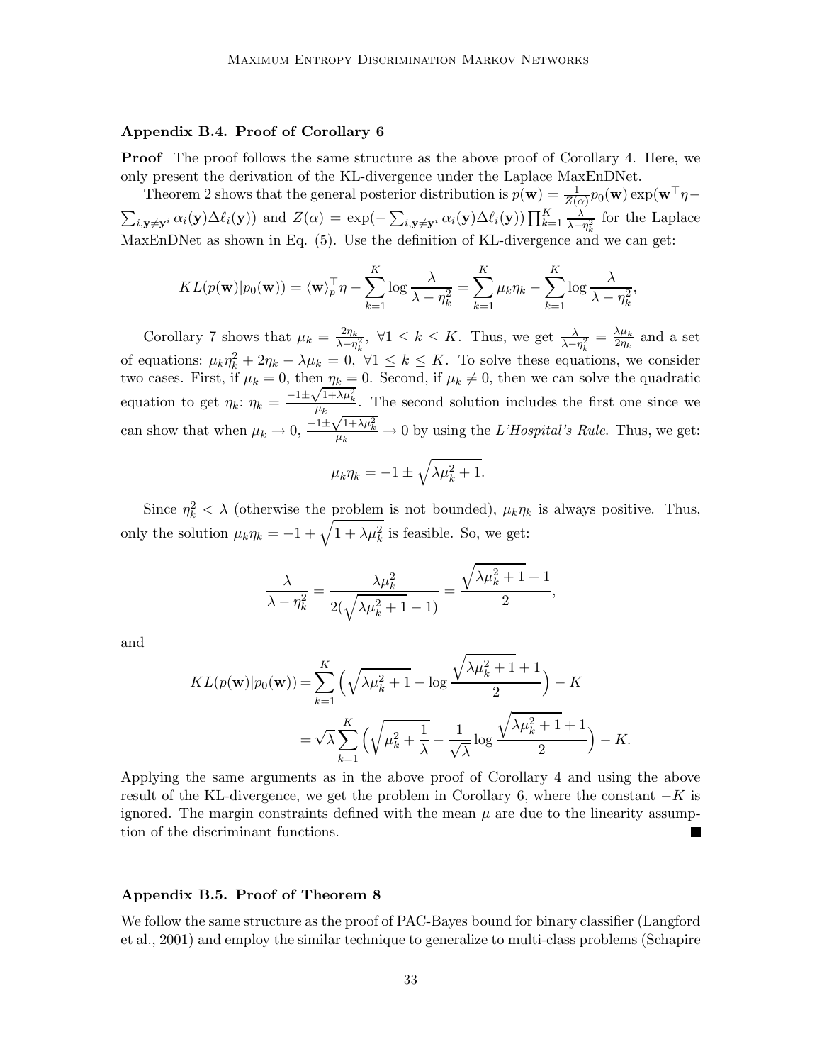### Appendix B.4. Proof of Corollary 6

**Proof** The proof follows the same structure as the above proof of Corollary 4. Here, we only present the derivation of the KL-divergence under the Laplace MaxEnDNet.

Theorem 2 shows that the general posterior distribution is $p(\mathbf{w}) = \frac{1}{Z(\alpha)} p_0(\mathbf{w}) \exp(\mathbf{w}^\top \eta - \sum_{i, \mathbf{y} \neq \mathbf{y}^i} \alpha_i(\mathbf{y}) \Delta \ell_i(\mathbf{y}))$ and $Z(\alpha) = \exp(-\sum_{i, \mathbf{y} \neq \mathbf{y}^i} \alpha_i(\mathbf{y}) \Delta \ell_i(\mathbf{y})) \prod_{k=1}^{K} \frac{\lambda}{\lambda - \eta_k^2}$ for the Laplace MaxEnDNet as shown in Eq. (5). Use the definition of KL-divergence and we can get:

$$KL(p(\mathbf{w}) | p_0(\mathbf{w})) = \langle \mathbf{w} \rangle_p^\top \eta - \sum_{k=1}^{K} \log \frac{\lambda}{\lambda - \eta_k^2} = \sum_{k=1}^{K} \mu_k \eta_k - \sum_{k=1}^{K} \log \frac{\lambda}{\lambda - \eta_k^2},$$

Corollary 7 shows that $\mu_k = \frac{2\eta_k}{\lambda - \eta_k^2}$, $\forall 1 \leq k \leq K$. Thus, we get $\frac{\lambda}{\lambda - \eta_k^2} = \frac{\lambda \mu_k}{2\eta_k}$ and a set of equations: $\mu_k \eta_k^2 + 2\eta_k - \lambda \mu_k = 0$, $\forall 1 \leq k \leq K$. To solve these equations, we consider two cases. First, if $\mu_k = 0$, then $\eta_k = 0$. Second, if $\mu_k \neq 0$, then we can solve the quadratic equation to get $\eta_k$: $\eta_k = \frac{-1 \pm \sqrt{1 + \lambda \mu_k^2}}{\mu_k}$. The second solution includes the first one since we can show that when $\mu_k \to 0$, $\frac{-1 \pm \sqrt{1 + \lambda \mu_k^2}}{\mu_k} \to 0$ by using the *L'Hospital's Rule*. Thus, we get:

$$\mu_k \eta_k = -1 \pm \sqrt{\lambda \mu_k^2 + 1}.$$

Since $\eta_k^2 < \lambda$ (otherwise the problem is not bounded), $\mu_k \eta_k$ is always positive. Thus, only the solution $\mu_k \eta_k = -1 + \sqrt{1 + \lambda \mu_k^2}$ is feasible. So, we get:

$$\frac{\lambda}{\lambda - \eta_k^2} = \frac{\lambda \mu_k^2}{2(\sqrt{\lambda \mu_k^2 + 1} - 1)} = \frac{\sqrt{\lambda \mu_k^2 + 1} + 1}{2},$$

and

$$\begin{aligned} KL(p(\mathbf{w}) | p_0(\mathbf{w})) &= \sum_{k=1}^{K} \Big( \sqrt{\lambda \mu_k^2 + 1} - \log \frac{\sqrt{\lambda \mu_k^2 + 1} + 1}{2} \Big) - K \\ &= \sqrt{\lambda} \sum_{k=1}^{K} \Big( \sqrt{\mu_k^2 + \frac{1}{\lambda}} - \frac{1}{\sqrt{\lambda}} \log \frac{\sqrt{\lambda \mu_k^2 + 1} + 1}{2} \Big) - K. \end{aligned}$$

Applying the same arguments as in the above proof of Corollary 4 and using the above result of the KL-divergence, we get the problem in Corollary 6, where the constant $-K$ is ignored. The margin constraints defined with the mean $\mu$ are due to the linearity assumption of the discriminant functions. ∎

### Appendix B.5. Proof of Theorem 8

We follow the same structure as the proof of PAC-Bayes bound for binary classifier (Langford et al., 2001) and employ the similar technique to generalize to multi-class problems (Schapire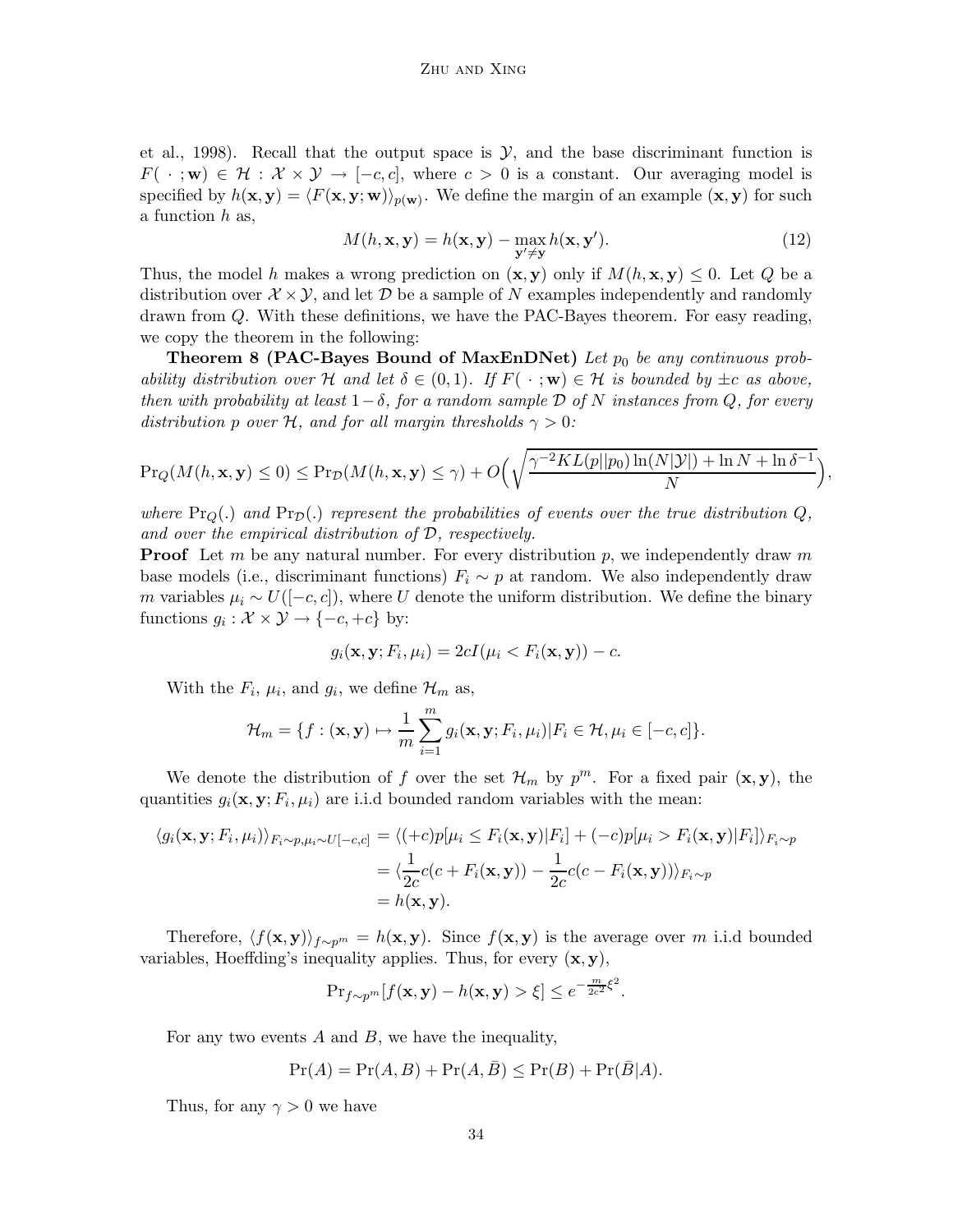et al., 1998). Recall that the output space is $\mathcal{Y}$, and the base discriminant function is $F(\,\cdot\,;\mathbf{w}) \in \mathcal{H} : \mathcal{X} \times \mathcal{Y} \to [-c, c]$, where $c > 0$ is a constant. Our averaging model is specified by $h(\mathbf{x}, \mathbf{y}) = \langle F(\mathbf{x}, \mathbf{y}; \mathbf{w}) \rangle_{p(\mathbf{w})}$. We define the margin of an example $(\mathbf{x}, \mathbf{y})$ for such a function $h$ as,

$$M(h, \mathbf{x}, \mathbf{y}) = h(\mathbf{x}, \mathbf{y}) - \max_{\mathbf{y}' \neq \mathbf{y}} h(\mathbf{x}, \mathbf{y}'). \tag{12}$$

Thus, the model $h$ makes a wrong prediction on $(\mathbf{x}, \mathbf{y})$ only if $M(h, \mathbf{x}, \mathbf{y}) \leq 0$. Let $Q$ be a distribution over $\mathcal{X} \times \mathcal{Y}$, and let $\mathcal{D}$ be a sample of $N$ examples independently and randomly drawn from $Q$. With these definitions, we have the PAC-Bayes theorem. For easy reading, we copy the theorem in the following:

**Theorem 8 (PAC-Bayes Bound of MaxEnDNet)** *Let $p_0$ be any continuous probability distribution over $\mathcal{H}$ and let $\delta \in (0, 1)$. If $F(\,\cdot\,;\mathbf{w}) \in \mathcal{H}$ is bounded by $\pm c$ as above, then with probability at least $1 - \delta$, for a random sample $\mathcal{D}$ of $N$ instances from $Q$, for every distribution $p$ over $\mathcal{H}$, and for all margin thresholds $\gamma > 0$:*

$$\mathrm{Pr}_Q(M(h, \mathbf{x}, \mathbf{y}) \leq 0) \leq \mathrm{Pr}_{\mathcal{D}}(M(h, \mathbf{x}, \mathbf{y}) \leq \gamma) + O\Big(\sqrt{\frac{\gamma^{-2} KL(p||p_0) \ln(N|\mathcal{Y}|) + \ln N + \ln \delta^{-1}}{N}}\Big),$$

*where $\mathrm{Pr}_Q(.)$ and $\mathrm{Pr}_{\mathcal{D}}(.)$ represent the probabilities of events over the true distribution $Q$, and over the empirical distribution of $\mathcal{D}$, respectively.*

**Proof** Let $m$ be any natural number. For every distribution $p$, we independently draw $m$ base models (i.e., discriminant functions) $F_i \sim p$ at random. We also independently draw $m$ variables $\mu_i \sim U([-c, c])$, where $U$ denote the uniform distribution. We define the binary functions $g_i : \mathcal{X} \times \mathcal{Y} \to \{-c, +c\}$ by:

$$g_i(\mathbf{x}, \mathbf{y}; F_i, \mu_i) = 2cI(\mu_i < F_i(\mathbf{x}, \mathbf{y})) - c.$$

With the $F_i$, $\mu_i$, and $g_i$, we define $\mathcal{H}_m$ as,

$$\mathcal{H}_m = \{f : (\mathbf{x}, \mathbf{y}) \mapsto \frac{1}{m}\sum_{i=1}^{m} g_i(\mathbf{x}, \mathbf{y}; F_i, \mu_i) | F_i \in \mathcal{H}, \mu_i \in [-c, c]\}.$$

We denote the distribution of $f$ over the set $\mathcal{H}_m$ by $p^m$. For a fixed pair $(\mathbf{x}, \mathbf{y})$, the quantities $g_i(\mathbf{x}, \mathbf{y}; F_i, \mu_i)$ are i.i.d bounded random variables with the mean:

$$\begin{aligned}
\langle g_i(\mathbf{x}, \mathbf{y}; F_i, \mu_i) \rangle_{F_i \sim p, \mu_i \sim U[-c,c]} &= \langle (+c)p[\mu_i \leq F_i(\mathbf{x}, \mathbf{y}) | F_i] + (-c)p[\mu_i > F_i(\mathbf{x}, \mathbf{y}) | F_i] \rangle_{F_i \sim p} \\
&= \langle \frac{1}{2c} c(c + F_i(\mathbf{x}, \mathbf{y})) - \frac{1}{2c} c(c - F_i(\mathbf{x}, \mathbf{y})) \rangle_{F_i \sim p} \\
&= h(\mathbf{x}, \mathbf{y}).
\end{aligned}$$

Therefore, $\langle f(\mathbf{x}, \mathbf{y}) \rangle_{f \sim p^m} = h(\mathbf{x}, \mathbf{y})$. Since $f(\mathbf{x}, \mathbf{y})$ is the average over $m$ i.i.d bounded variables, Hoeffding's inequality applies. Thus, for every $(\mathbf{x}, \mathbf{y})$,

$$\mathrm{Pr}_{f \sim p^m}[f(\mathbf{x}, \mathbf{y}) - h(\mathbf{x}, \mathbf{y}) > \xi] \leq e^{-\frac{m}{2c^2}\xi^2}.$$

For any two events $A$ and $B$, we have the inequality,

$$\mathrm{Pr}(A) = \mathrm{Pr}(A, B) + \mathrm{Pr}(A, \bar{B}) \leq \mathrm{Pr}(B) + \mathrm{Pr}(\bar{B}|A).$$

Thus, for any $\gamma > 0$ we have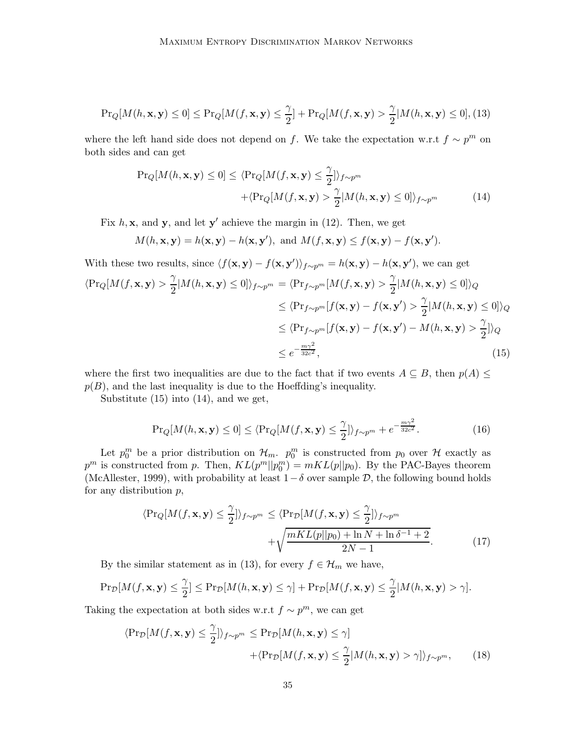$$\mathrm{Pr}_Q[M(h, \mathbf{x}, \mathbf{y}) \leq 0] \leq \mathrm{Pr}_Q[M(f, \mathbf{x}, \mathbf{y}) \leq \frac{\gamma}{2}] + \mathrm{Pr}_Q[M(f, \mathbf{x}, \mathbf{y}) > \frac{\gamma}{2} | M(h, \mathbf{x}, \mathbf{y}) \leq 0], \quad (13)$$

where the left hand side does not depend on $f$. We take the expectation w.r.t $f \sim p^m$ on both sides and can get

$$\begin{aligned} \mathrm{Pr}_Q[M(h, \mathbf{x}, \mathbf{y}) \leq 0] \leq\ & \langle \mathrm{Pr}_Q[M(f, \mathbf{x}, \mathbf{y}) \leq \frac{\gamma}{2}] \rangle_{f \sim p^m} \\ & + \langle \mathrm{Pr}_Q[M(f, \mathbf{x}, \mathbf{y}) > \frac{\gamma}{2} | M(h, \mathbf{x}, \mathbf{y}) \leq 0] \rangle_{f \sim p^m} \end{aligned} \quad (14)$$

Fix $h, \mathbf{x}$, and $\mathbf{y}$, and let $\mathbf{y}'$ achieve the margin in (12). Then, we get

$$M(h, \mathbf{x}, \mathbf{y}) = h(\mathbf{x}, \mathbf{y}) - h(\mathbf{x}, \mathbf{y}'), \text{ and } M(f, \mathbf{x}, \mathbf{y}) \leq f(\mathbf{x}, \mathbf{y}) - f(\mathbf{x}, \mathbf{y}').$$

With these two results, since $\langle f(\mathbf{x}, \mathbf{y}) - f(\mathbf{x}, \mathbf{y}') \rangle_{f \sim p^m} = h(\mathbf{x}, \mathbf{y}) - h(\mathbf{x}, \mathbf{y}')$, we can get

$$\begin{aligned} \langle \mathrm{Pr}_Q[M(f, \mathbf{x}, \mathbf{y}) > \frac{\gamma}{2} | M(h, \mathbf{x}, \mathbf{y}) \leq 0] \rangle_{f \sim p^m} &= \langle \mathrm{Pr}_{f \sim p^m}[M(f, \mathbf{x}, \mathbf{y}) > \frac{\gamma}{2} | M(h, \mathbf{x}, \mathbf{y}) \leq 0] \rangle_Q \\ &\leq \langle \mathrm{Pr}_{f \sim p^m}[f(\mathbf{x}, \mathbf{y}) - f(\mathbf{x}, \mathbf{y}') > \frac{\gamma}{2} | M(h, \mathbf{x}, \mathbf{y}) \leq 0] \rangle_Q \\ &\leq \langle \mathrm{Pr}_{f \sim p^m}[f(\mathbf{x}, \mathbf{y}) - f(\mathbf{x}, \mathbf{y}') - M(h, \mathbf{x}, \mathbf{y}) > \frac{\gamma}{2}] \rangle_Q \\ &\leq e^{-\frac{m\gamma^2}{32c^2}}, \end{aligned} \quad (15)$$

where the first two inequalities are due to the fact that if two events $A \subseteq B$, then $p(A) \leq p(B)$, and the last inequality is due to the Hoeffding's inequality.

Substitute (15) into (14), and we get,

$$\mathrm{Pr}_Q[M(h, \mathbf{x}, \mathbf{y}) \leq 0] \leq \langle \mathrm{Pr}_Q[M(f, \mathbf{x}, \mathbf{y}) \leq \frac{\gamma}{2}] \rangle_{f \sim p^m} + e^{-\frac{m\gamma^2}{32c^2}}. \quad (16)$$

Let $p_0^m$ be a prior distribution on $\mathcal{H}_m$. $p_0^m$ is constructed from $p_0$ over $\mathcal{H}$ exactly as $p^m$ is constructed from $p$. Then, $KL(p^m || p_0^m) = mKL(p||p_0)$. By the PAC-Bayes theorem (McAllester, 1999), with probability at least $1 - \delta$ over sample $\mathcal{D}$, the following bound holds for any distribution $p$,

$$\begin{aligned} \langle \mathrm{Pr}_Q[M(f, \mathbf{x}, \mathbf{y}) \leq \frac{\gamma}{2}] \rangle_{f \sim p^m} \leq\ & \langle \mathrm{Pr}_{\mathcal{D}}[M(f, \mathbf{x}, \mathbf{y}) \leq \frac{\gamma}{2}] \rangle_{f \sim p^m} \\ & + \sqrt{\frac{mKL(p||p_0) + \ln N + \ln \delta^{-1} + 2}{2N - 1}}. \end{aligned} \quad (17)$$

By the similar statement as in (13), for every $f \in \mathcal{H}_m$ we have,

$$\mathrm{Pr}_{\mathcal{D}}[M(f, \mathbf{x}, \mathbf{y}) \leq \frac{\gamma}{2}] \leq \mathrm{Pr}_{\mathcal{D}}[M(h, \mathbf{x}, \mathbf{y}) \leq \gamma] + \mathrm{Pr}_{\mathcal{D}}[M(f, \mathbf{x}, \mathbf{y}) \leq \frac{\gamma}{2} | M(h, \mathbf{x}, \mathbf{y}) > \gamma].$$

Taking the expectation at both sides w.r.t $f \sim p^m$, we can get

$$\begin{aligned} \langle \mathrm{Pr}_{\mathcal{D}}[M(f, \mathbf{x}, \mathbf{y}) \leq \frac{\gamma}{2}] \rangle_{f \sim p^m} \leq\ & \mathrm{Pr}_{\mathcal{D}}[M(h, \mathbf{x}, \mathbf{y}) \leq \gamma] \\ & + \langle \mathrm{Pr}_{\mathcal{D}}[M(f, \mathbf{x}, \mathbf{y}) \leq \frac{\gamma}{2} | M(h, \mathbf{x}, \mathbf{y}) > \gamma] \rangle_{f \sim p^m}, \end{aligned} \quad (18)$$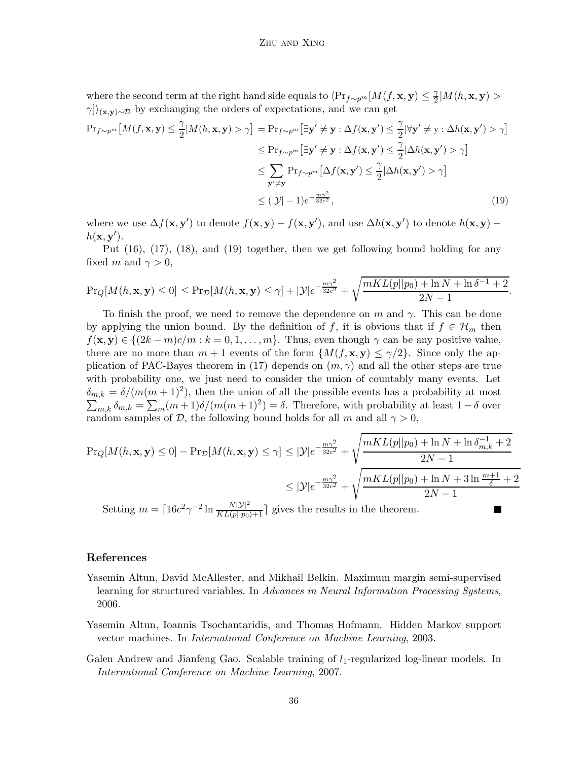where the second term at the right hand side equals to $\langle \Pr_{f\sim p^m}[M(f,\mathbf{x},\mathbf{y}) \le \frac{\gamma}{2} | M(h,\mathbf{x},\mathbf{y}) > \gamma] \rangle_{(\mathbf{x},\mathbf{y})\sim\mathcal{D}}$ by exchanging the orders of expectations, and we can get

$$
\begin{aligned}
\Pr_{f\sim p^m}\big[M(f,\mathbf{x},\mathbf{y}) \le \frac{\gamma}{2} | M(h,\mathbf{x},\mathbf{y}) > \gamma\big] &= \Pr_{f\sim p^m}\big[\exists \mathbf{y}' \ne \mathbf{y} : \Delta f(\mathbf{x},\mathbf{y}') \le \frac{\gamma}{2} | \forall \mathbf{y}' \ne \mathrm{y} : \Delta h(\mathbf{x},\mathbf{y}') > \gamma\big] \\
&\le \Pr_{f\sim p^m}\big[\exists \mathbf{y}' \ne \mathbf{y} : \Delta f(\mathbf{x},\mathbf{y}') \le \frac{\gamma}{2} | \Delta h(\mathbf{x},\mathbf{y}') > \gamma\big] \\
&\le \sum_{\mathbf{y}' \ne \mathbf{y}} \Pr_{f\sim p^m}\big[\Delta f(\mathbf{x},\mathbf{y}') \le \frac{\gamma}{2} | \Delta h(\mathbf{x},\mathbf{y}') > \gamma\big] \\
&\le (|\mathcal{Y}| - 1) e^{-\frac{m\gamma^2}{32c^2}}, \qquad (19)
\end{aligned}
$$

where we use $\Delta f(\mathbf{x},\mathbf{y}')$ to denote $f(\mathbf{x},\mathbf{y}) - f(\mathbf{x},\mathbf{y}')$, and use $\Delta h(\mathbf{x},\mathbf{y}')$ to denote $h(\mathbf{x},\mathbf{y}) - h(\mathbf{x},\mathbf{y}')$.

Put (16), (17), (18), and (19) together, then we get following bound holding for any fixed $m$ and $\gamma > 0$,

$$
\Pr_Q[M(h,\mathbf{x},\mathbf{y}) \le 0] \le \Pr_{\mathcal{D}}[M(h,\mathbf{x},\mathbf{y}) \le \gamma] + |\mathcal{Y}| e^{-\frac{m\gamma^2}{32c^2}} + \sqrt{\frac{mKL(p||p_0) + \ln N + \ln \delta^{-1} + 2}{2N-1}}.
$$

To finish the proof, we need to remove the dependence on $m$ and $\gamma$. This can be done by applying the union bound. By the definition of $f$, it is obvious that if $f \in \mathcal{H}_m$ then $f(\mathbf{x},\mathbf{y}) \in \{(2k-m)c/m : k = 0,1,\dots,m\}$. Thus, even though $\gamma$ can be any positive value, there are no more than $m+1$ events of the form $\{M(f,\mathbf{x},\mathbf{y}) \le \gamma/2\}$. Since only the application of PAC-Bayes theorem in (17) depends on $(m,\gamma)$ and all the other steps are true with probability one, we just need to consider the union of countably many events. Let $\delta_{m,k} = \delta/(m(m+1)^2)$, then the union of all the possible events has a probability at most $\sum_{m,k} \delta_{m,k} = \sum_m (m+1)\delta/(m(m+1)^2) = \delta$. Therefore, with probability at least $1-\delta$ over random samples of $\mathcal{D}$, the following bound holds for all $m$ and all $\gamma > 0$,

$$
\begin{aligned}
\Pr_Q[M(h,\mathbf{x},\mathbf{y}) \le 0] - \Pr_{\mathcal{D}}[M(h,\mathbf{x},\mathbf{y}) \le \gamma] &\le |\mathcal{Y}| e^{-\frac{m\gamma^2}{32c^2}} + \sqrt{\frac{mKL(p||p_0) + \ln N + \ln \delta_{m,k}^{-1} + 2}{2N-1}} \\
&\le |\mathcal{Y}| e^{-\frac{m\gamma^2}{32c^2}} + \sqrt{\frac{mKL(p||p_0) + \ln N + 3\ln \frac{m+1}{\delta} + 2}{2N-1}}
\end{aligned}
$$

Setting $m = \lceil 16c^2\gamma^{-2} \ln \frac{N|\mathcal{Y}|^2}{KL(p||p_0)+1} \rceil$ gives the results in the theorem. ∎

## References

Yasemin Altun, David McAllester, and Mikhail Belkin. Maximum margin semi-supervised learning for structured variables. In *Advances in Neural Information Processing Systems*, 2006.

Yasemin Altun, Ioannis Tsochantaridis, and Thomas Hofmann. Hidden Markov support vector machines. In *International Conference on Machine Learning*, 2003.

Galen Andrew and Jianfeng Gao. Scalable training of $l_1$-regularized log-linear models. In *International Conference on Machine Learning*, 2007.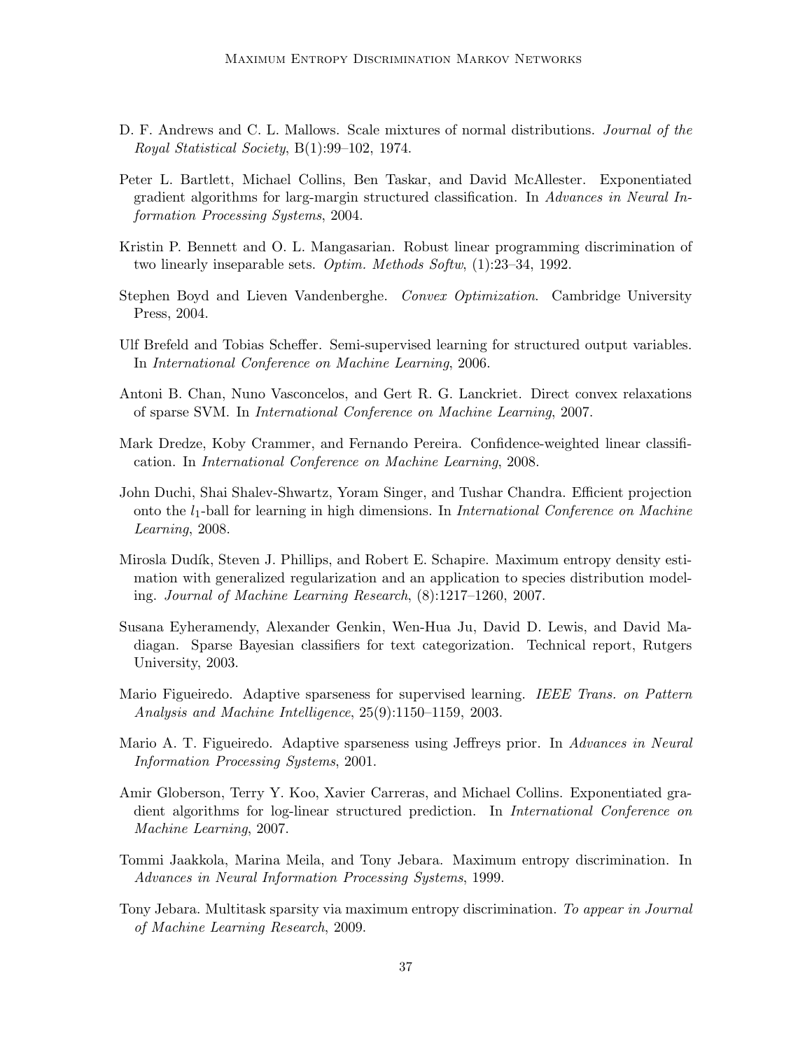D. F. Andrews and C. L. Mallows. Scale mixtures of normal distributions. *Journal of the Royal Statistical Society*, B(1):99–102, 1974.

Peter L. Bartlett, Michael Collins, Ben Taskar, and David McAllester. Exponentiated gradient algorithms for larg-margin structured classification. In *Advances in Neural Information Processing Systems*, 2004.

Kristin P. Bennett and O. L. Mangasarian. Robust linear programming discrimination of two linearly inseparable sets. *Optim. Methods Softw*, (1):23–34, 1992.

Stephen Boyd and Lieven Vandenberghe. *Convex Optimization*. Cambridge University Press, 2004.

Ulf Brefeld and Tobias Scheffer. Semi-supervised learning for structured output variables. In *International Conference on Machine Learning*, 2006.

Antoni B. Chan, Nuno Vasconcelos, and Gert R. G. Lanckriet. Direct convex relaxations of sparse SVM. In *International Conference on Machine Learning*, 2007.

Mark Dredze, Koby Crammer, and Fernando Pereira. Confidence-weighted linear classification. In *International Conference on Machine Learning*, 2008.

John Duchi, Shai Shalev-Shwartz, Yoram Singer, and Tushar Chandra. Efficient projection onto the $l_1$-ball for learning in high dimensions. In *International Conference on Machine Learning*, 2008.

Mirosla Dudík, Steven J. Phillips, and Robert E. Schapire. Maximum entropy density estimation with generalized regularization and an application to species distribution modeling. *Journal of Machine Learning Research*, (8):1217–1260, 2007.

Susana Eyheramendy, Alexander Genkin, Wen-Hua Ju, David D. Lewis, and David Madiagan. Sparse Bayesian classifiers for text categorization. Technical report, Rutgers University, 2003.

Mario Figueiredo. Adaptive sparseness for supervised learning. *IEEE Trans. on Pattern Analysis and Machine Intelligence*, 25(9):1150–1159, 2003.

Mario A. T. Figueiredo. Adaptive sparseness using Jeffreys prior. In *Advances in Neural Information Processing Systems*, 2001.

Amir Globerson, Terry Y. Koo, Xavier Carreras, and Michael Collins. Exponentiated gradient algorithms for log-linear structured prediction. In *International Conference on Machine Learning*, 2007.

Tommi Jaakkola, Marina Meila, and Tony Jebara. Maximum entropy discrimination. In *Advances in Neural Information Processing Systems*, 1999.

Tony Jebara. Multitask sparsity via maximum entropy discrimination. *To appear in Journal of Machine Learning Research*, 2009.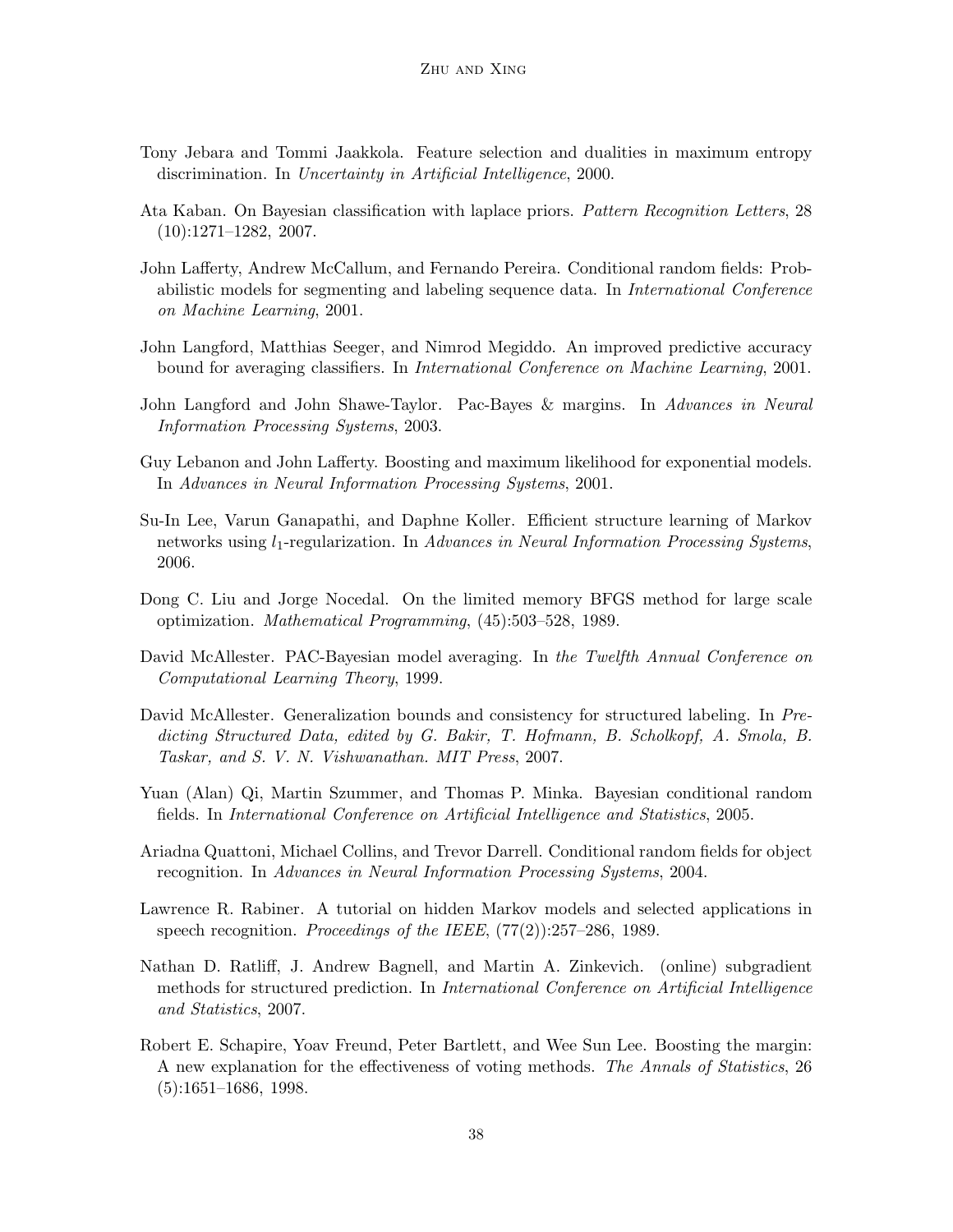Tony Jebara and Tommi Jaakkola. Feature selection and dualities in maximum entropy discrimination. In *Uncertainty in Artificial Intelligence*, 2000.

Ata Kaban. On Bayesian classification with laplace priors. *Pattern Recognition Letters*, 28 (10):1271–1282, 2007.

John Lafferty, Andrew McCallum, and Fernando Pereira. Conditional random fields: Probabilistic models for segmenting and labeling sequence data. In *International Conference on Machine Learning*, 2001.

John Langford, Matthias Seeger, and Nimrod Megiddo. An improved predictive accuracy bound for averaging classifiers. In *International Conference on Machine Learning*, 2001.

John Langford and John Shawe-Taylor. Pac-Bayes & margins. In *Advances in Neural Information Processing Systems*, 2003.

Guy Lebanon and John Lafferty. Boosting and maximum likelihood for exponential models. In *Advances in Neural Information Processing Systems*, 2001.

Su-In Lee, Varun Ganapathi, and Daphne Koller. Efficient structure learning of Markov networks using $l_1$-regularization. In *Advances in Neural Information Processing Systems*, 2006.

Dong C. Liu and Jorge Nocedal. On the limited memory BFGS method for large scale optimization. *Mathematical Programming*, (45):503–528, 1989.

David McAllester. PAC-Bayesian model averaging. In *the Twelfth Annual Conference on Computational Learning Theory*, 1999.

David McAllester. Generalization bounds and consistency for structured labeling. In *Predicting Structured Data, edited by G. Bakir, T. Hofmann, B. Scholkopf, A. Smola, B. Taskar, and S. V. N. Vishwanathan. MIT Press*, 2007.

Yuan (Alan) Qi, Martin Szummer, and Thomas P. Minka. Bayesian conditional random fields. In *International Conference on Artificial Intelligence and Statistics*, 2005.

Ariadna Quattoni, Michael Collins, and Trevor Darrell. Conditional random fields for object recognition. In *Advances in Neural Information Processing Systems*, 2004.

Lawrence R. Rabiner. A tutorial on hidden Markov models and selected applications in speech recognition. *Proceedings of the IEEE*, (77(2)):257–286, 1989.

Nathan D. Ratliff, J. Andrew Bagnell, and Martin A. Zinkevich. (online) subgradient methods for structured prediction. In *International Conference on Artificial Intelligence and Statistics*, 2007.

Robert E. Schapire, Yoav Freund, Peter Bartlett, and Wee Sun Lee. Boosting the margin: A new explanation for the effectiveness of voting methods. *The Annals of Statistics*, 26 (5):1651–1686, 1998.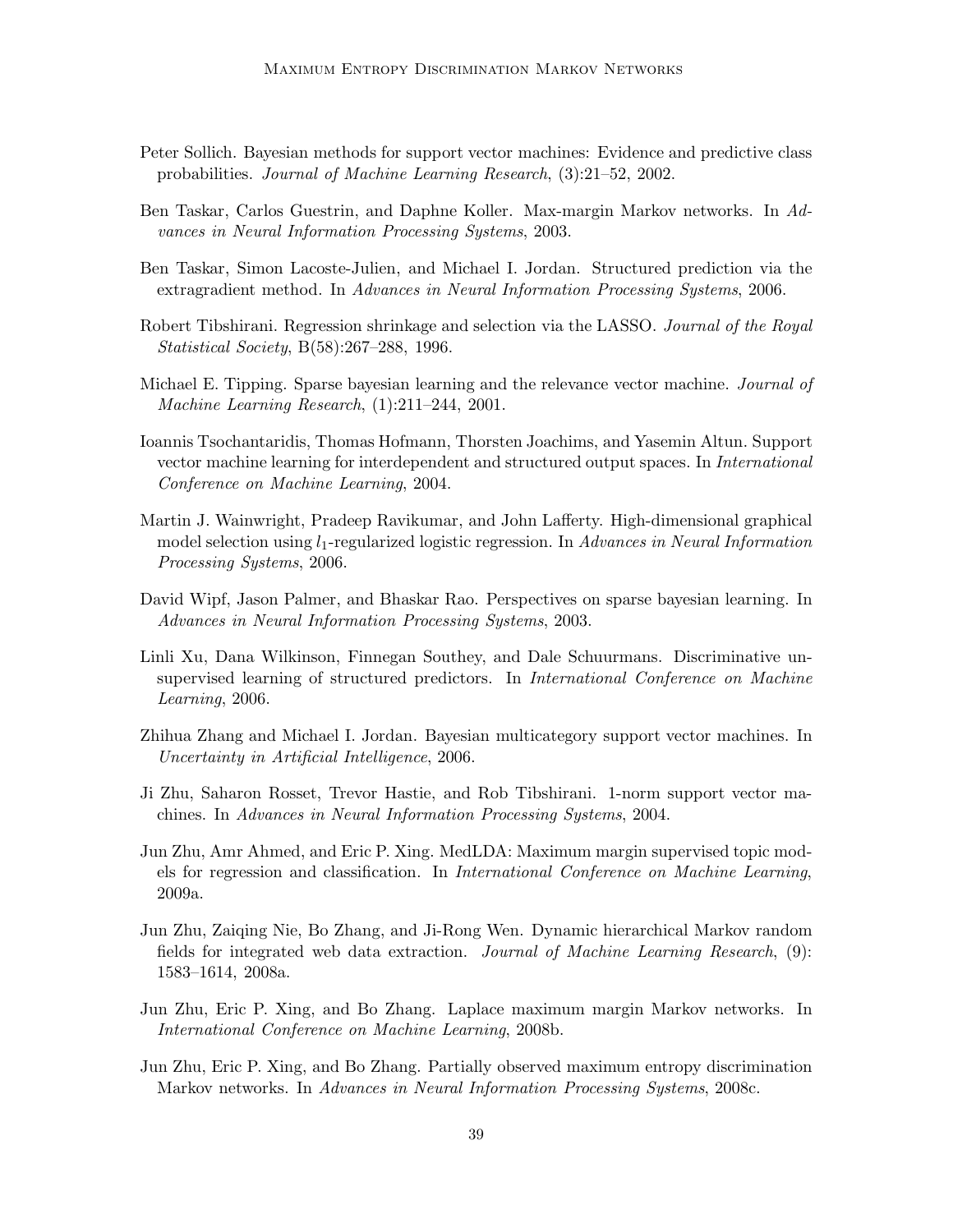Peter Sollich. Bayesian methods for support vector machines: Evidence and predictive class probabilities. *Journal of Machine Learning Research*, (3):21–52, 2002.

Ben Taskar, Carlos Guestrin, and Daphne Koller. Max-margin Markov networks. In *Advances in Neural Information Processing Systems*, 2003.

Ben Taskar, Simon Lacoste-Julien, and Michael I. Jordan. Structured prediction via the extragradient method. In *Advances in Neural Information Processing Systems*, 2006.

Robert Tibshirani. Regression shrinkage and selection via the LASSO. *Journal of the Royal Statistical Society*, B(58):267–288, 1996.

Michael E. Tipping. Sparse bayesian learning and the relevance vector machine. *Journal of Machine Learning Research*, (1):211–244, 2001.

Ioannis Tsochantaridis, Thomas Hofmann, Thorsten Joachims, and Yasemin Altun. Support vector machine learning for interdependent and structured output spaces. In *International Conference on Machine Learning*, 2004.

Martin J. Wainwright, Pradeep Ravikumar, and John Lafferty. High-dimensional graphical model selection using $l_1$-regularized logistic regression. In *Advances in Neural Information Processing Systems*, 2006.

David Wipf, Jason Palmer, and Bhaskar Rao. Perspectives on sparse bayesian learning. In *Advances in Neural Information Processing Systems*, 2003.

Linli Xu, Dana Wilkinson, Finnegan Southey, and Dale Schuurmans. Discriminative unsupervised learning of structured predictors. In *International Conference on Machine Learning*, 2006.

Zhihua Zhang and Michael I. Jordan. Bayesian multicategory support vector machines. In *Uncertainty in Artificial Intelligence*, 2006.

Ji Zhu, Saharon Rosset, Trevor Hastie, and Rob Tibshirani. 1-norm support vector machines. In *Advances in Neural Information Processing Systems*, 2004.

Jun Zhu, Amr Ahmed, and Eric P. Xing. MedLDA: Maximum margin supervised topic models for regression and classification. In *International Conference on Machine Learning*, 2009a.

Jun Zhu, Zaiqing Nie, Bo Zhang, and Ji-Rong Wen. Dynamic hierarchical Markov random fields for integrated web data extraction. *Journal of Machine Learning Research*, (9): 1583–1614, 2008a.

Jun Zhu, Eric P. Xing, and Bo Zhang. Laplace maximum margin Markov networks. In *International Conference on Machine Learning*, 2008b.

Jun Zhu, Eric P. Xing, and Bo Zhang. Partially observed maximum entropy discrimination Markov networks. In *Advances in Neural Information Processing Systems*, 2008c.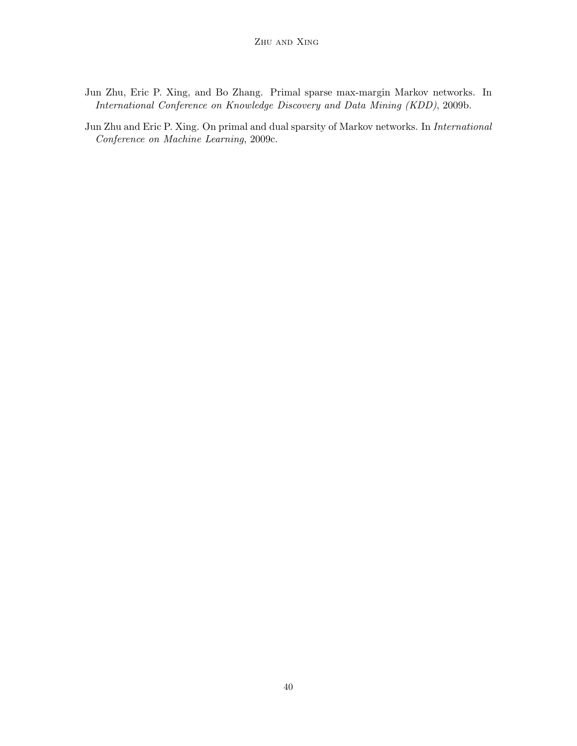Jun Zhu, Eric P. Xing, and Bo Zhang. Primal sparse max-margin Markov networks. In *International Conference on Knowledge Discovery and Data Mining (KDD)*, 2009b.

Jun Zhu and Eric P. Xing. On primal and dual sparsity of Markov networks. In *International Conference on Machine Learning*, 2009c.